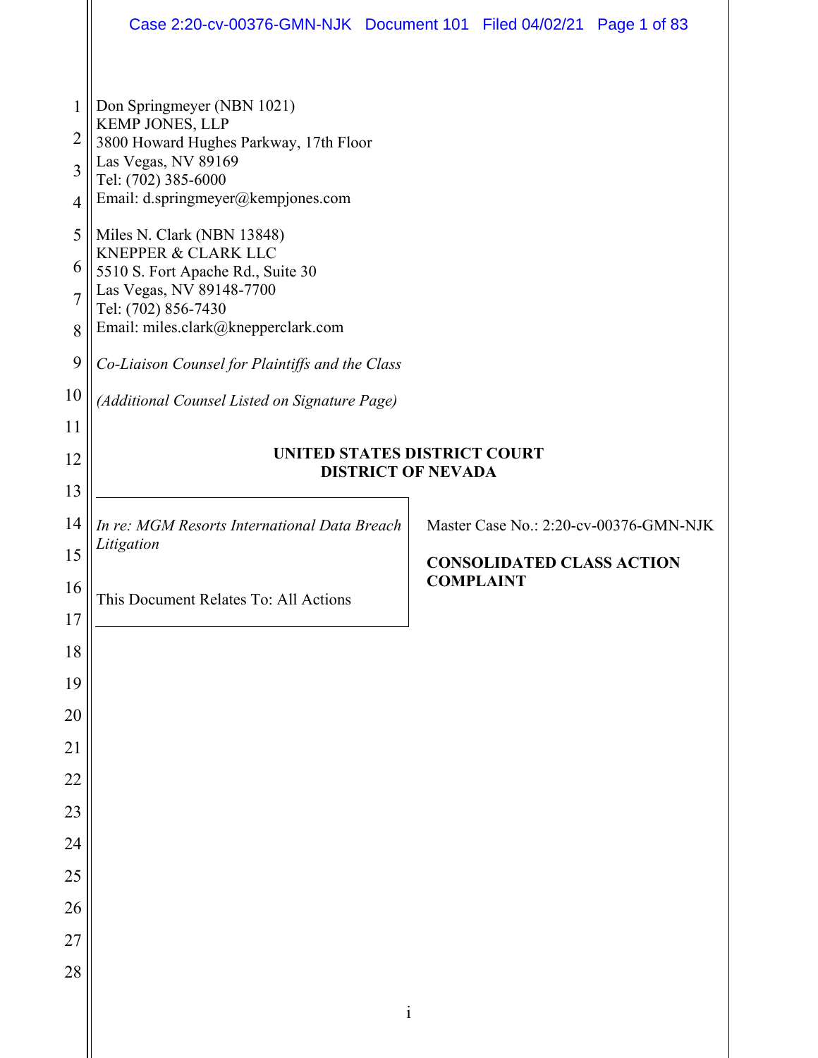Don Springmeyer (NBN 1021)
KEMP JONES, LLP
3800 Howard Hughes Parkway, 17th Floor
Las Vegas, NV 89169
Tel: (702) 385-6000
Email: d.springmeyer@kempjones.com

Miles N. Clark (NBN 13848)
KNEPPER & CLARK LLC
5510 S. Fort Apache Rd., Suite 30
Las Vegas, NV 89148-7700
Tel: (702) 856-7430
Email: miles.clark@knepperclark.com

*Co-Liaison Counsel for Plaintiffs and the Class*

*(Additional Counsel Listed on Signature Page)*

**UNITED STATES DISTRICT COURT**
**DISTRICT OF NEVADA**

*In re: MGM Resorts International Data Breach Litigation*

This Document Relates To: All Actions

Master Case No.: 2:20-cv-00376-GMN-NJK

**CONSOLIDATED CLASS ACTION COMPLAINT**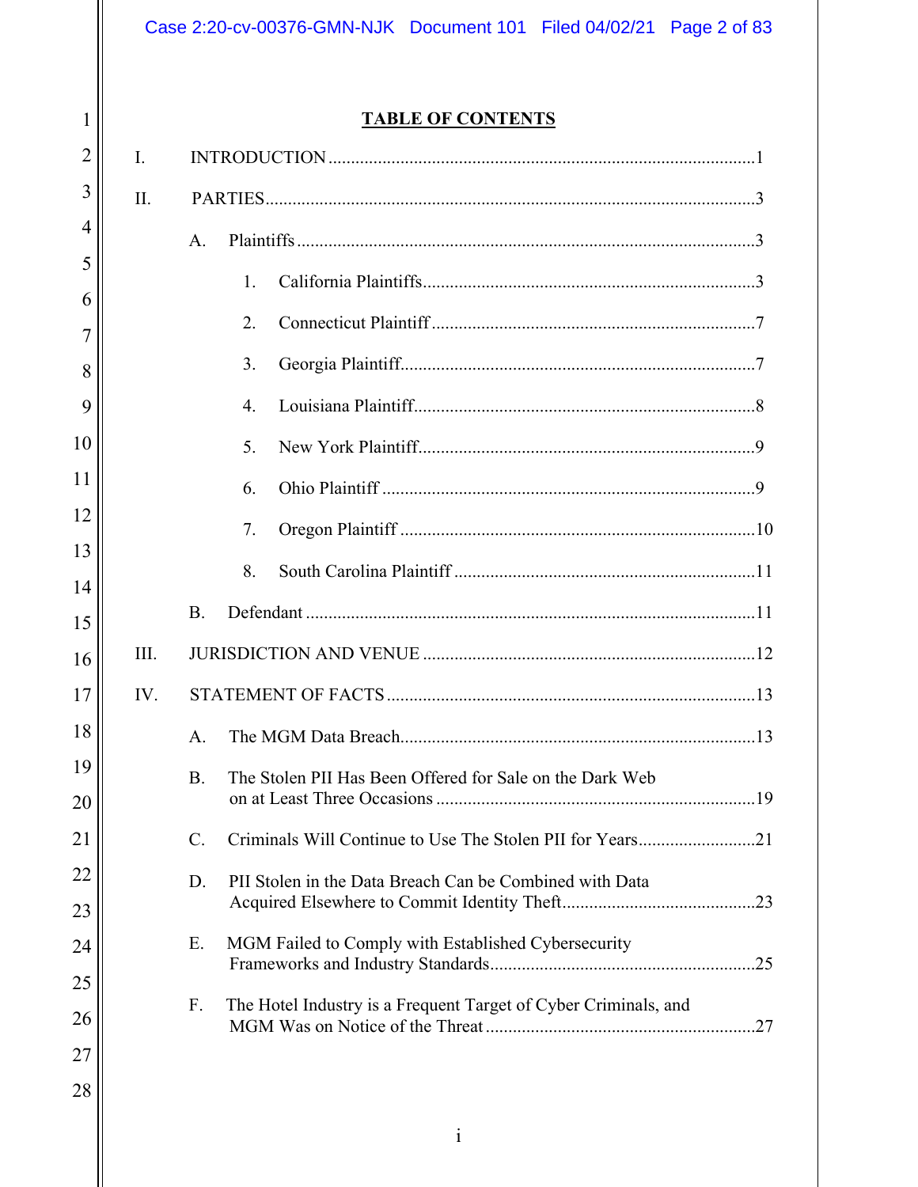# TABLE OF CONTENTS

I. INTRODUCTION .......... 1

II. PARTIES .......... 3

- A. Plaintiffs .......... 3
  1. California Plaintiffs .......... 3
  2. Connecticut Plaintiff .......... 7
  3. Georgia Plaintiff .......... 7
  4. Louisiana Plaintiff .......... 8
  5. New York Plaintiff .......... 9
  6. Ohio Plaintiff .......... 9
  7. Oregon Plaintiff .......... 10
  8. South Carolina Plaintiff .......... 11
- B. Defendant .......... 11

III. JURISDICTION AND VENUE .......... 12

IV. STATEMENT OF FACTS .......... 13

- A. The MGM Data Breach .......... 13
- B. The Stolen PII Has Been Offered for Sale on the Dark Web on at Least Three Occasions .......... 19
- C. Criminals Will Continue to Use The Stolen PII for Years .......... 21
- D. PII Stolen in the Data Breach Can be Combined with Data Acquired Elsewhere to Commit Identity Theft .......... 23
- E. MGM Failed to Comply with Established Cybersecurity Frameworks and Industry Standards .......... 25
- F. The Hotel Industry is a Frequent Target of Cyber Criminals, and MGM Was on Notice of the Threat .......... 27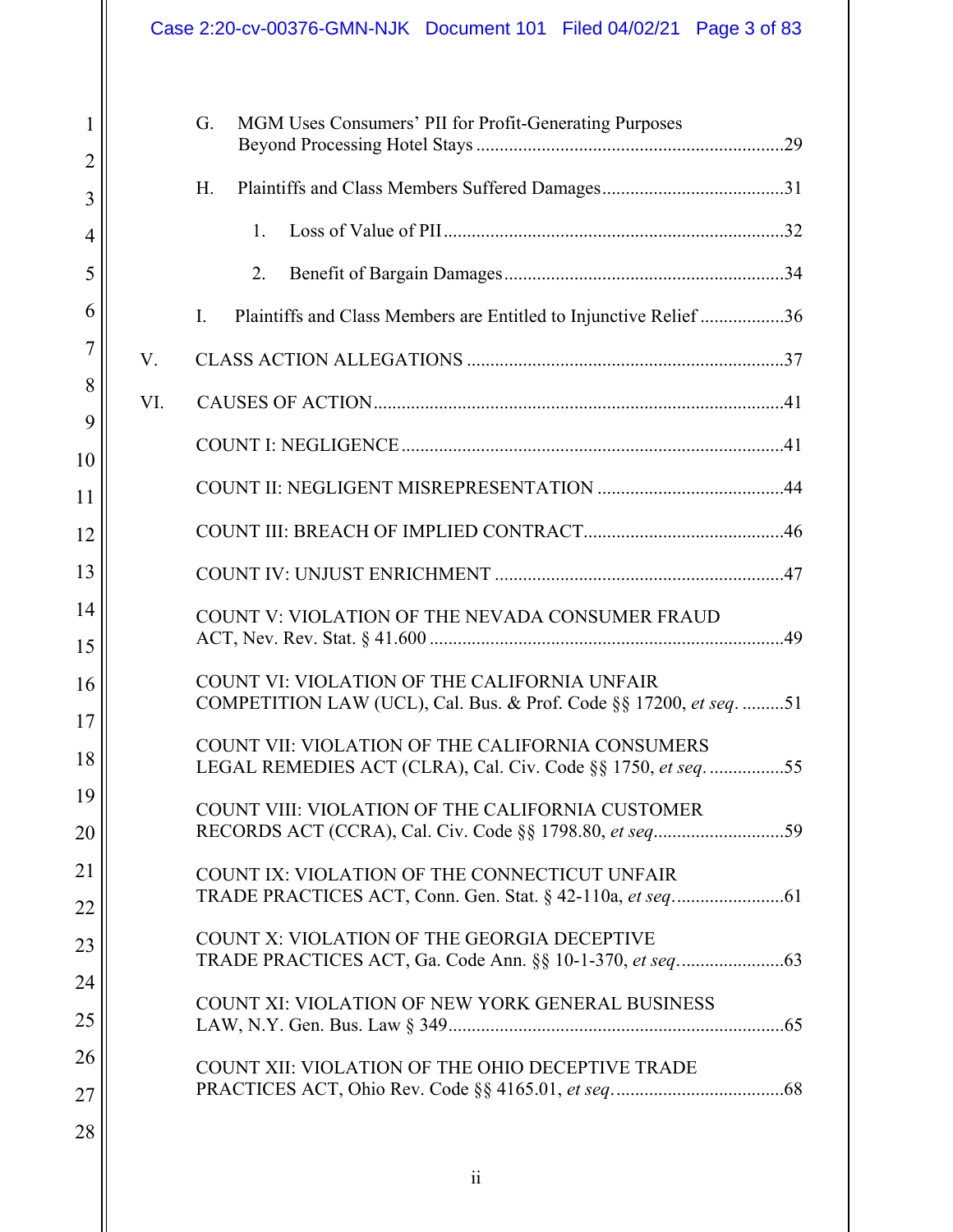G. MGM Uses Consumers' PII for Profit-Generating Purposes Beyond Processing Hotel Stays ....................29

H. Plaintiffs and Class Members Suffered Damages....................31

1. Loss of Value of PII....................32

2. Benefit of Bargain Damages....................34

I. Plaintiffs and Class Members are Entitled to Injunctive Relief....................36

V. CLASS ACTION ALLEGATIONS....................37

VI. CAUSES OF ACTION....................41

COUNT I: NEGLIGENCE....................41

COUNT II: NEGLIGENT MISREPRESENTATION....................44

COUNT III: BREACH OF IMPLIED CONTRACT....................46

COUNT IV: UNJUST ENRICHMENT....................47

COUNT V: VIOLATION OF THE NEVADA CONSUMER FRAUD ACT, Nev. Rev. Stat. § 41.600....................49

COUNT VI: VIOLATION OF THE CALIFORNIA UNFAIR COMPETITION LAW (UCL), Cal. Bus. & Prof. Code §§ 17200, *et seq.*....................51

COUNT VII: VIOLATION OF THE CALIFORNIA CONSUMERS LEGAL REMEDIES ACT (CLRA), Cal. Civ. Code §§ 1750, *et seq.*....................55

COUNT VIII: VIOLATION OF THE CALIFORNIA CUSTOMER RECORDS ACT (CCRA), Cal. Civ. Code §§ 1798.80, *et seq*....................59

COUNT IX: VIOLATION OF THE CONNECTICUT UNFAIR TRADE PRACTICES ACT, Conn. Gen. Stat. § 42-110a, *et seq*....................61

COUNT X: VIOLATION OF THE GEORGIA DECEPTIVE TRADE PRACTICES ACT, Ga. Code Ann. §§ 10-1-370, *et seq*....................63

COUNT XI: VIOLATION OF NEW YORK GENERAL BUSINESS LAW, N.Y. Gen. Bus. Law § 349....................65

COUNT XII: VIOLATION OF THE OHIO DECEPTIVE TRADE PRACTICES ACT, Ohio Rev. Code §§ 4165.01, *et seq.*....................68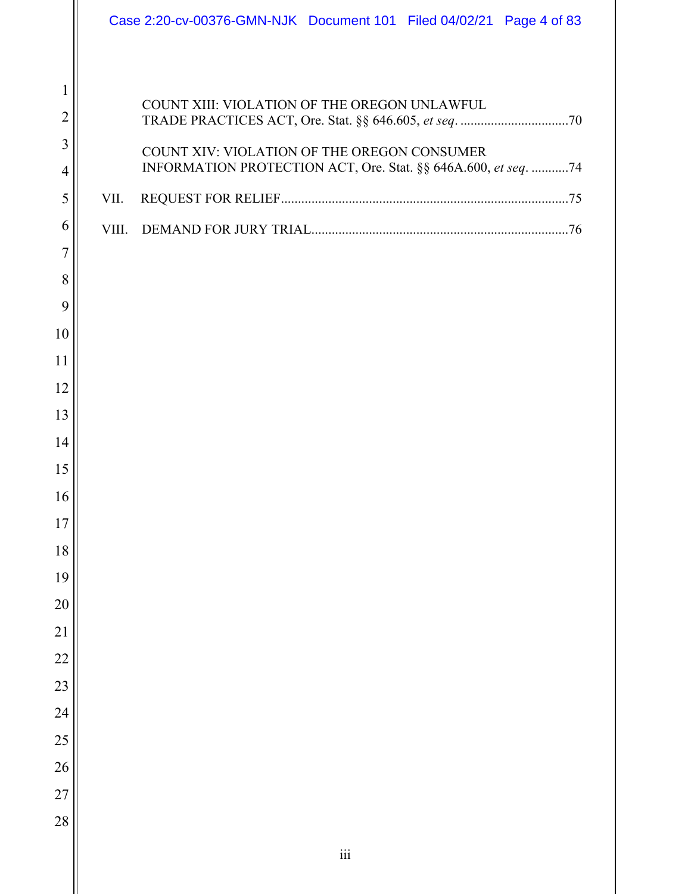COUNT XIII: VIOLATION OF THE OREGON UNLAWFUL TRADE PRACTICES ACT, Ore. Stat. §§ 646.605, *et seq*. ................................70

COUNT XIV: VIOLATION OF THE OREGON CONSUMER INFORMATION PROTECTION ACT, Ore. Stat. §§ 646A.600, *et seq*. ...........74

VII. REQUEST FOR RELIEF....................................................................................75

VIII. DEMAND FOR JURY TRIAL...........................................................................76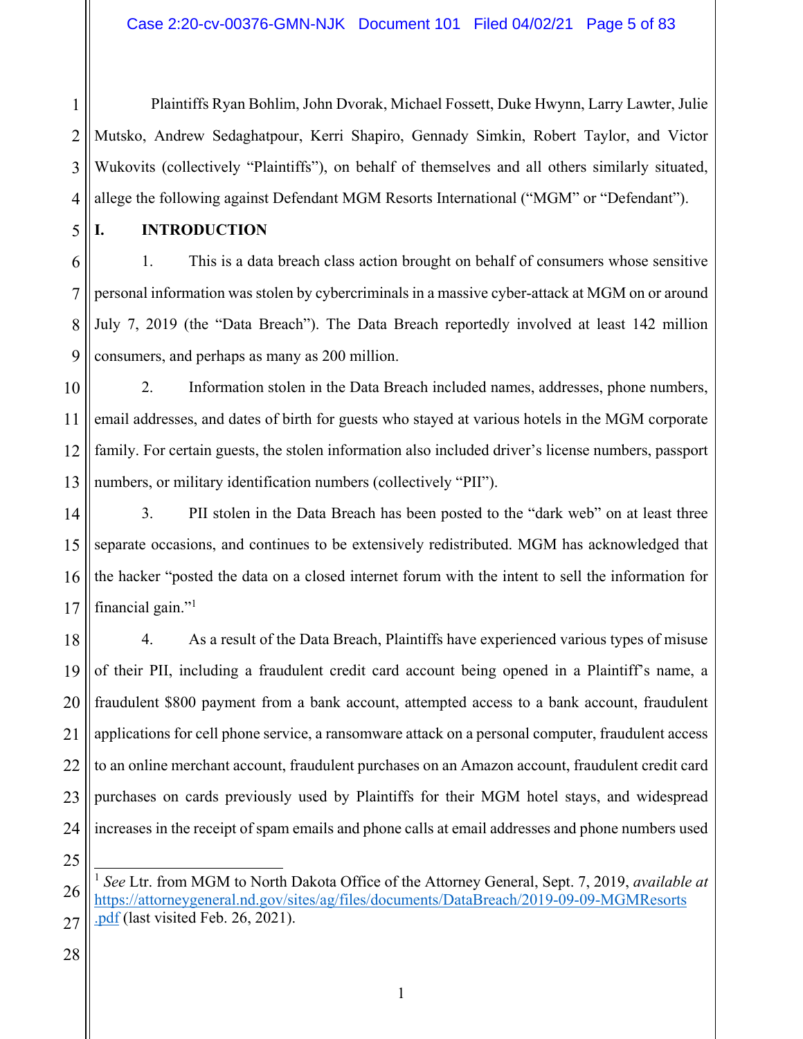Plaintiffs Ryan Bohlim, John Dvorak, Michael Fossett, Duke Hwynn, Larry Lawter, Julie Mutsko, Andrew Sedaghatpour, Kerri Shapiro, Gennady Simkin, Robert Taylor, and Victor Wukovits (collectively "Plaintiffs"), on behalf of themselves and all others similarly situated, allege the following against Defendant MGM Resorts International ("MGM" or "Defendant").

## I. INTRODUCTION

1. This is a data breach class action brought on behalf of consumers whose sensitive personal information was stolen by cybercriminals in a massive cyber-attack at MGM on or around July 7, 2019 (the "Data Breach"). The Data Breach reportedly involved at least 142 million consumers, and perhaps as many as 200 million.

2. Information stolen in the Data Breach included names, addresses, phone numbers, email addresses, and dates of birth for guests who stayed at various hotels in the MGM corporate family. For certain guests, the stolen information also included driver's license numbers, passport numbers, or military identification numbers (collectively "PII").

3. PII stolen in the Data Breach has been posted to the "dark web" on at least three separate occasions, and continues to be extensively redistributed. MGM has acknowledged that the hacker "posted the data on a closed internet forum with the intent to sell the information for financial gain."[1]

4. As a result of the Data Breach, Plaintiffs have experienced various types of misuse of their PII, including a fraudulent credit card account being opened in a Plaintiff's name, a fraudulent $800 payment from a bank account, attempted access to a bank account, fraudulent applications for cell phone service, a ransomware attack on a personal computer, fraudulent access to an online merchant account, fraudulent purchases on an Amazon account, fraudulent credit card purchases on cards previously used by Plaintiffs for their MGM hotel stays, and widespread increases in the receipt of spam emails and phone calls at email addresses and phone numbers used

---

[1] *See* Ltr. from MGM to North Dakota Office of the Attorney General, Sept. 7, 2019, *available at* https://attorneygeneral.nd.gov/sites/ag/files/documents/DataBreach/2019-09-09-MGMResorts.pdf (last visited Feb. 26, 2021).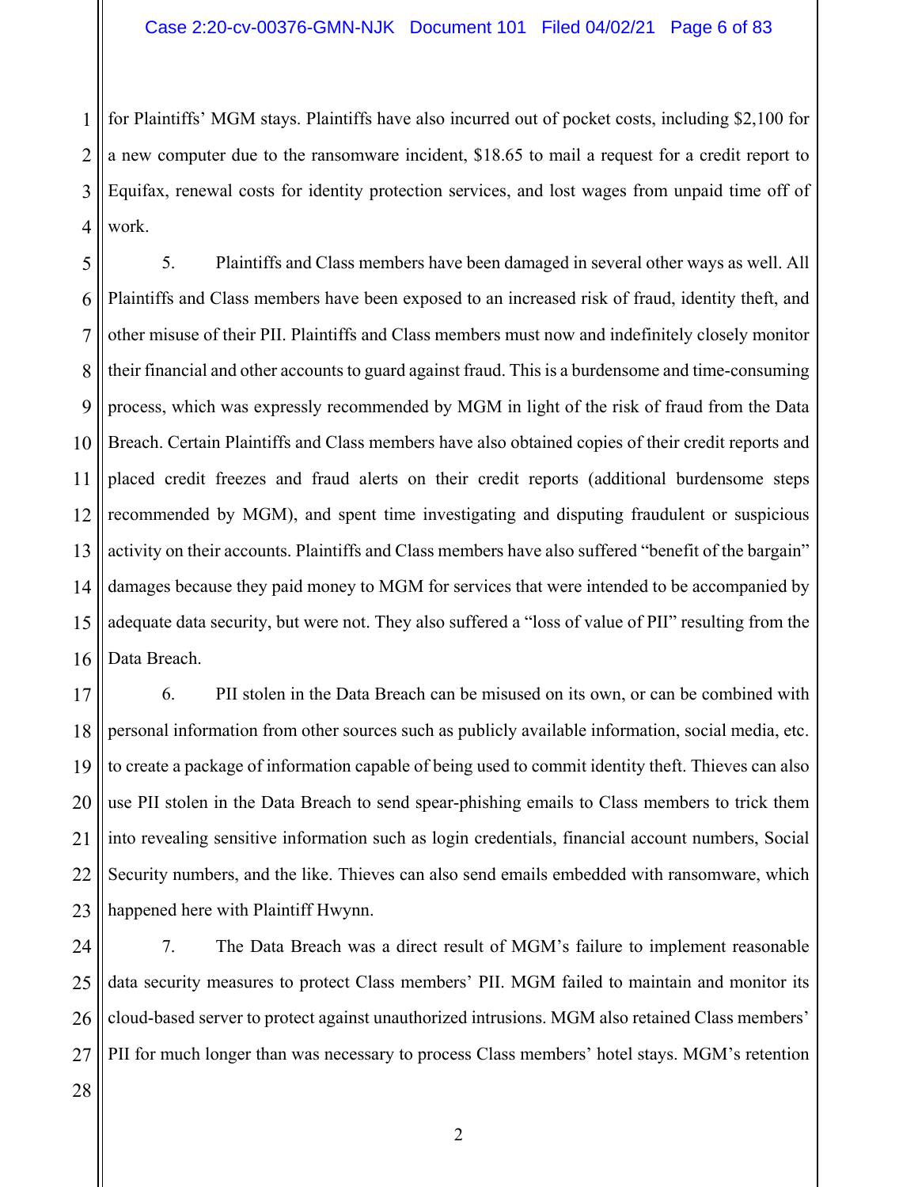for Plaintiffs' MGM stays. Plaintiffs have also incurred out of pocket costs, including $2,100 for a new computer due to the ransomware incident, $18.65 to mail a request for a credit report to Equifax, renewal costs for identity protection services, and lost wages from unpaid time off of work.

5. Plaintiffs and Class members have been damaged in several other ways as well. All Plaintiffs and Class members have been exposed to an increased risk of fraud, identity theft, and other misuse of their PII. Plaintiffs and Class members must now and indefinitely closely monitor their financial and other accounts to guard against fraud. This is a burdensome and time-consuming process, which was expressly recommended by MGM in light of the risk of fraud from the Data Breach. Certain Plaintiffs and Class members have also obtained copies of their credit reports and placed credit freezes and fraud alerts on their credit reports (additional burdensome steps recommended by MGM), and spent time investigating and disputing fraudulent or suspicious activity on their accounts. Plaintiffs and Class members have also suffered "benefit of the bargain" damages because they paid money to MGM for services that were intended to be accompanied by adequate data security, but were not. They also suffered a "loss of value of PII" resulting from the Data Breach.

6. PII stolen in the Data Breach can be misused on its own, or can be combined with personal information from other sources such as publicly available information, social media, etc. to create a package of information capable of being used to commit identity theft. Thieves can also use PII stolen in the Data Breach to send spear-phishing emails to Class members to trick them into revealing sensitive information such as login credentials, financial account numbers, Social Security numbers, and the like. Thieves can also send emails embedded with ransomware, which happened here with Plaintiff Hwynn.

7. The Data Breach was a direct result of MGM's failure to implement reasonable data security measures to protect Class members' PII. MGM failed to maintain and monitor its cloud-based server to protect against unauthorized intrusions. MGM also retained Class members' PII for much longer than was necessary to process Class members' hotel stays. MGM's retention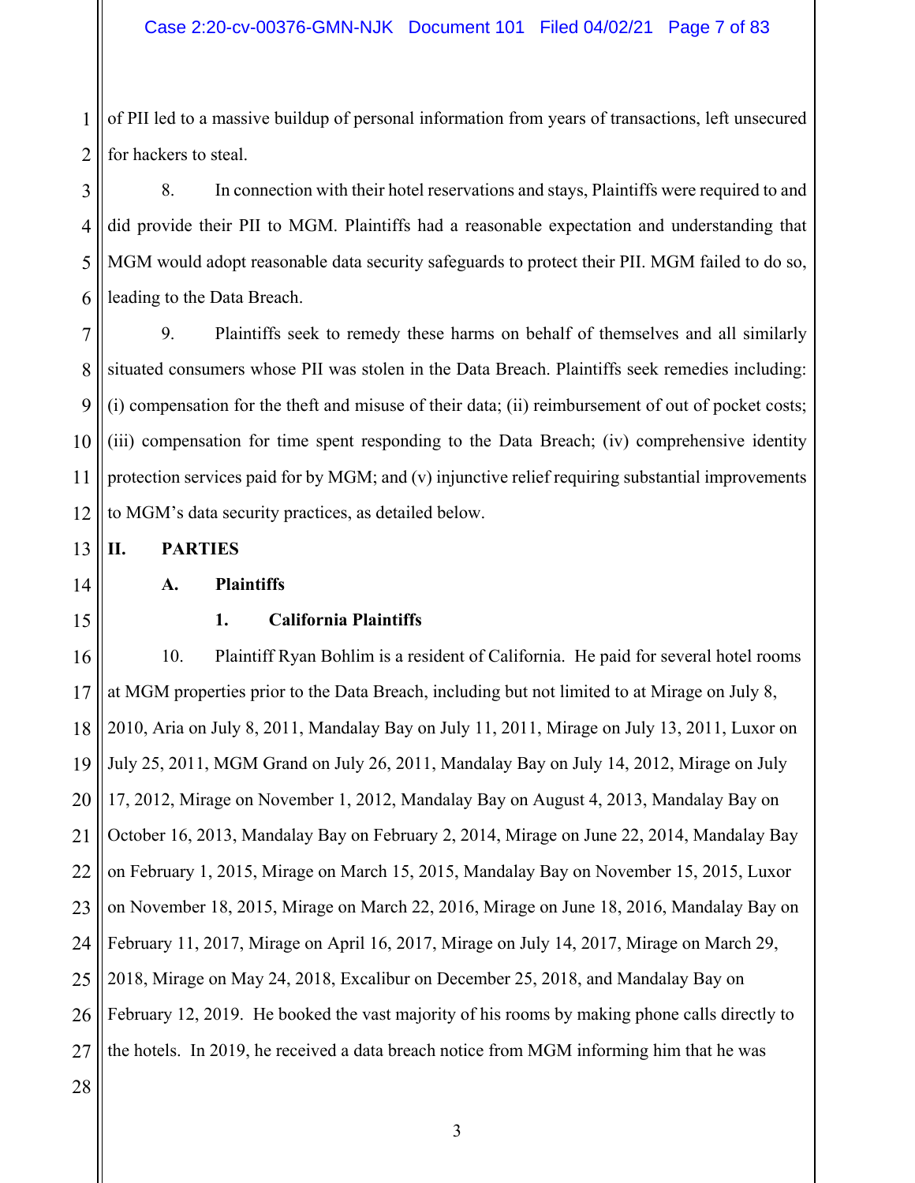of PII led to a massive buildup of personal information from years of transactions, left unsecured for hackers to steal.

8. In connection with their hotel reservations and stays, Plaintiffs were required to and did provide their PII to MGM. Plaintiffs had a reasonable expectation and understanding that MGM would adopt reasonable data security safeguards to protect their PII. MGM failed to do so, leading to the Data Breach.

9. Plaintiffs seek to remedy these harms on behalf of themselves and all similarly situated consumers whose PII was stolen in the Data Breach. Plaintiffs seek remedies including: (i) compensation for the theft and misuse of their data; (ii) reimbursement of out of pocket costs; (iii) compensation for time spent responding to the Data Breach; (iv) comprehensive identity protection services paid for by MGM; and (v) injunctive relief requiring substantial improvements to MGM's data security practices, as detailed below.

## II. PARTIES

### A. Plaintiffs

#### 1. California Plaintiffs

10. Plaintiff Ryan Bohlim is a resident of California. He paid for several hotel rooms at MGM properties prior to the Data Breach, including but not limited to at Mirage on July 8, 2010, Aria on July 8, 2011, Mandalay Bay on July 11, 2011, Mirage on July 13, 2011, Luxor on July 25, 2011, MGM Grand on July 26, 2011, Mandalay Bay on July 14, 2012, Mirage on July 17, 2012, Mirage on November 1, 2012, Mandalay Bay on August 4, 2013, Mandalay Bay on October 16, 2013, Mandalay Bay on February 2, 2014, Mirage on June 22, 2014, Mandalay Bay on February 1, 2015, Mirage on March 15, 2015, Mandalay Bay on November 15, 2015, Luxor on November 18, 2015, Mirage on March 22, 2016, Mirage on June 18, 2016, Mandalay Bay on February 11, 2017, Mirage on April 16, 2017, Mirage on July 14, 2017, Mirage on March 29, 2018, Mirage on May 24, 2018, Excalibur on December 25, 2018, and Mandalay Bay on February 12, 2019. He booked the vast majority of his rooms by making phone calls directly to the hotels. In 2019, he received a data breach notice from MGM informing him that he was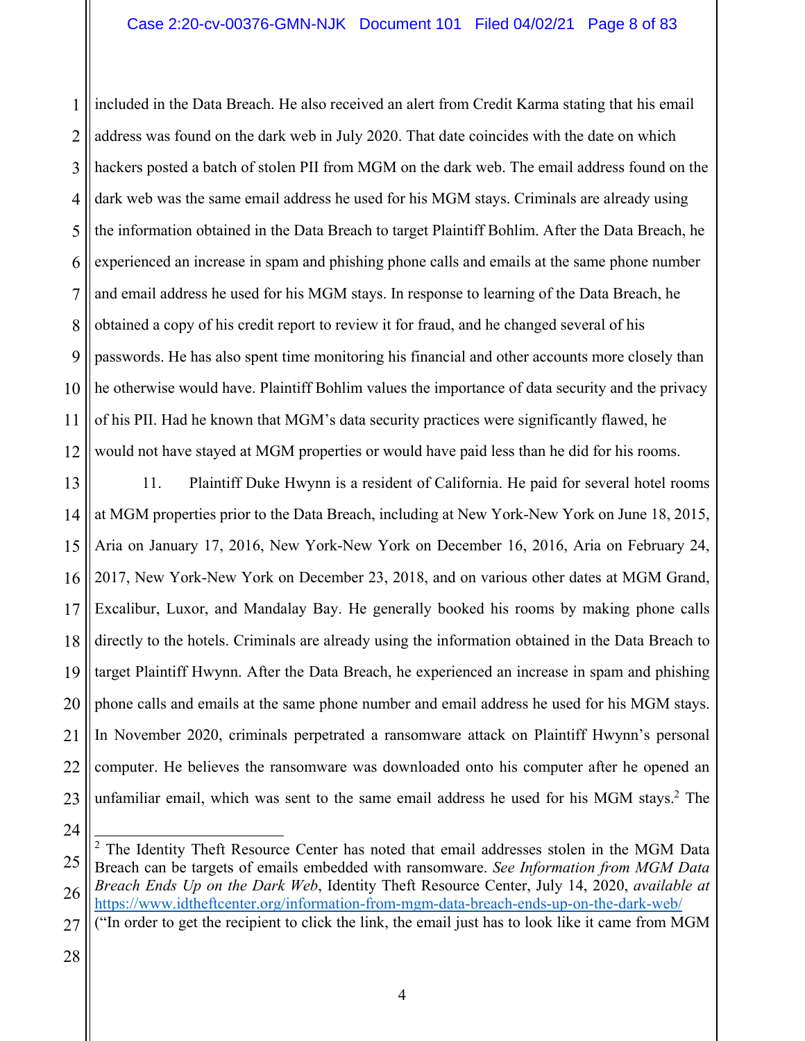included in the Data Breach. He also received an alert from Credit Karma stating that his email address was found on the dark web in July 2020. That date coincides with the date on which hackers posted a batch of stolen PII from MGM on the dark web. The email address found on the dark web was the same email address he used for his MGM stays. Criminals are already using the information obtained in the Data Breach to target Plaintiff Bohlim. After the Data Breach, he experienced an increase in spam and phishing phone calls and emails at the same phone number and email address he used for his MGM stays. In response to learning of the Data Breach, he obtained a copy of his credit report to review it for fraud, and he changed several of his passwords. He has also spent time monitoring his financial and other accounts more closely than he otherwise would have. Plaintiff Bohlim values the importance of data security and the privacy of his PII. Had he known that MGM's data security practices were significantly flawed, he would not have stayed at MGM properties or would have paid less than he did for his rooms.

11. Plaintiff Duke Hwynn is a resident of California. He paid for several hotel rooms at MGM properties prior to the Data Breach, including at New York-New York on June 18, 2015, Aria on January 17, 2016, New York-New York on December 16, 2016, Aria on February 24, 2017, New York-New York on December 23, 2018, and on various other dates at MGM Grand, Excalibur, Luxor, and Mandalay Bay. He generally booked his rooms by making phone calls directly to the hotels. Criminals are already using the information obtained in the Data Breach to target Plaintiff Hwynn. After the Data Breach, he experienced an increase in spam and phishing phone calls and emails at the same phone number and email address he used for his MGM stays. In November 2020, criminals perpetrated a ransomware attack on Plaintiff Hwynn's personal computer. He believes the ransomware was downloaded onto his computer after he opened an unfamiliar email, which was sent to the same email address he used for his MGM stays.[2] The

---

[2] The Identity Theft Resource Center has noted that email addresses stolen in the MGM Data Breach can be targets of emails embedded with ransomware. *See Information from MGM Data Breach Ends Up on the Dark Web*, Identity Theft Resource Center, July 14, 2020, *available at* https://www.idtheftcenter.org/information-from-mgm-data-breach-ends-up-on-the-dark-web/ ("In order to get the recipient to click the link, the email just has to look like it came from MGM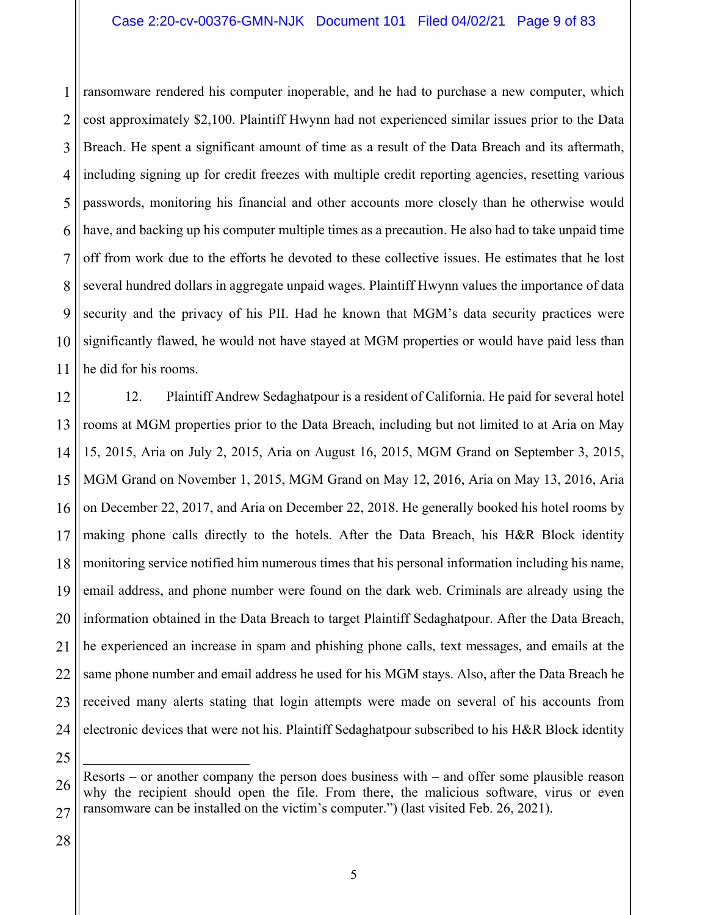ransomware rendered his computer inoperable, and he had to purchase a new computer, which cost approximately $2,100. Plaintiff Hwynn had not experienced similar issues prior to the Data Breach. He spent a significant amount of time as a result of the Data Breach and its aftermath, including signing up for credit freezes with multiple credit reporting agencies, resetting various passwords, monitoring his financial and other accounts more closely than he otherwise would have, and backing up his computer multiple times as a precaution. He also had to take unpaid time off from work due to the efforts he devoted to these collective issues. He estimates that he lost several hundred dollars in aggregate unpaid wages. Plaintiff Hwynn values the importance of data security and the privacy of his PII. Had he known that MGM's data security practices were significantly flawed, he would not have stayed at MGM properties or would have paid less than he did for his rooms.

12. Plaintiff Andrew Sedaghatpour is a resident of California. He paid for several hotel rooms at MGM properties prior to the Data Breach, including but not limited to at Aria on May 15, 2015, Aria on July 2, 2015, Aria on August 16, 2015, MGM Grand on September 3, 2015, MGM Grand on November 1, 2015, MGM Grand on May 12, 2016, Aria on May 13, 2016, Aria on December 22, 2017, and Aria on December 22, 2018. He generally booked his hotel rooms by making phone calls directly to the hotels. After the Data Breach, his H&R Block identity monitoring service notified him numerous times that his personal information including his name, email address, and phone number were found on the dark web. Criminals are already using the information obtained in the Data Breach to target Plaintiff Sedaghatpour. After the Data Breach, he experienced an increase in spam and phishing phone calls, text messages, and emails at the same phone number and email address he used for his MGM stays. Also, after the Data Breach he received many alerts stating that login attempts were made on several of his accounts from electronic devices that were not his. Plaintiff Sedaghatpour subscribed to his H&R Block identity

---

Resorts – or another company the person does business with – and offer some plausible reason why the recipient should open the file. From there, the malicious software, virus or even ransomware can be installed on the victim's computer.") (last visited Feb. 26, 2021).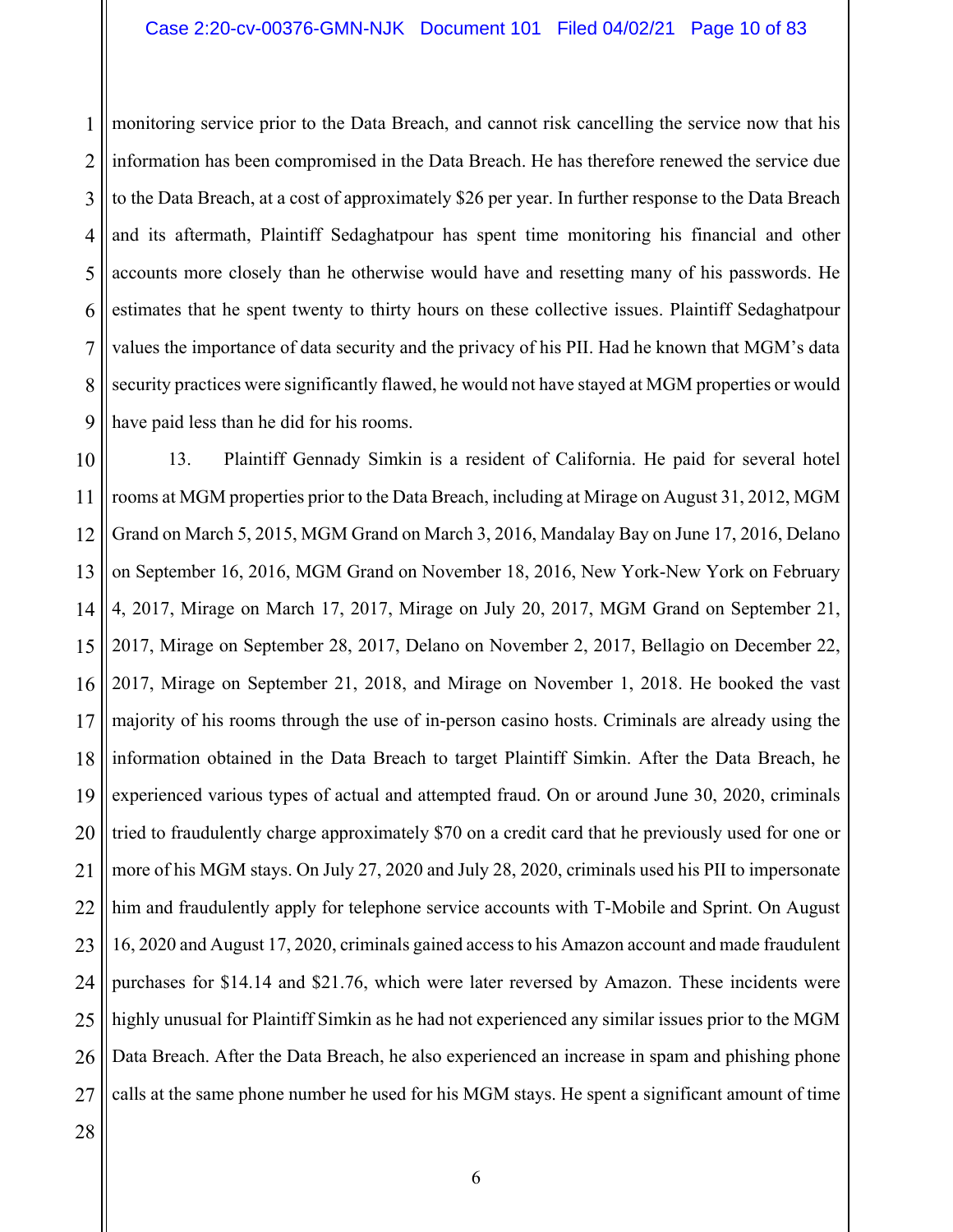monitoring service prior to the Data Breach, and cannot risk cancelling the service now that his information has been compromised in the Data Breach. He has therefore renewed the service due to the Data Breach, at a cost of approximately $26 per year. In further response to the Data Breach and its aftermath, Plaintiff Sedaghatpour has spent time monitoring his financial and other accounts more closely than he otherwise would have and resetting many of his passwords. He estimates that he spent twenty to thirty hours on these collective issues. Plaintiff Sedaghatpour values the importance of data security and the privacy of his PII. Had he known that MGM's data security practices were significantly flawed, he would not have stayed at MGM properties or would have paid less than he did for his rooms.

13. Plaintiff Gennady Simkin is a resident of California. He paid for several hotel rooms at MGM properties prior to the Data Breach, including at Mirage on August 31, 2012, MGM Grand on March 5, 2015, MGM Grand on March 3, 2016, Mandalay Bay on June 17, 2016, Delano on September 16, 2016, MGM Grand on November 18, 2016, New York-New York on February 4, 2017, Mirage on March 17, 2017, Mirage on July 20, 2017, MGM Grand on September 21, 2017, Mirage on September 28, 2017, Delano on November 2, 2017, Bellagio on December 22, 2017, Mirage on September 21, 2018, and Mirage on November 1, 2018. He booked the vast majority of his rooms through the use of in-person casino hosts. Criminals are already using the information obtained in the Data Breach to target Plaintiff Simkin. After the Data Breach, he experienced various types of actual and attempted fraud. On or around June 30, 2020, criminals tried to fraudulently charge approximately $70 on a credit card that he previously used for one or more of his MGM stays. On July 27, 2020 and July 28, 2020, criminals used his PII to impersonate him and fraudulently apply for telephone service accounts with T-Mobile and Sprint. On August 16, 2020 and August 17, 2020, criminals gained access to his Amazon account and made fraudulent purchases for $14.14 and $21.76, which were later reversed by Amazon. These incidents were highly unusual for Plaintiff Simkin as he had not experienced any similar issues prior to the MGM Data Breach. After the Data Breach, he also experienced an increase in spam and phishing phone calls at the same phone number he used for his MGM stays. He spent a significant amount of time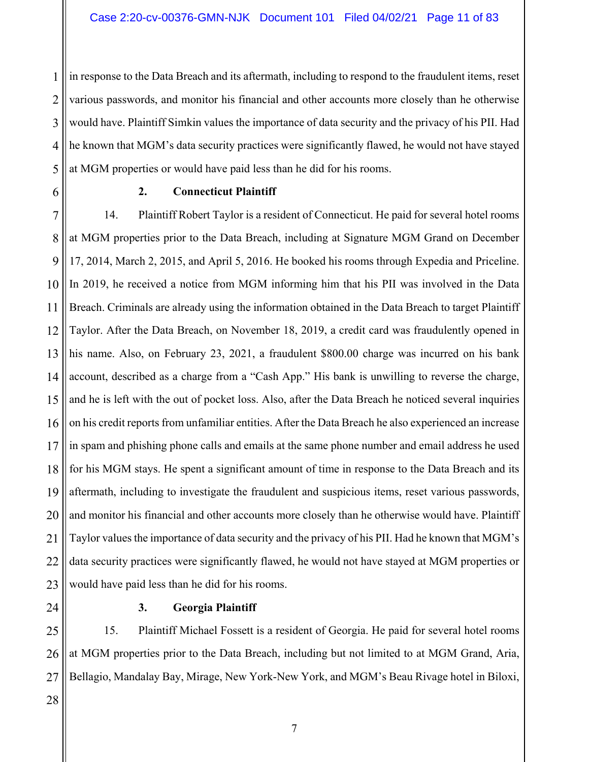in response to the Data Breach and its aftermath, including to respond to the fraudulent items, reset various passwords, and monitor his financial and other accounts more closely than he otherwise would have. Plaintiff Simkin values the importance of data security and the privacy of his PII. Had he known that MGM's data security practices were significantly flawed, he would not have stayed at MGM properties or would have paid less than he did for his rooms.

### 2. Connecticut Plaintiff

14. Plaintiff Robert Taylor is a resident of Connecticut. He paid for several hotel rooms at MGM properties prior to the Data Breach, including at Signature MGM Grand on December 17, 2014, March 2, 2015, and April 5, 2016. He booked his rooms through Expedia and Priceline. In 2019, he received a notice from MGM informing him that his PII was involved in the Data Breach. Criminals are already using the information obtained in the Data Breach to target Plaintiff Taylor. After the Data Breach, on November 18, 2019, a credit card was fraudulently opened in his name. Also, on February 23, 2021, a fraudulent $800.00 charge was incurred on his bank account, described as a charge from a "Cash App." His bank is unwilling to reverse the charge, and he is left with the out of pocket loss. Also, after the Data Breach he noticed several inquiries on his credit reports from unfamiliar entities. After the Data Breach he also experienced an increase in spam and phishing phone calls and emails at the same phone number and email address he used for his MGM stays. He spent a significant amount of time in response to the Data Breach and its aftermath, including to investigate the fraudulent and suspicious items, reset various passwords, and monitor his financial and other accounts more closely than he otherwise would have. Plaintiff Taylor values the importance of data security and the privacy of his PII. Had he known that MGM's data security practices were significantly flawed, he would not have stayed at MGM properties or would have paid less than he did for his rooms.

### 3. Georgia Plaintiff

15. Plaintiff Michael Fossett is a resident of Georgia. He paid for several hotel rooms at MGM properties prior to the Data Breach, including but not limited to at MGM Grand, Aria, Bellagio, Mandalay Bay, Mirage, New York-New York, and MGM's Beau Rivage hotel in Biloxi,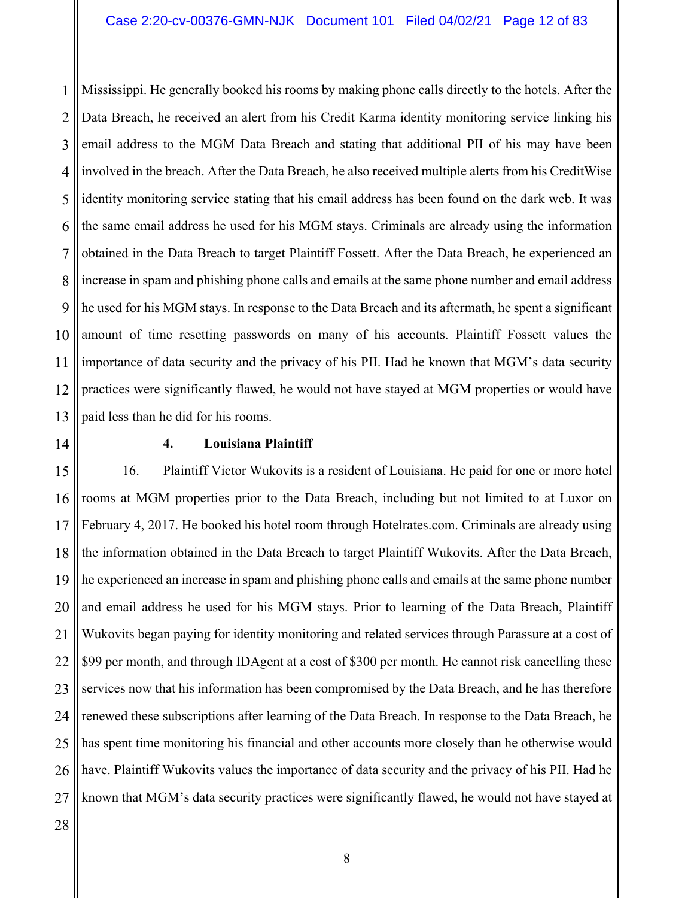Mississippi. He generally booked his rooms by making phone calls directly to the hotels. After the Data Breach, he received an alert from his Credit Karma identity monitoring service linking his email address to the MGM Data Breach and stating that additional PII of his may have been involved in the breach. After the Data Breach, he also received multiple alerts from his CreditWise identity monitoring service stating that his email address has been found on the dark web. It was the same email address he used for his MGM stays. Criminals are already using the information obtained in the Data Breach to target Plaintiff Fossett. After the Data Breach, he experienced an increase in spam and phishing phone calls and emails at the same phone number and email address he used for his MGM stays. In response to the Data Breach and its aftermath, he spent a significant amount of time resetting passwords on many of his accounts. Plaintiff Fossett values the importance of data security and the privacy of his PII. Had he known that MGM's data security practices were significantly flawed, he would not have stayed at MGM properties or would have paid less than he did for his rooms.

### 4. Louisiana Plaintiff

16. Plaintiff Victor Wukovits is a resident of Louisiana. He paid for one or more hotel rooms at MGM properties prior to the Data Breach, including but not limited to at Luxor on February 4, 2017. He booked his hotel room through Hotelrates.com. Criminals are already using the information obtained in the Data Breach to target Plaintiff Wukovits. After the Data Breach, he experienced an increase in spam and phishing phone calls and emails at the same phone number and email address he used for his MGM stays. Prior to learning of the Data Breach, Plaintiff Wukovits began paying for identity monitoring and related services through Parassure at a cost of $99 per month, and through IDAgent at a cost of $300 per month. He cannot risk cancelling these services now that his information has been compromised by the Data Breach, and he has therefore renewed these subscriptions after learning of the Data Breach. In response to the Data Breach, he has spent time monitoring his financial and other accounts more closely than he otherwise would have. Plaintiff Wukovits values the importance of data security and the privacy of his PII. Had he known that MGM's data security practices were significantly flawed, he would not have stayed at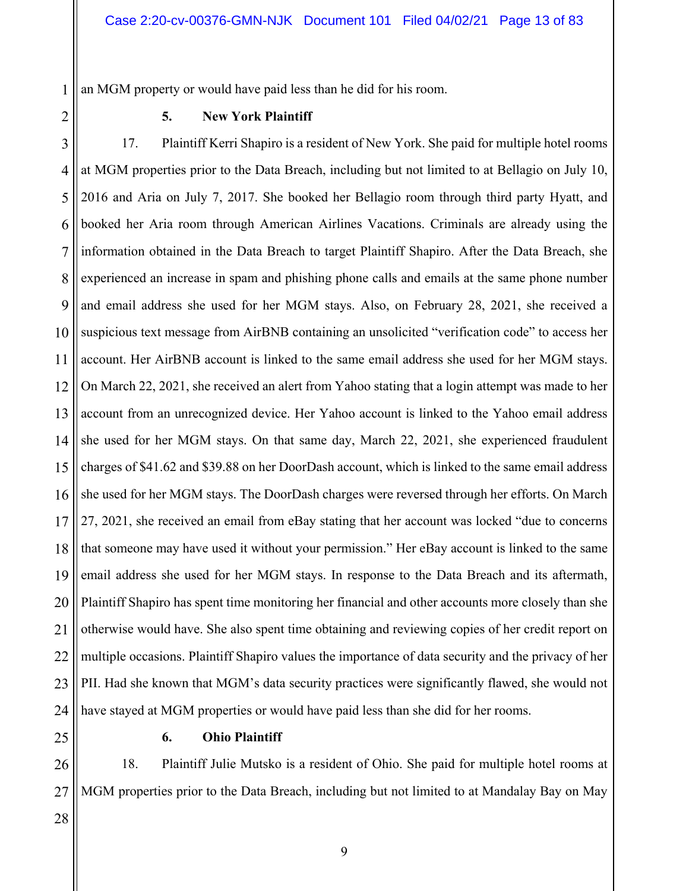an MGM property or would have paid less than he did for his room.

### 5. New York Plaintiff

17. Plaintiff Kerri Shapiro is a resident of New York. She paid for multiple hotel rooms at MGM properties prior to the Data Breach, including but not limited to at Bellagio on July 10, 2016 and Aria on July 7, 2017. She booked her Bellagio room through third party Hyatt, and booked her Aria room through American Airlines Vacations. Criminals are already using the information obtained in the Data Breach to target Plaintiff Shapiro. After the Data Breach, she experienced an increase in spam and phishing phone calls and emails at the same phone number and email address she used for her MGM stays. Also, on February 28, 2021, she received a suspicious text message from AirBNB containing an unsolicited "verification code" to access her account. Her AirBNB account is linked to the same email address she used for her MGM stays. On March 22, 2021, she received an alert from Yahoo stating that a login attempt was made to her account from an unrecognized device. Her Yahoo account is linked to the Yahoo email address she used for her MGM stays. On that same day, March 22, 2021, she experienced fraudulent charges of $41.62 and $39.88 on her DoorDash account, which is linked to the same email address she used for her MGM stays. The DoorDash charges were reversed through her efforts. On March 27, 2021, she received an email from eBay stating that her account was locked "due to concerns that someone may have used it without your permission." Her eBay account is linked to the same email address she used for her MGM stays. In response to the Data Breach and its aftermath, Plaintiff Shapiro has spent time monitoring her financial and other accounts more closely than she otherwise would have. She also spent time obtaining and reviewing copies of her credit report on multiple occasions. Plaintiff Shapiro values the importance of data security and the privacy of her PII. Had she known that MGM's data security practices were significantly flawed, she would not have stayed at MGM properties or would have paid less than she did for her rooms.

### 6. Ohio Plaintiff

18. Plaintiff Julie Mutsko is a resident of Ohio. She paid for multiple hotel rooms at MGM properties prior to the Data Breach, including but not limited to at Mandalay Bay on May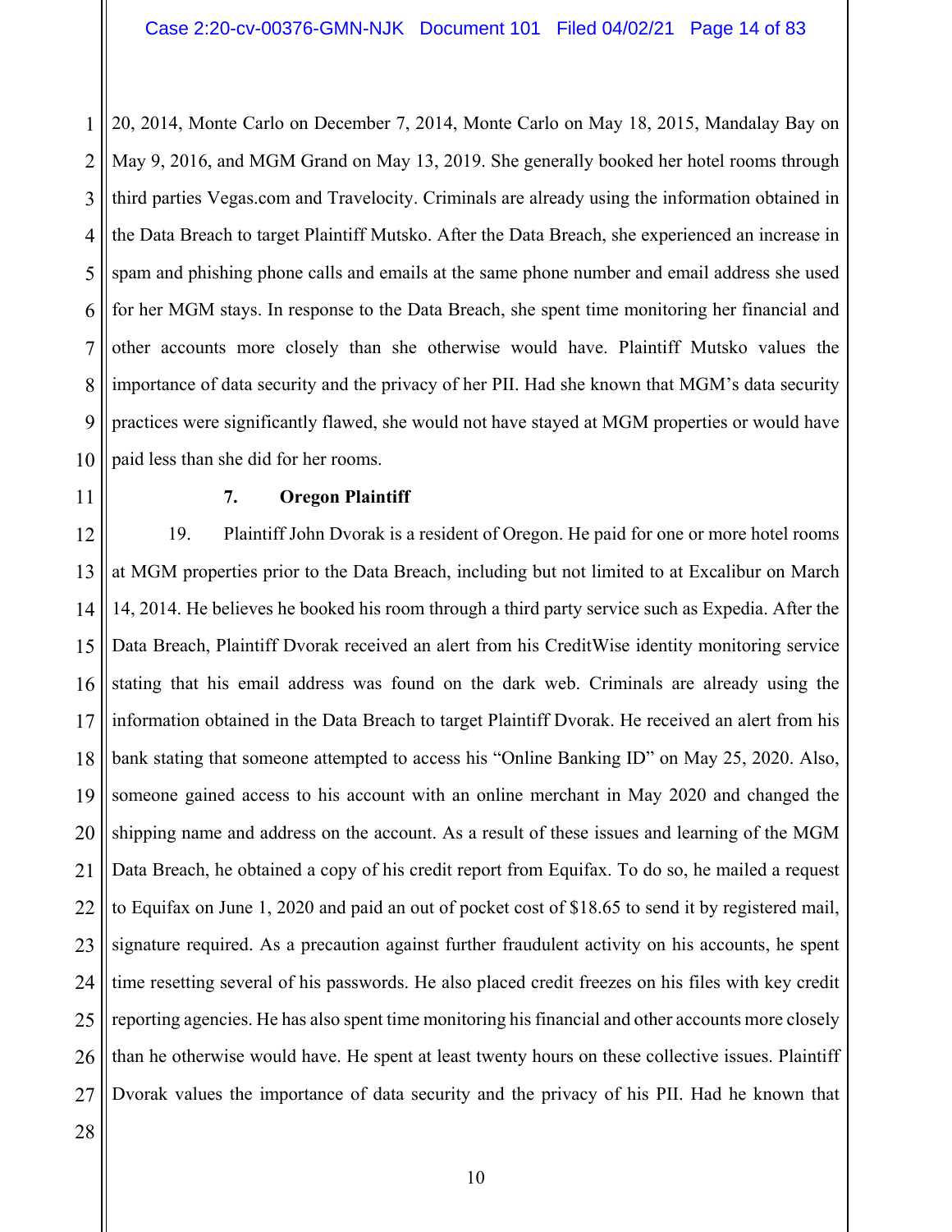20, 2014, Monte Carlo on December 7, 2014, Monte Carlo on May 18, 2015, Mandalay Bay on May 9, 2016, and MGM Grand on May 13, 2019. She generally booked her hotel rooms through third parties Vegas.com and Travelocity. Criminals are already using the information obtained in the Data Breach to target Plaintiff Mutsko. After the Data Breach, she experienced an increase in spam and phishing phone calls and emails at the same phone number and email address she used for her MGM stays. In response to the Data Breach, she spent time monitoring her financial and other accounts more closely than she otherwise would have. Plaintiff Mutsko values the importance of data security and the privacy of her PII. Had she known that MGM's data security practices were significantly flawed, she would not have stayed at MGM properties or would have paid less than she did for her rooms.

### 7. Oregon Plaintiff

19. Plaintiff John Dvorak is a resident of Oregon. He paid for one or more hotel rooms at MGM properties prior to the Data Breach, including but not limited to at Excalibur on March 14, 2014. He believes he booked his room through a third party service such as Expedia. After the Data Breach, Plaintiff Dvorak received an alert from his CreditWise identity monitoring service stating that his email address was found on the dark web. Criminals are already using the information obtained in the Data Breach to target Plaintiff Dvorak. He received an alert from his bank stating that someone attempted to access his "Online Banking ID" on May 25, 2020. Also, someone gained access to his account with an online merchant in May 2020 and changed the shipping name and address on the account. As a result of these issues and learning of the MGM Data Breach, he obtained a copy of his credit report from Equifax. To do so, he mailed a request to Equifax on June 1, 2020 and paid an out of pocket cost of $18.65 to send it by registered mail, signature required. As a precaution against further fraudulent activity on his accounts, he spent time resetting several of his passwords. He also placed credit freezes on his files with key credit reporting agencies. He has also spent time monitoring his financial and other accounts more closely than he otherwise would have. He spent at least twenty hours on these collective issues. Plaintiff Dvorak values the importance of data security and the privacy of his PII. Had he known that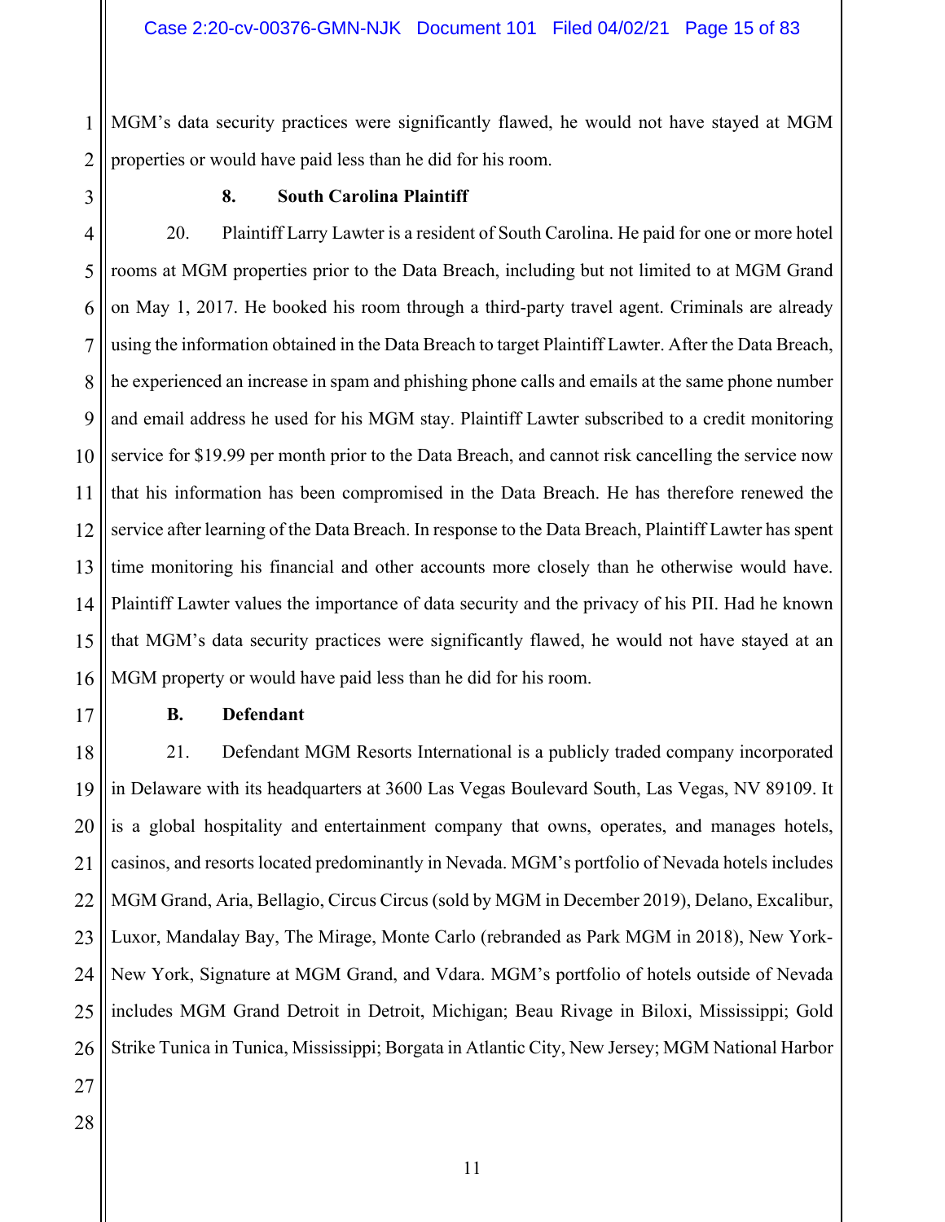MGM's data security practices were significantly flawed, he would not have stayed at MGM properties or would have paid less than he did for his room.

### 8. South Carolina Plaintiff

20. Plaintiff Larry Lawter is a resident of South Carolina. He paid for one or more hotel rooms at MGM properties prior to the Data Breach, including but not limited to at MGM Grand on May 1, 2017. He booked his room through a third-party travel agent. Criminals are already using the information obtained in the Data Breach to target Plaintiff Lawter. After the Data Breach, he experienced an increase in spam and phishing phone calls and emails at the same phone number and email address he used for his MGM stay. Plaintiff Lawter subscribed to a credit monitoring service for $19.99 per month prior to the Data Breach, and cannot risk cancelling the service now that his information has been compromised in the Data Breach. He has therefore renewed the service after learning of the Data Breach. In response to the Data Breach, Plaintiff Lawter has spent time monitoring his financial and other accounts more closely than he otherwise would have. Plaintiff Lawter values the importance of data security and the privacy of his PII. Had he known that MGM's data security practices were significantly flawed, he would not have stayed at an MGM property or would have paid less than he did for his room.

## B. Defendant

21. Defendant MGM Resorts International is a publicly traded company incorporated in Delaware with its headquarters at 3600 Las Vegas Boulevard South, Las Vegas, NV 89109. It is a global hospitality and entertainment company that owns, operates, and manages hotels, casinos, and resorts located predominantly in Nevada. MGM's portfolio of Nevada hotels includes MGM Grand, Aria, Bellagio, Circus Circus (sold by MGM in December 2019), Delano, Excalibur, Luxor, Mandalay Bay, The Mirage, Monte Carlo (rebranded as Park MGM in 2018), New York-New York, Signature at MGM Grand, and Vdara. MGM's portfolio of hotels outside of Nevada includes MGM Grand Detroit in Detroit, Michigan; Beau Rivage in Biloxi, Mississippi; Gold Strike Tunica in Tunica, Mississippi; Borgata in Atlantic City, New Jersey; MGM National Harbor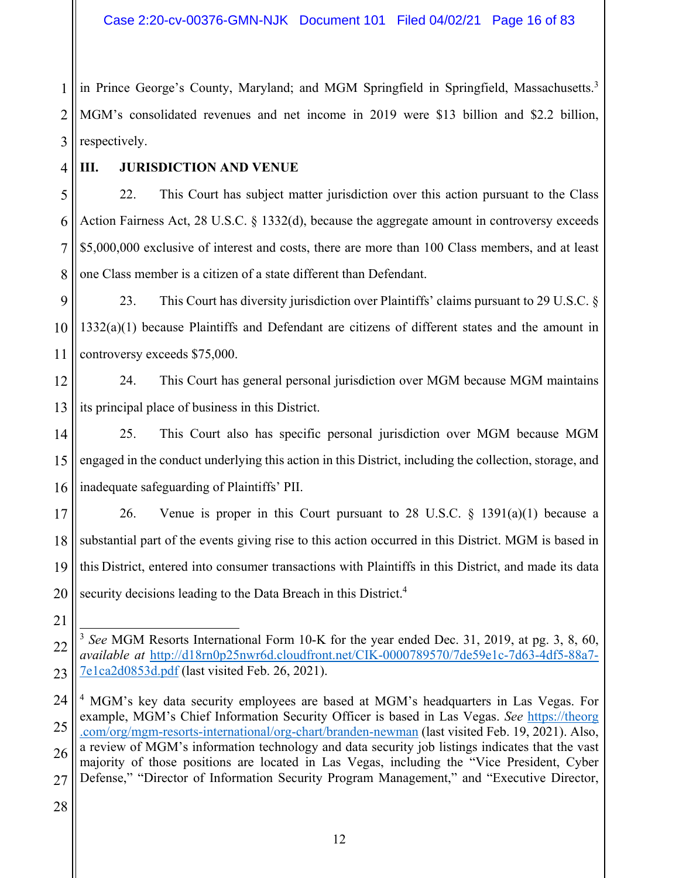in Prince George's County, Maryland; and MGM Springfield in Springfield, Massachusetts.[3] MGM's consolidated revenues and net income in 2019 were $13 billion and $2.2 billion, respectively.

## III. JURISDICTION AND VENUE

22. This Court has subject matter jurisdiction over this action pursuant to the Class Action Fairness Act, 28 U.S.C. § 1332(d), because the aggregate amount in controversy exceeds $5,000,000 exclusive of interest and costs, there are more than 100 Class members, and at least one Class member is a citizen of a state different than Defendant.

23. This Court has diversity jurisdiction over Plaintiffs' claims pursuant to 29 U.S.C. § 1332(a)(1) because Plaintiffs and Defendant are citizens of different states and the amount in controversy exceeds $75,000.

24. This Court has general personal jurisdiction over MGM because MGM maintains its principal place of business in this District.

25. This Court also has specific personal jurisdiction over MGM because MGM engaged in the conduct underlying this action in this District, including the collection, storage, and inadequate safeguarding of Plaintiffs' PII.

26. Venue is proper in this Court pursuant to 28 U.S.C. § 1391(a)(1) because a substantial part of the events giving rise to this action occurred in this District. MGM is based in this District, entered into consumer transactions with Plaintiffs in this District, and made its data security decisions leading to the Data Breach in this District.[4]

---

[3] *See* MGM Resorts International Form 10-K for the year ended Dec. 31, 2019, at pg. 3, 8, 60, *available at* http://d18rn0p25nwr6d.cloudfront.net/CIK-0000789570/7de59e1c-7d63-4df5-88a7-7e1ca2d0853d.pdf (last visited Feb. 26, 2021).

[4] MGM's key data security employees are based at MGM's headquarters in Las Vegas. For example, MGM's Chief Information Security Officer is based in Las Vegas. *See* https://theorg.com/org/mgm-resorts-international/org-chart/branden-newman (last visited Feb. 19, 2021). Also, a review of MGM's information technology and data security job listings indicates that the vast majority of those positions are located in Las Vegas, including the "Vice President, Cyber Defense," "Director of Information Security Program Management," and "Executive Director,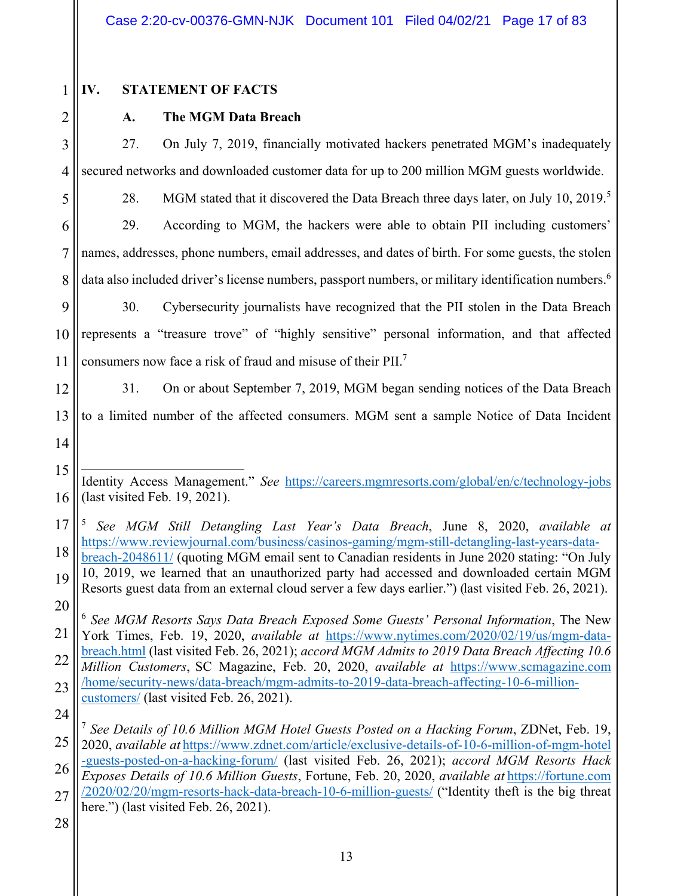## IV. STATEMENT OF FACTS

### A. The MGM Data Breach

27. On July 7, 2019, financially motivated hackers penetrated MGM's inadequately secured networks and downloaded customer data for up to 200 million MGM guests worldwide.

28. MGM stated that it discovered the Data Breach three days later, on July 10, 2019.[5]

29. According to MGM, the hackers were able to obtain PII including customers' names, addresses, phone numbers, email addresses, and dates of birth. For some guests, the stolen data also included driver's license numbers, passport numbers, or military identification numbers.[6]

30. Cybersecurity journalists have recognized that the PII stolen in the Data Breach represents a "treasure trove" of "highly sensitive" personal information, and that affected consumers now face a risk of fraud and misuse of their PII.[7]

31. On or about September 7, 2019, MGM began sending notices of the Data Breach to a limited number of the affected consumers. MGM sent a sample Notice of Data Incident

---

Identity Access Management." *See* https://careers.mgmresorts.com/global/en/c/technology-jobs (last visited Feb. 19, 2021).

[5] *See MGM Still Detangling Last Year's Data Breach*, June 8, 2020, *available at* https://www.reviewjournal.com/business/casinos-gaming/mgm-still-detangling-last-years-data-breach-2048611/ (quoting MGM email sent to Canadian residents in June 2020 stating: "On July 10, 2019, we learned that an unauthorized party had accessed and downloaded certain MGM Resorts guest data from an external cloud server a few days earlier.") (last visited Feb. 26, 2021).

[6] *See MGM Resorts Says Data Breach Exposed Some Guests' Personal Information*, The New York Times, Feb. 19, 2020, *available at* https://www.nytimes.com/2020/02/19/us/mgm-data-breach.html (last visited Feb. 26, 2021); *accord MGM Admits to 2019 Data Breach Affecting 10.6 Million Customers*, SC Magazine, Feb. 20, 2020, *available at* https://www.scmagazine.com/home/security-news/data-breach/mgm-admits-to-2019-data-breach-affecting-10-6-million-customers/ (last visited Feb. 26, 2021).

[7] *See Details of 10.6 Million MGM Hotel Guests Posted on a Hacking Forum*, ZDNet, Feb. 19, 2020, *available at* https://www.zdnet.com/article/exclusive-details-of-10-6-million-of-mgm-hotel-guests-posted-on-a-hacking-forum/ (last visited Feb. 26, 2021); *accord MGM Resorts Hack Exposes Details of 10.6 Million Guests*, Fortune, Feb. 20, 2020, *available at* https://fortune.com/2020/02/20/mgm-resorts-hack-data-breach-10-6-million-guests/ ("Identity theft is the big threat here.") (last visited Feb. 26, 2021).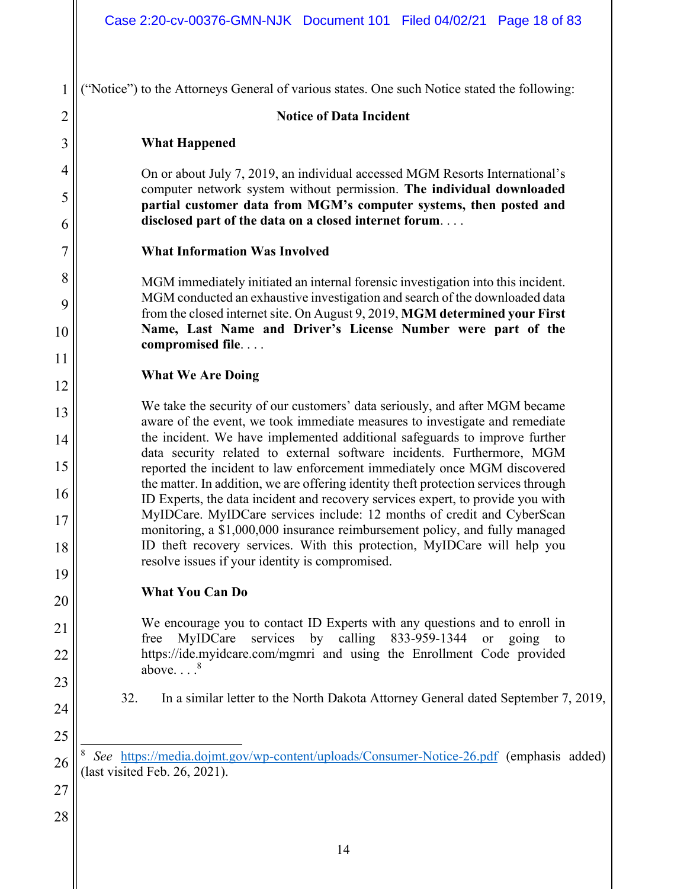("Notice") to the Attorneys General of various states. One such Notice stated the following:

> **Notice of Data Incident**
>
> **What Happened**
>
> On or about July 7, 2019, an individual accessed MGM Resorts International's computer network system without permission. **The individual downloaded partial customer data from MGM's computer systems, then posted and disclosed part of the data on a closed internet forum**. . . .
>
> **What Information Was Involved**
>
> MGM immediately initiated an internal forensic investigation into this incident. MGM conducted an exhaustive investigation and search of the downloaded data from the closed internet site. On August 9, 2019, **MGM determined your First Name, Last Name and Driver's License Number were part of the compromised file**. . . .
>
> **What We Are Doing**
>
> We take the security of our customers' data seriously, and after MGM became aware of the event, we took immediate measures to investigate and remediate the incident. We have implemented additional safeguards to improve further data security related to external software incidents. Furthermore, MGM reported the incident to law enforcement immediately once MGM discovered the matter. In addition, we are offering identity theft protection services through ID Experts, the data incident and recovery services expert, to provide you with MyIDCare. MyIDCare services include: 12 months of credit and CyberScan monitoring, a $1,000,000 insurance reimbursement policy, and fully managed ID theft recovery services. With this protection, MyIDCare will help you resolve issues if your identity is compromised.
>
> **What You Can Do**
>
> We encourage you to contact ID Experts with any questions and to enroll in free MyIDCare services by calling 833-959-1344 or going to https://ide.myidcare.com/mgmri and using the Enrollment Code provided above. . . .[8]

32. In a similar letter to the North Dakota Attorney General dated September 7, 2019,

---

[8] *See* https://media.dojmt.gov/wp-content/uploads/Consumer-Notice-26.pdf (emphasis added) (last visited Feb. 26, 2021).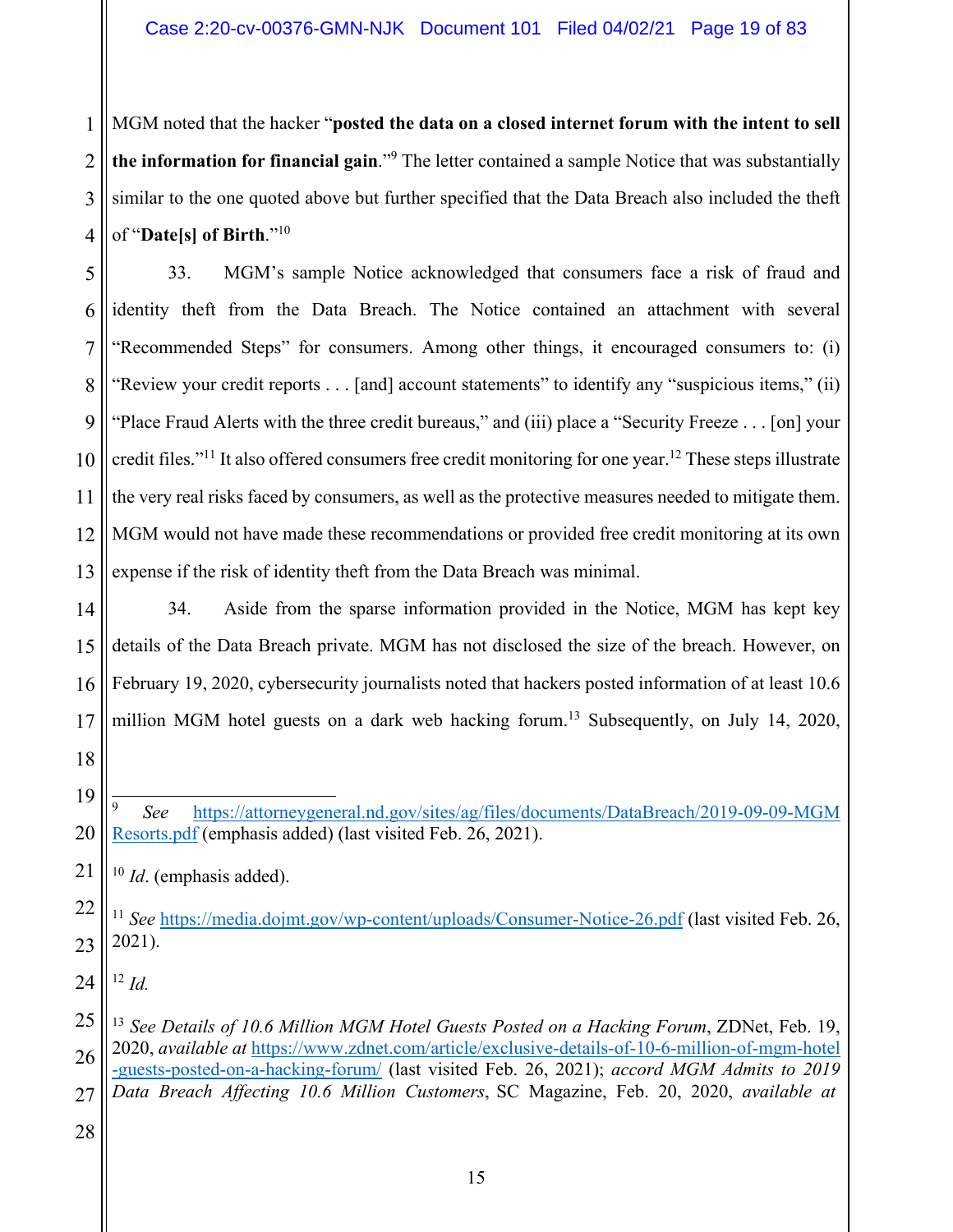MGM noted that the hacker "**posted the data on a closed internet forum with the intent to sell the information for financial gain**."[9] The letter contained a sample Notice that was substantially similar to the one quoted above but further specified that the Data Breach also included the theft of "**Date[s] of Birth**."[10]

33. MGM's sample Notice acknowledged that consumers face a risk of fraud and identity theft from the Data Breach. The Notice contained an attachment with several "Recommended Steps" for consumers. Among other things, it encouraged consumers to: (i) "Review your credit reports . . . [and] account statements" to identify any "suspicious items," (ii) "Place Fraud Alerts with the three credit bureaus," and (iii) place a "Security Freeze . . . [on] your credit files."[11] It also offered consumers free credit monitoring for one year.[12] These steps illustrate the very real risks faced by consumers, as well as the protective measures needed to mitigate them. MGM would not have made these recommendations or provided free credit monitoring at its own expense if the risk of identity theft from the Data Breach was minimal.

34. Aside from the sparse information provided in the Notice, MGM has kept key details of the Data Breach private. MGM has not disclosed the size of the breach. However, on February 19, 2020, cybersecurity journalists noted that hackers posted information of at least 10.6 million MGM hotel guests on a dark web hacking forum.[13] Subsequently, on July 14, 2020,

---

[9] *See* https://attorneygeneral.nd.gov/sites/ag/files/documents/DataBreach/2019-09-09-MGM Resorts.pdf (emphasis added) (last visited Feb. 26, 2021).

[10] *Id*. (emphasis added).

[11] *See* https://media.dojmt.gov/wp-content/uploads/Consumer-Notice-26.pdf (last visited Feb. 26, 2021).

[12] *Id.*

[13] *See Details of 10.6 Million MGM Hotel Guests Posted on a Hacking Forum*, ZDNet, Feb. 19, 2020, *available at* https://www.zdnet.com/article/exclusive-details-of-10-6-million-of-mgm-hotel-guests-posted-on-a-hacking-forum/ (last visited Feb. 26, 2021); *accord MGM Admits to 2019 Data Breach Affecting 10.6 Million Customers*, SC Magazine, Feb. 20, 2020, *available at*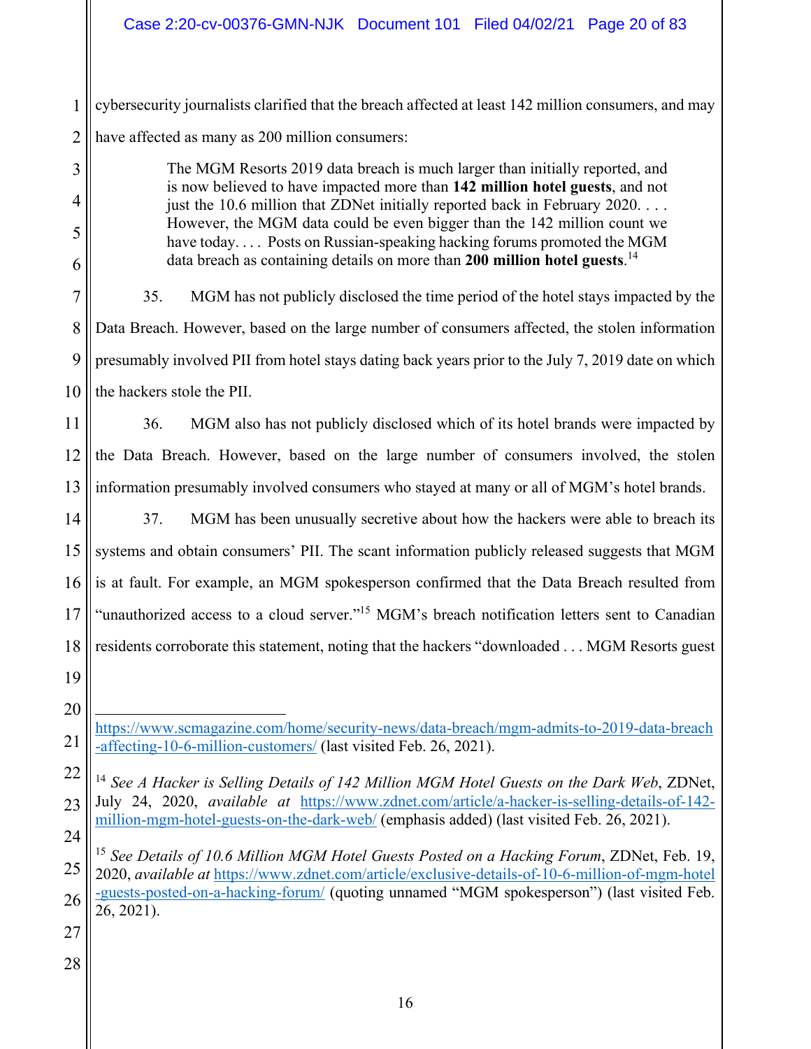cybersecurity journalists clarified that the breach affected at least 142 million consumers, and may have affected as many as 200 million consumers:

> The MGM Resorts 2019 data breach is much larger than initially reported, and is now believed to have impacted more than **142 million hotel guests**, and not just the 10.6 million that ZDNet initially reported back in February 2020. . . . However, the MGM data could be even bigger than the 142 million count we have today. . . . Posts on Russian-speaking hacking forums promoted the MGM data breach as containing details on more than **200 million hotel guests**.[14]

35. MGM has not publicly disclosed the time period of the hotel stays impacted by the Data Breach. However, based on the large number of consumers affected, the stolen information presumably involved PII from hotel stays dating back years prior to the July 7, 2019 date on which the hackers stole the PII.

36. MGM also has not publicly disclosed which of its hotel brands were impacted by the Data Breach. However, based on the large number of consumers involved, the stolen information presumably involved consumers who stayed at many or all of MGM's hotel brands.

37. MGM has been unusually secretive about how the hackers were able to breach its systems and obtain consumers' PII. The scant information publicly released suggests that MGM is at fault. For example, an MGM spokesperson confirmed that the Data Breach resulted from "unauthorized access to a cloud server."[15] MGM's breach notification letters sent to Canadian residents corroborate this statement, noting that the hackers "downloaded . . . MGM Resorts guest

---

https://www.scmagazine.com/home/security-news/data-breach/mgm-admits-to-2019-data-breach-affecting-10-6-million-customers/ (last visited Feb. 26, 2021).

[14] *See A Hacker is Selling Details of 142 Million MGM Hotel Guests on the Dark Web*, ZDNet, July 24, 2020, *available at* https://www.zdnet.com/article/a-hacker-is-selling-details-of-142-million-mgm-hotel-guests-on-the-dark-web/ (emphasis added) (last visited Feb. 26, 2021).

[15] *See Details of 10.6 Million MGM Hotel Guests Posted on a Hacking Forum*, ZDNet, Feb. 19, 2020, *available at* https://www.zdnet.com/article/exclusive-details-of-10-6-million-of-mgm-hotel-guests-posted-on-a-hacking-forum/ (quoting unnamed "MGM spokesperson") (last visited Feb. 26, 2021).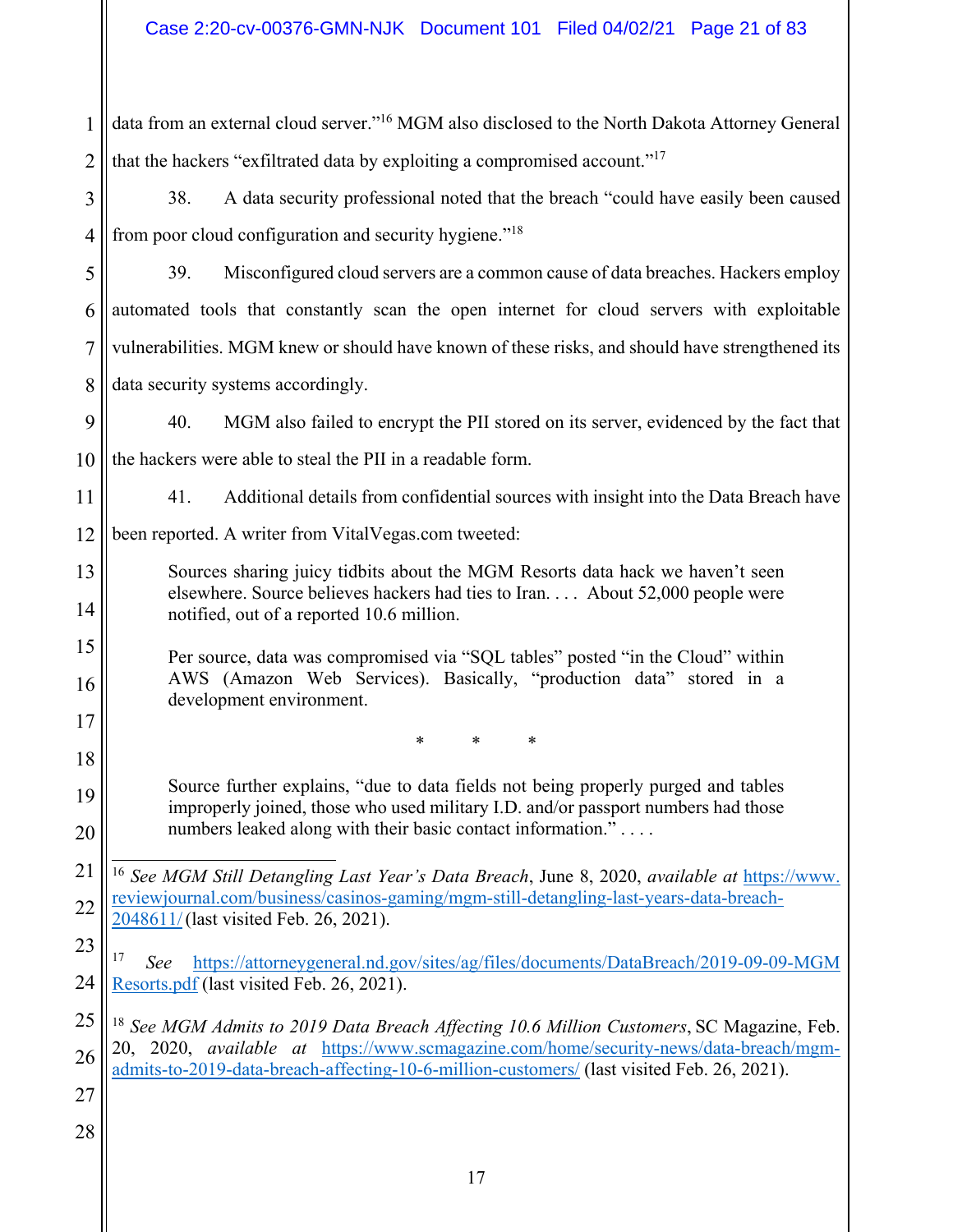data from an external cloud server."[16] MGM also disclosed to the North Dakota Attorney General that the hackers "exfiltrated data by exploiting a compromised account."[17]

38. A data security professional noted that the breach "could have easily been caused from poor cloud configuration and security hygiene."[18]

39. Misconfigured cloud servers are a common cause of data breaches. Hackers employ automated tools that constantly scan the open internet for cloud servers with exploitable vulnerabilities. MGM knew or should have known of these risks, and should have strengthened its data security systems accordingly.

40. MGM also failed to encrypt the PII stored on its server, evidenced by the fact that the hackers were able to steal the PII in a readable form.

41. Additional details from confidential sources with insight into the Data Breach have been reported. A writer from VitalVegas.com tweeted:

> Sources sharing juicy tidbits about the MGM Resorts data hack we haven't seen elsewhere. Source believes hackers had ties to Iran. . . . About 52,000 people were notified, out of a reported 10.6 million.
>
> Per source, data was compromised via "SQL tables" posted "in the Cloud" within AWS (Amazon Web Services). Basically, "production data" stored in a development environment.
>
> \* \* \*
>
> Source further explains, "due to data fields not being properly purged and tables improperly joined, those who used military I.D. and/or passport numbers had those numbers leaked along with their basic contact information." . . . .

---

[16] *See MGM Still Detangling Last Year's Data Breach*, June 8, 2020, *available at* https://www.reviewjournal.com/business/casinos-gaming/mgm-still-detangling-last-years-data-breach-2048611/ (last visited Feb. 26, 2021).

[17] *See* https://attorneygeneral.nd.gov/sites/ag/files/documents/DataBreach/2019-09-09-MGMResorts.pdf (last visited Feb. 26, 2021).

[18] *See MGM Admits to 2019 Data Breach Affecting 10.6 Million Customers*, SC Magazine, Feb. 20, 2020, *available at* https://www.scmagazine.com/home/security-news/data-breach/mgm-admits-to-2019-data-breach-affecting-10-6-million-customers/ (last visited Feb. 26, 2021).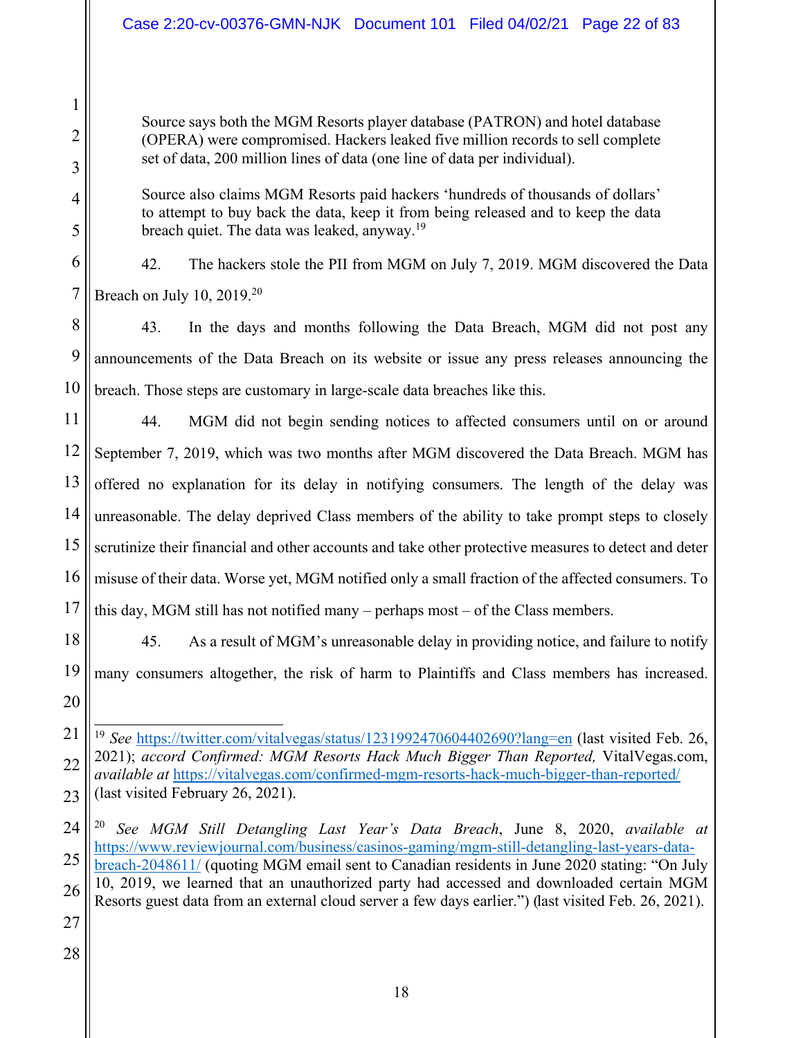> Source says both the MGM Resorts player database (PATRON) and hotel database (OPERA) were compromised. Hackers leaked five million records to sell complete set of data, 200 million lines of data (one line of data per individual).
>
> Source also claims MGM Resorts paid hackers 'hundreds of thousands of dollars' to attempt to buy back the data, keep it from being released and to keep the data breach quiet. The data was leaked, anyway.[19]

42. The hackers stole the PII from MGM on July 7, 2019. MGM discovered the Data Breach on July 10, 2019.[20]

43. In the days and months following the Data Breach, MGM did not post any announcements of the Data Breach on its website or issue any press releases announcing the breach. Those steps are customary in large-scale data breaches like this.

44. MGM did not begin sending notices to affected consumers until on or around September 7, 2019, which was two months after MGM discovered the Data Breach. MGM has offered no explanation for its delay in notifying consumers. The length of the delay was unreasonable. The delay deprived Class members of the ability to take prompt steps to closely scrutinize their financial and other accounts and take other protective measures to detect and deter misuse of their data. Worse yet, MGM notified only a small fraction of the affected consumers. To this day, MGM still has not notified many – perhaps most – of the Class members.

45. As a result of MGM's unreasonable delay in providing notice, and failure to notify many consumers altogether, the risk of harm to Plaintiffs and Class members has increased.

---

[19] *See* https://twitter.com/vitalvegas/status/1231992470604402690?lang=en (last visited Feb. 26, 2021); *accord Confirmed: MGM Resorts Hack Much Bigger Than Reported,* VitalVegas.com, *available at* https://vitalvegas.com/confirmed-mgm-resorts-hack-much-bigger-than-reported/ (last visited February 26, 2021).

[20] *See MGM Still Detangling Last Year's Data Breach*, June 8, 2020, *available at* https://www.reviewjournal.com/business/casinos-gaming/mgm-still-detangling-last-years-data-breach-2048611/ (quoting MGM email sent to Canadian residents in June 2020 stating: "On July 10, 2019, we learned that an unauthorized party had accessed and downloaded certain MGM Resorts guest data from an external cloud server a few days earlier.") (last visited Feb. 26, 2021).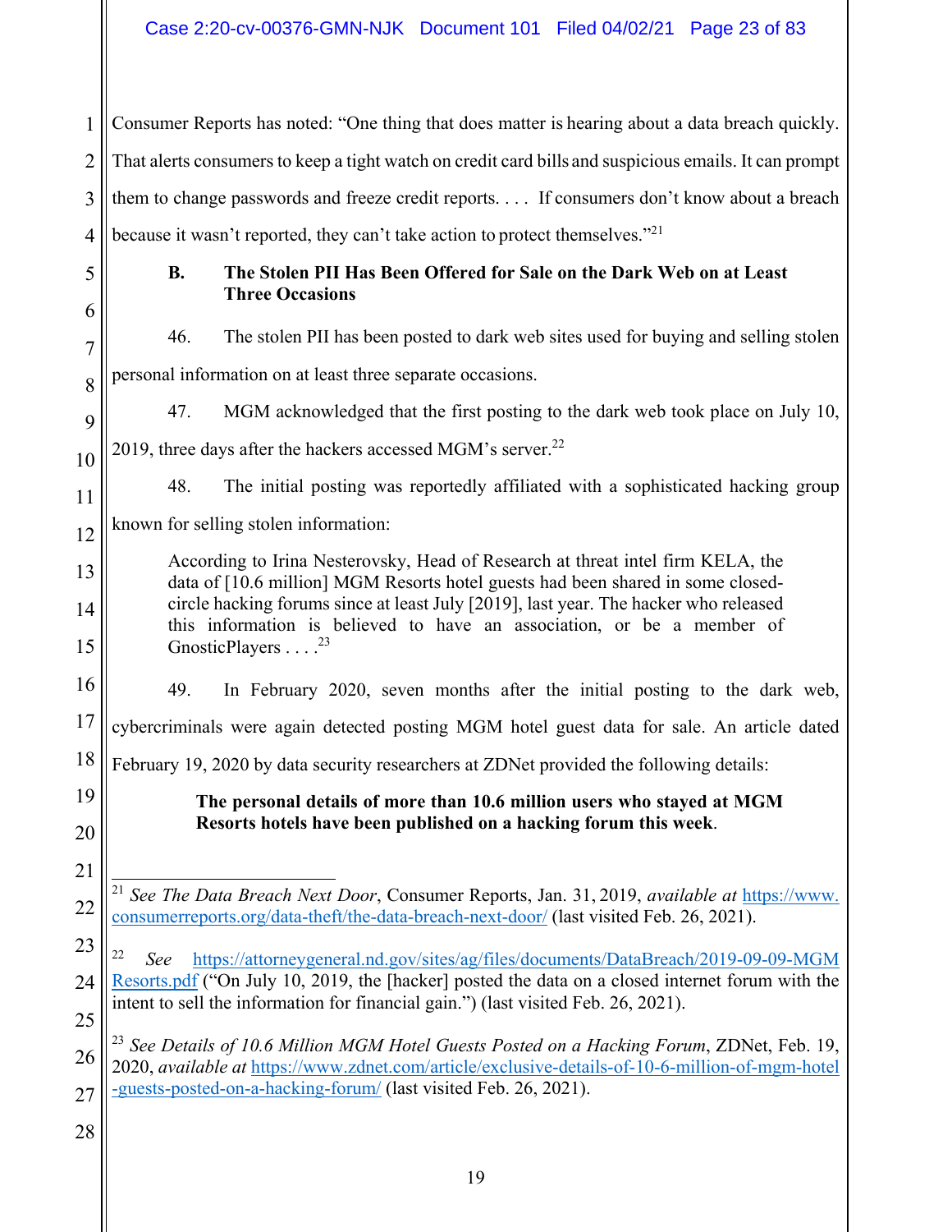Consumer Reports has noted: "One thing that does matter is hearing about a data breach quickly. That alerts consumers to keep a tight watch on credit card bills and suspicious emails. It can prompt them to change passwords and freeze credit reports. . . . If consumers don't know about a breach because it wasn't reported, they can't take action to protect themselves."[21]

### B. The Stolen PII Has Been Offered for Sale on the Dark Web on at Least Three Occasions

46. The stolen PII has been posted to dark web sites used for buying and selling stolen personal information on at least three separate occasions.

47. MGM acknowledged that the first posting to the dark web took place on July 10, 2019, three days after the hackers accessed MGM's server.[22]

48. The initial posting was reportedly affiliated with a sophisticated hacking group known for selling stolen information:

> According to Irina Nesterovsky, Head of Research at threat intel firm KELA, the data of [10.6 million] MGM Resorts hotel guests had been shared in some closed-circle hacking forums since at least July [2019], last year. The hacker who released this information is believed to have an association, or be a member of GnosticPlayers . . . .[23]

49. In February 2020, seven months after the initial posting to the dark web, cybercriminals were again detected posting MGM hotel guest data for sale. An article dated February 19, 2020 by data security researchers at ZDNet provided the following details:

> **The personal details of more than 10.6 million users who stayed at MGM Resorts hotels have been published on a hacking forum this week**.

---

[21] *See The Data Breach Next Door*, Consumer Reports, Jan. 31, 2019, *available at* https://www.consumerreports.org/data-theft/the-data-breach-next-door/ (last visited Feb. 26, 2021).

[22] *See* https://attorneygeneral.nd.gov/sites/ag/files/documents/DataBreach/2019-09-09-MGM Resorts.pdf ("On July 10, 2019, the [hacker] posted the data on a closed internet forum with the intent to sell the information for financial gain.") (last visited Feb. 26, 2021).

[23] *See Details of 10.6 Million MGM Hotel Guests Posted on a Hacking Forum*, ZDNet, Feb. 19, 2020, *available at* https://www.zdnet.com/article/exclusive-details-of-10-6-million-of-mgm-hotel-guests-posted-on-a-hacking-forum/ (last visited Feb. 26, 2021).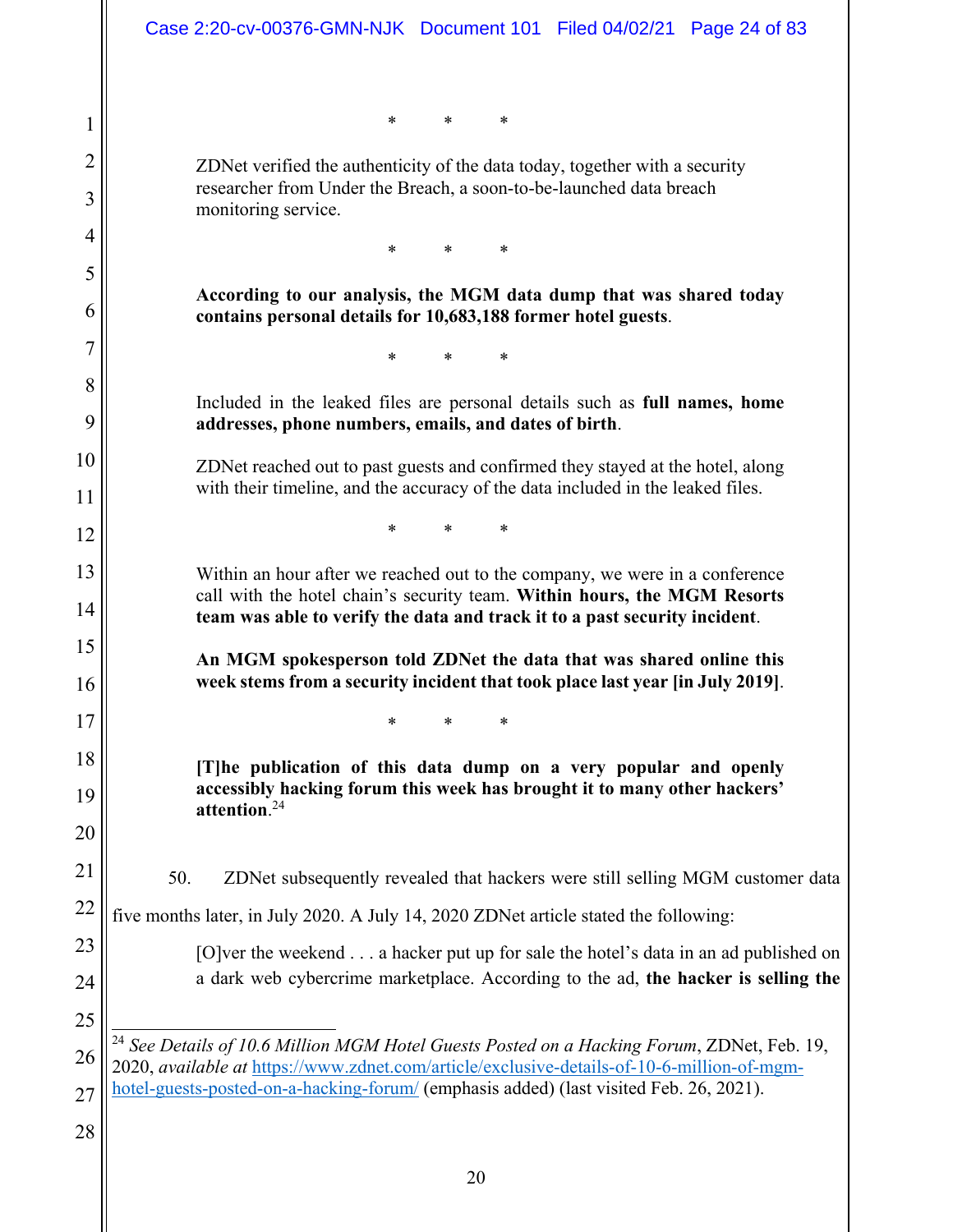\* \* \*

> ZDNet verified the authenticity of the data today, together with a security researcher from Under the Breach, a soon-to-be-launched data breach monitoring service.

\* \* \*

> **According to our analysis, the MGM data dump that was shared today contains personal details for 10,683,188 former hotel guests**.

\* \* \*

> Included in the leaked files are personal details such as **full names, home addresses, phone numbers, emails, and dates of birth**.
>
> ZDNet reached out to past guests and confirmed they stayed at the hotel, along with their timeline, and the accuracy of the data included in the leaked files.

\* \* \*

> Within an hour after we reached out to the company, we were in a conference call with the hotel chain's security team. **Within hours, the MGM Resorts team was able to verify the data and track it to a past security incident**.
>
> **An MGM spokesperson told ZDNet the data that was shared online this week stems from a security incident that took place last year [in July 2019]**.

\* \* \*

> **[T]he publication of this data dump on a very popular and openly accessibly hacking forum this week has brought it to many other hackers' attention**.[24]

50. ZDNet subsequently revealed that hackers were still selling MGM customer data five months later, in July 2020. A July 14, 2020 ZDNet article stated the following:

> [O]ver the weekend . . . a hacker put up for sale the hotel's data in an ad published on a dark web cybercrime marketplace. According to the ad, **the hacker is selling the**

---

[24] *See Details of 10.6 Million MGM Hotel Guests Posted on a Hacking Forum*, ZDNet, Feb. 19, 2020, *available at* https://www.zdnet.com/article/exclusive-details-of-10-6-million-of-mgm-hotel-guests-posted-on-a-hacking-forum/ (emphasis added) (last visited Feb. 26, 2021).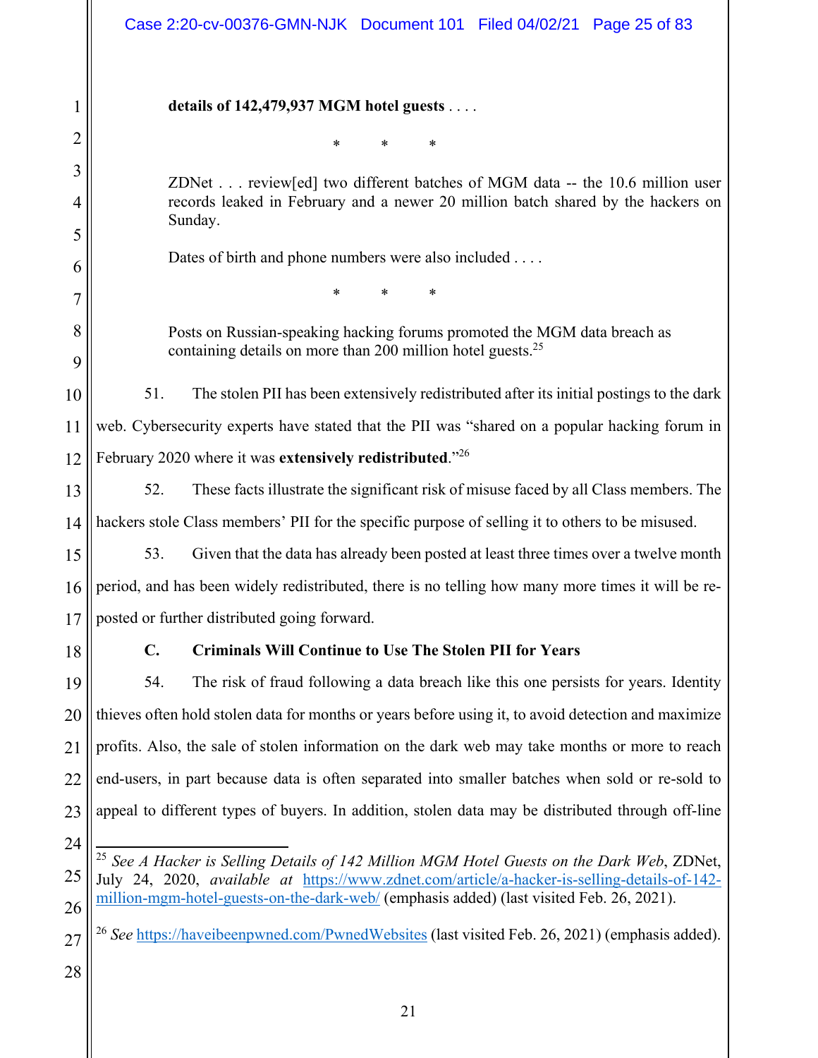> **details of 142,479,937 MGM hotel guests** . . . .
>
> \* \* \*
>
> ZDNet . . . review[ed] two different batches of MGM data -- the 10.6 million user records leaked in February and a newer 20 million batch shared by the hackers on Sunday.
>
> Dates of birth and phone numbers were also included . . . .
>
> \* \* \*
>
> Posts on Russian-speaking hacking forums promoted the MGM data breach as containing details on more than 200 million hotel guests.[25]

51. The stolen PII has been extensively redistributed after its initial postings to the dark web. Cybersecurity experts have stated that the PII was "shared on a popular hacking forum in February 2020 where it was **extensively redistributed**."[26]

52. These facts illustrate the significant risk of misuse faced by all Class members. The hackers stole Class members' PII for the specific purpose of selling it to others to be misused.

53. Given that the data has already been posted at least three times over a twelve month period, and has been widely redistributed, there is no telling how many more times it will be re-posted or further distributed going forward.

### C. Criminals Will Continue to Use The Stolen PII for Years

54. The risk of fraud following a data breach like this one persists for years. Identity thieves often hold stolen data for months or years before using it, to avoid detection and maximize profits. Also, the sale of stolen information on the dark web may take months or more to reach end-users, in part because data is often separated into smaller batches when sold or re-sold to appeal to different types of buyers. In addition, stolen data may be distributed through off-line

---

[25] *See A Hacker is Selling Details of 142 Million MGM Hotel Guests on the Dark Web*, ZDNet, July 24, 2020, *available at* https://www.zdnet.com/article/a-hacker-is-selling-details-of-142-million-mgm-hotel-guests-on-the-dark-web/ (emphasis added) (last visited Feb. 26, 2021).

[26] *See* https://haveibeenpwned.com/PwnedWebsites (last visited Feb. 26, 2021) (emphasis added).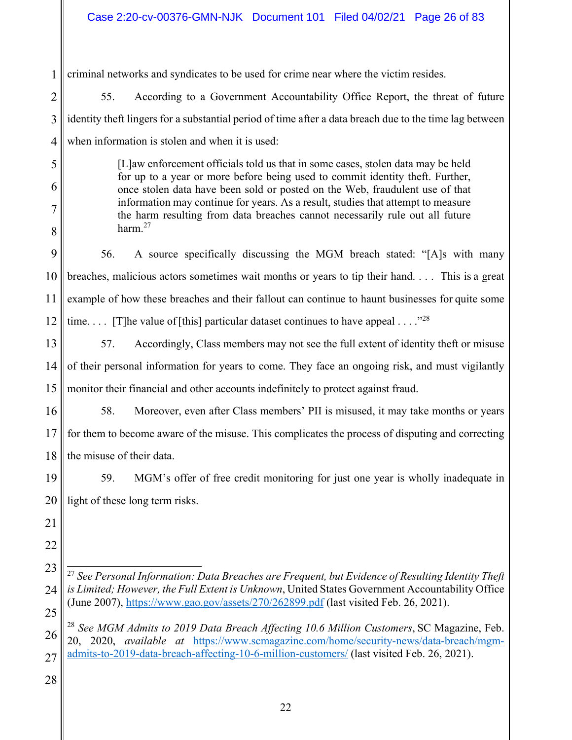criminal networks and syndicates to be used for crime near where the victim resides.

55. According to a Government Accountability Office Report, the threat of future identity theft lingers for a substantial period of time after a data breach due to the time lag between when information is stolen and when it is used:

> [L]aw enforcement officials told us that in some cases, stolen data may be held for up to a year or more before being used to commit identity theft. Further, once stolen data have been sold or posted on the Web, fraudulent use of that information may continue for years. As a result, studies that attempt to measure the harm resulting from data breaches cannot necessarily rule out all future harm.[27]

56. A source specifically discussing the MGM breach stated: "[A]s with many breaches, malicious actors sometimes wait months or years to tip their hand. . . . This is a great example of how these breaches and their fallout can continue to haunt businesses for quite some time. . . . [T]he value of [this] particular dataset continues to have appeal . . . ."[28]

57. Accordingly, Class members may not see the full extent of identity theft or misuse of their personal information for years to come. They face an ongoing risk, and must vigilantly monitor their financial and other accounts indefinitely to protect against fraud.

58. Moreover, even after Class members' PII is misused, it may take months or years for them to become aware of the misuse. This complicates the process of disputing and correcting the misuse of their data.

59. MGM's offer of free credit monitoring for just one year is wholly inadequate in light of these long term risks.

---

[27] *See Personal Information: Data Breaches are Frequent, but Evidence of Resulting Identity Theft is Limited; However, the Full Extent is Unknown*, United States Government Accountability Office (June 2007), https://www.gao.gov/assets/270/262899.pdf (last visited Feb. 26, 2021).

[28] *See MGM Admits to 2019 Data Breach Affecting 10.6 Million Customers*, SC Magazine, Feb. 20, 2020, *available at* https://www.scmagazine.com/home/security-news/data-breach/mgm-admits-to-2019-data-breach-affecting-10-6-million-customers/ (last visited Feb. 26, 2021).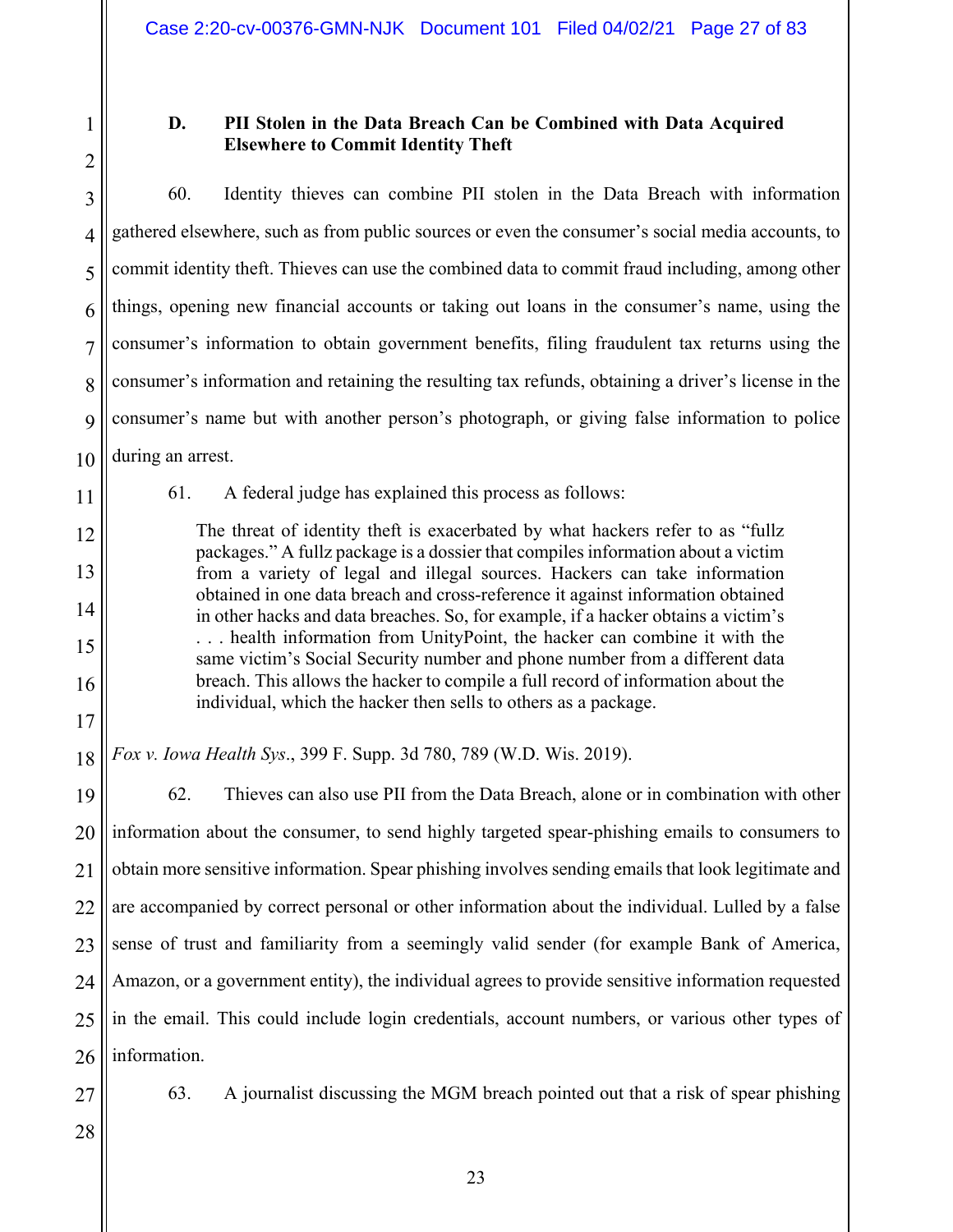### D. PII Stolen in the Data Breach Can be Combined with Data Acquired Elsewhere to Commit Identity Theft

60. Identity thieves can combine PII stolen in the Data Breach with information gathered elsewhere, such as from public sources or even the consumer's social media accounts, to commit identity theft. Thieves can use the combined data to commit fraud including, among other things, opening new financial accounts or taking out loans in the consumer's name, using the consumer's information to obtain government benefits, filing fraudulent tax returns using the consumer's information and retaining the resulting tax refunds, obtaining a driver's license in the consumer's name but with another person's photograph, or giving false information to police during an arrest.

61. A federal judge has explained this process as follows:

> The threat of identity theft is exacerbated by what hackers refer to as "fullz packages." A fullz package is a dossier that compiles information about a victim from a variety of legal and illegal sources. Hackers can take information obtained in one data breach and cross-reference it against information obtained in other hacks and data breaches. So, for example, if a hacker obtains a victim's . . . health information from UnityPoint, the hacker can combine it with the same victim's Social Security number and phone number from a different data breach. This allows the hacker to compile a full record of information about the individual, which the hacker then sells to others as a package.

*Fox v. Iowa Health Sys*., 399 F. Supp. 3d 780, 789 (W.D. Wis. 2019).

62. Thieves can also use PII from the Data Breach, alone or in combination with other information about the consumer, to send highly targeted spear-phishing emails to consumers to obtain more sensitive information. Spear phishing involves sending emails that look legitimate and are accompanied by correct personal or other information about the individual. Lulled by a false sense of trust and familiarity from a seemingly valid sender (for example Bank of America, Amazon, or a government entity), the individual agrees to provide sensitive information requested in the email. This could include login credentials, account numbers, or various other types of information.

63. A journalist discussing the MGM breach pointed out that a risk of spear phishing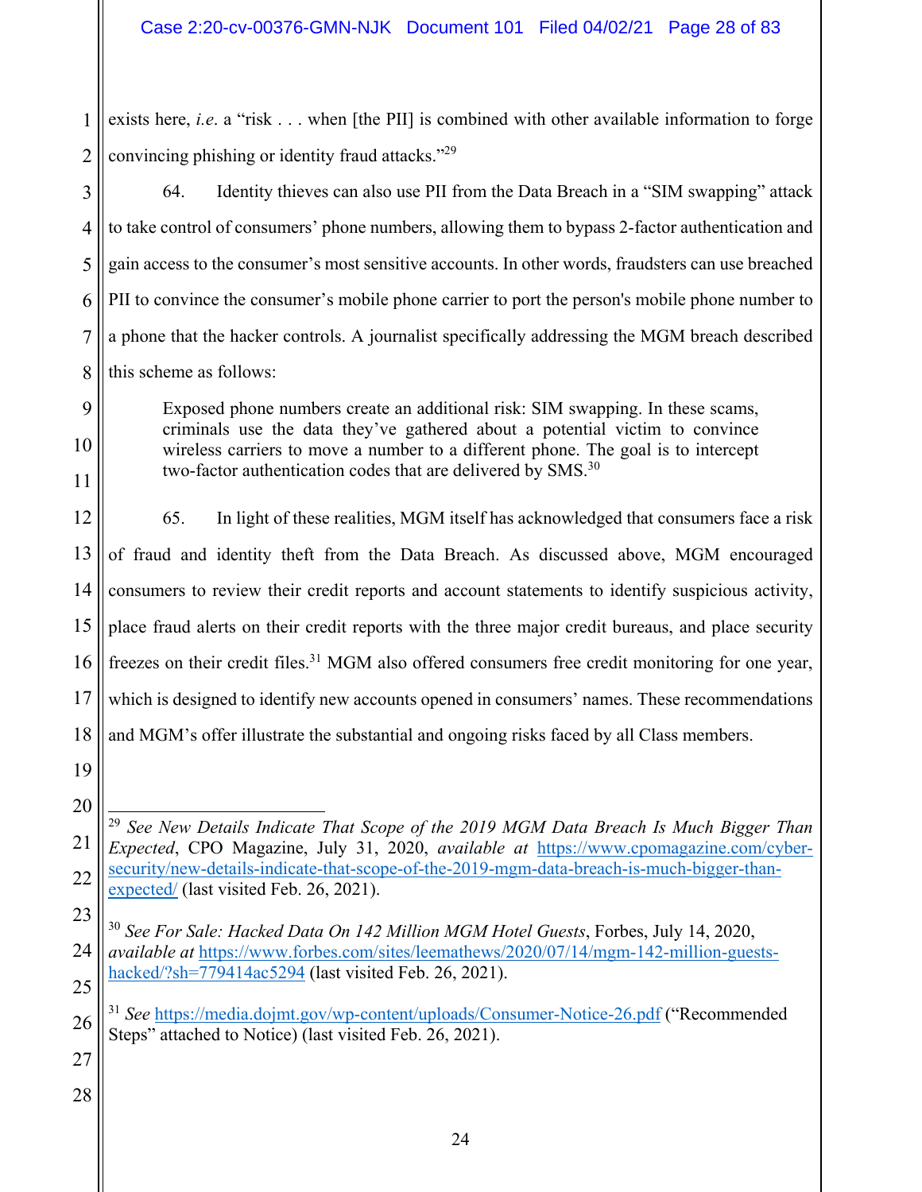exists here, *i.e*. a "risk . . . when [the PII] is combined with other available information to forge convincing phishing or identity fraud attacks."[29]

64. Identity thieves can also use PII from the Data Breach in a "SIM swapping" attack to take control of consumers' phone numbers, allowing them to bypass 2-factor authentication and gain access to the consumer's most sensitive accounts. In other words, fraudsters can use breached PII to convince the consumer's mobile phone carrier to port the person's mobile phone number to a phone that the hacker controls. A journalist specifically addressing the MGM breach described this scheme as follows:

> Exposed phone numbers create an additional risk: SIM swapping. In these scams, criminals use the data they've gathered about a potential victim to convince wireless carriers to move a number to a different phone. The goal is to intercept two-factor authentication codes that are delivered by SMS.[30]

65. In light of these realities, MGM itself has acknowledged that consumers face a risk of fraud and identity theft from the Data Breach. As discussed above, MGM encouraged consumers to review their credit reports and account statements to identify suspicious activity, place fraud alerts on their credit reports with the three major credit bureaus, and place security freezes on their credit files.[31] MGM also offered consumers free credit monitoring for one year, which is designed to identify new accounts opened in consumers' names. These recommendations and MGM's offer illustrate the substantial and ongoing risks faced by all Class members.

---

[29] *See New Details Indicate That Scope of the 2019 MGM Data Breach Is Much Bigger Than Expected*, CPO Magazine, July 31, 2020, *available at* https://www.cpomagazine.com/cyber-security/new-details-indicate-that-scope-of-the-2019-mgm-data-breach-is-much-bigger-than-expected/ (last visited Feb. 26, 2021).

[30] *See For Sale: Hacked Data On 142 Million MGM Hotel Guests*, Forbes, July 14, 2020, *available at* https://www.forbes.com/sites/leemathews/2020/07/14/mgm-142-million-guests-hacked/?sh=779414ac5294 (last visited Feb. 26, 2021).

[31] *See* https://media.dojmt.gov/wp-content/uploads/Consumer-Notice-26.pdf ("Recommended Steps" attached to Notice) (last visited Feb. 26, 2021).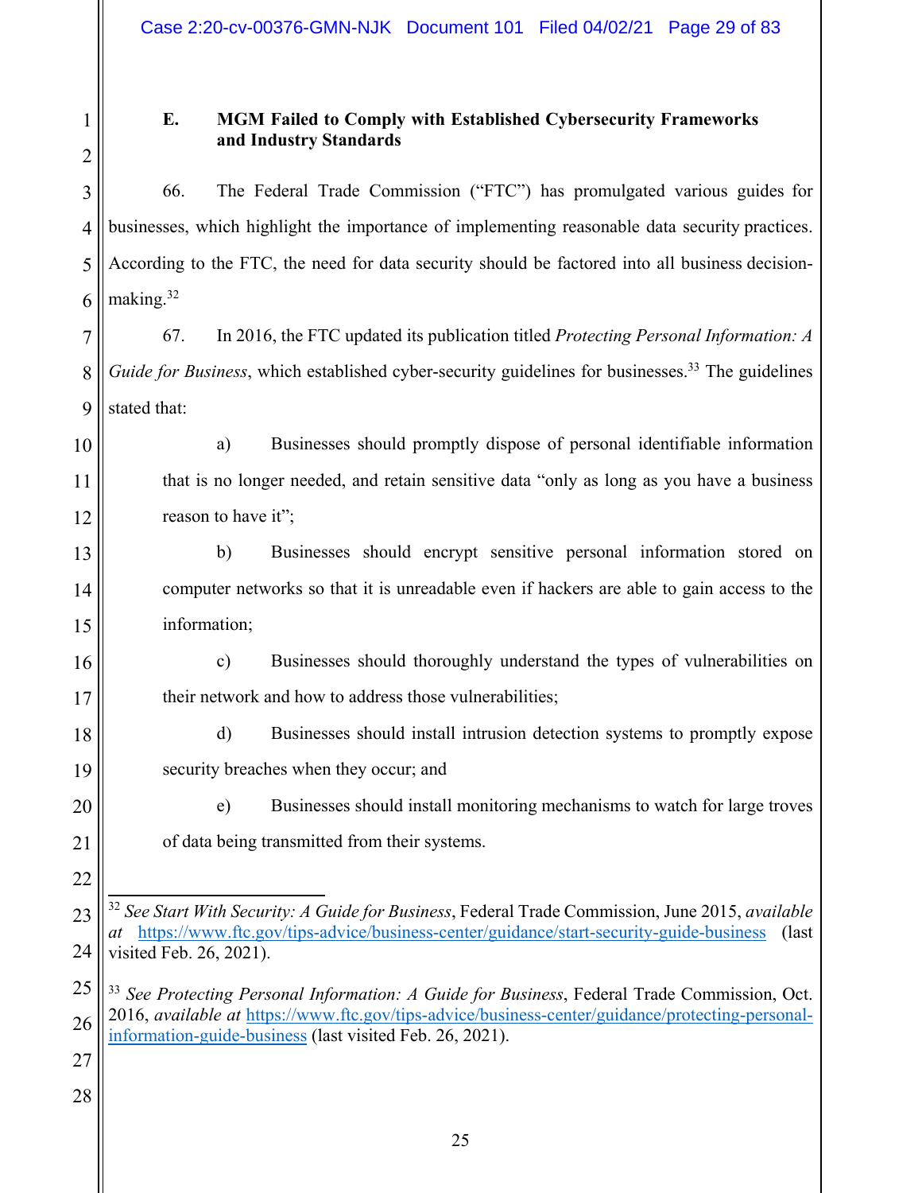### E. MGM Failed to Comply with Established Cybersecurity Frameworks and Industry Standards

66. The Federal Trade Commission ("FTC") has promulgated various guides for businesses, which highlight the importance of implementing reasonable data security practices. According to the FTC, the need for data security should be factored into all business decision-making.[32]

67. In 2016, the FTC updated its publication titled *Protecting Personal Information: A Guide for Business*, which established cyber-security guidelines for businesses.[33] The guidelines stated that:

a) Businesses should promptly dispose of personal identifiable information that is no longer needed, and retain sensitive data "only as long as you have a business reason to have it";

b) Businesses should encrypt sensitive personal information stored on computer networks so that it is unreadable even if hackers are able to gain access to the information;

c) Businesses should thoroughly understand the types of vulnerabilities on their network and how to address those vulnerabilities;

d) Businesses should install intrusion detection systems to promptly expose security breaches when they occur; and

e) Businesses should install monitoring mechanisms to watch for large troves of data being transmitted from their systems.

---

[32] *See Start With Security: A Guide for Business*, Federal Trade Commission, June 2015, *available at* https://www.ftc.gov/tips-advice/business-center/guidance/start-security-guide-business (last visited Feb. 26, 2021).

[33] *See Protecting Personal Information: A Guide for Business*, Federal Trade Commission, Oct. 2016, *available at* https://www.ftc.gov/tips-advice/business-center/guidance/protecting-personal-information-guide-business (last visited Feb. 26, 2021).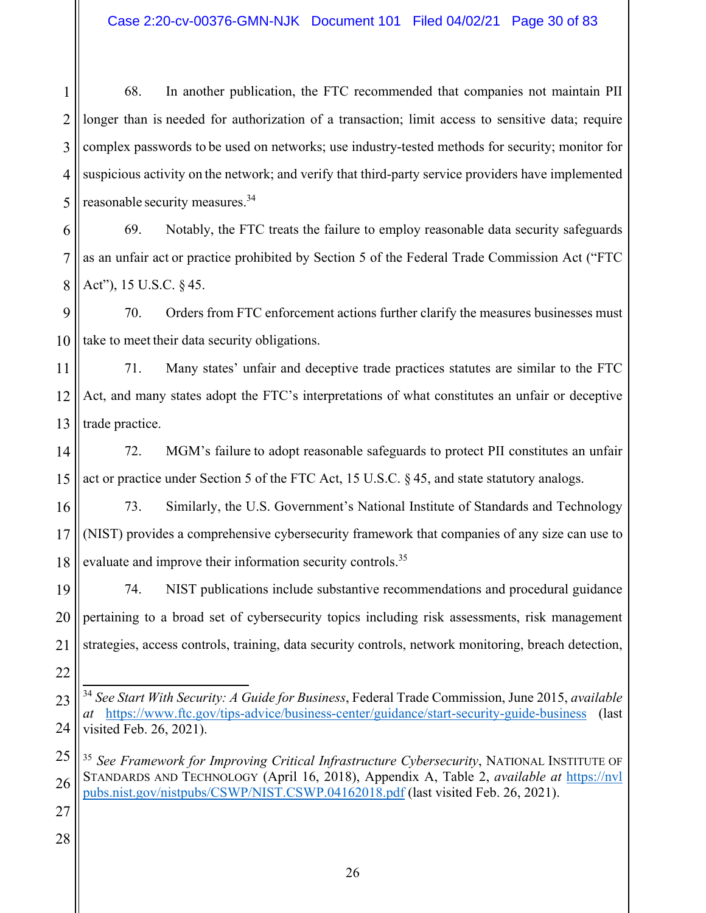68. In another publication, the FTC recommended that companies not maintain PII longer than is needed for authorization of a transaction; limit access to sensitive data; require complex passwords to be used on networks; use industry-tested methods for security; monitor for suspicious activity on the network; and verify that third-party service providers have implemented reasonable security measures.[34]

69. Notably, the FTC treats the failure to employ reasonable data security safeguards as an unfair act or practice prohibited by Section 5 of the Federal Trade Commission Act ("FTC Act"), 15 U.S.C. § 45.

70. Orders from FTC enforcement actions further clarify the measures businesses must take to meet their data security obligations.

71. Many states' unfair and deceptive trade practices statutes are similar to the FTC Act, and many states adopt the FTC's interpretations of what constitutes an unfair or deceptive trade practice.

72. MGM's failure to adopt reasonable safeguards to protect PII constitutes an unfair act or practice under Section 5 of the FTC Act, 15 U.S.C. § 45, and state statutory analogs.

73. Similarly, the U.S. Government's National Institute of Standards and Technology (NIST) provides a comprehensive cybersecurity framework that companies of any size can use to evaluate and improve their information security controls.[35]

74. NIST publications include substantive recommendations and procedural guidance pertaining to a broad set of cybersecurity topics including risk assessments, risk management strategies, access controls, training, data security controls, network monitoring, breach detection,

---

[34] *See Start With Security: A Guide for Business*, Federal Trade Commission, June 2015, *available at* https://www.ftc.gov/tips-advice/business-center/guidance/start-security-guide-business (last visited Feb. 26, 2021).

[35] *See Framework for Improving Critical Infrastructure Cybersecurity*, National Institute of Standards and Technology (April 16, 2018), Appendix A, Table 2, *available at* https://nvlpubs.nist.gov/nistpubs/CSWP/NIST.CSWP.04162018.pdf (last visited Feb. 26, 2021).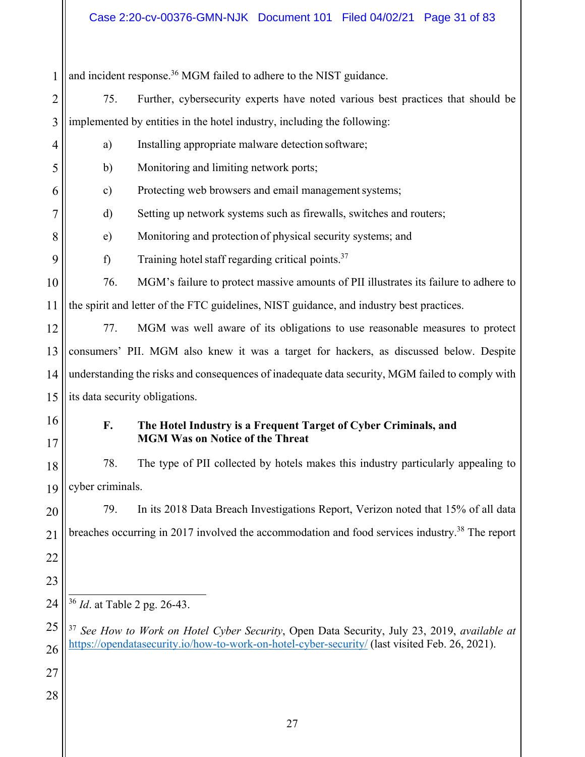and incident response.[36] MGM failed to adhere to the NIST guidance.

75. Further, cybersecurity experts have noted various best practices that should be implemented by entities in the hotel industry, including the following:

a) Installing appropriate malware detection software;

b) Monitoring and limiting network ports;

c) Protecting web browsers and email management systems;

d) Setting up network systems such as firewalls, switches and routers;

e) Monitoring and protection of physical security systems; and

f) Training hotel staff regarding critical points.[37]

76. MGM's failure to protect massive amounts of PII illustrates its failure to adhere to the spirit and letter of the FTC guidelines, NIST guidance, and industry best practices.

77. MGM was well aware of its obligations to use reasonable measures to protect consumers' PII. MGM also knew it was a target for hackers, as discussed below. Despite understanding the risks and consequences of inadequate data security, MGM failed to comply with its data security obligations.

### F. The Hotel Industry is a Frequent Target of Cyber Criminals, and MGM Was on Notice of the Threat

78. The type of PII collected by hotels makes this industry particularly appealing to cyber criminals.

79. In its 2018 Data Breach Investigations Report, Verizon noted that 15% of all data breaches occurring in 2017 involved the accommodation and food services industry.[38] The report

---

[36] *Id*. at Table 2 pg. 26-43.

[37] *See How to Work on Hotel Cyber Security*, Open Data Security, July 23, 2019, *available at* https://opendatasecurity.io/how-to-work-on-hotel-cyber-security/ (last visited Feb. 26, 2021).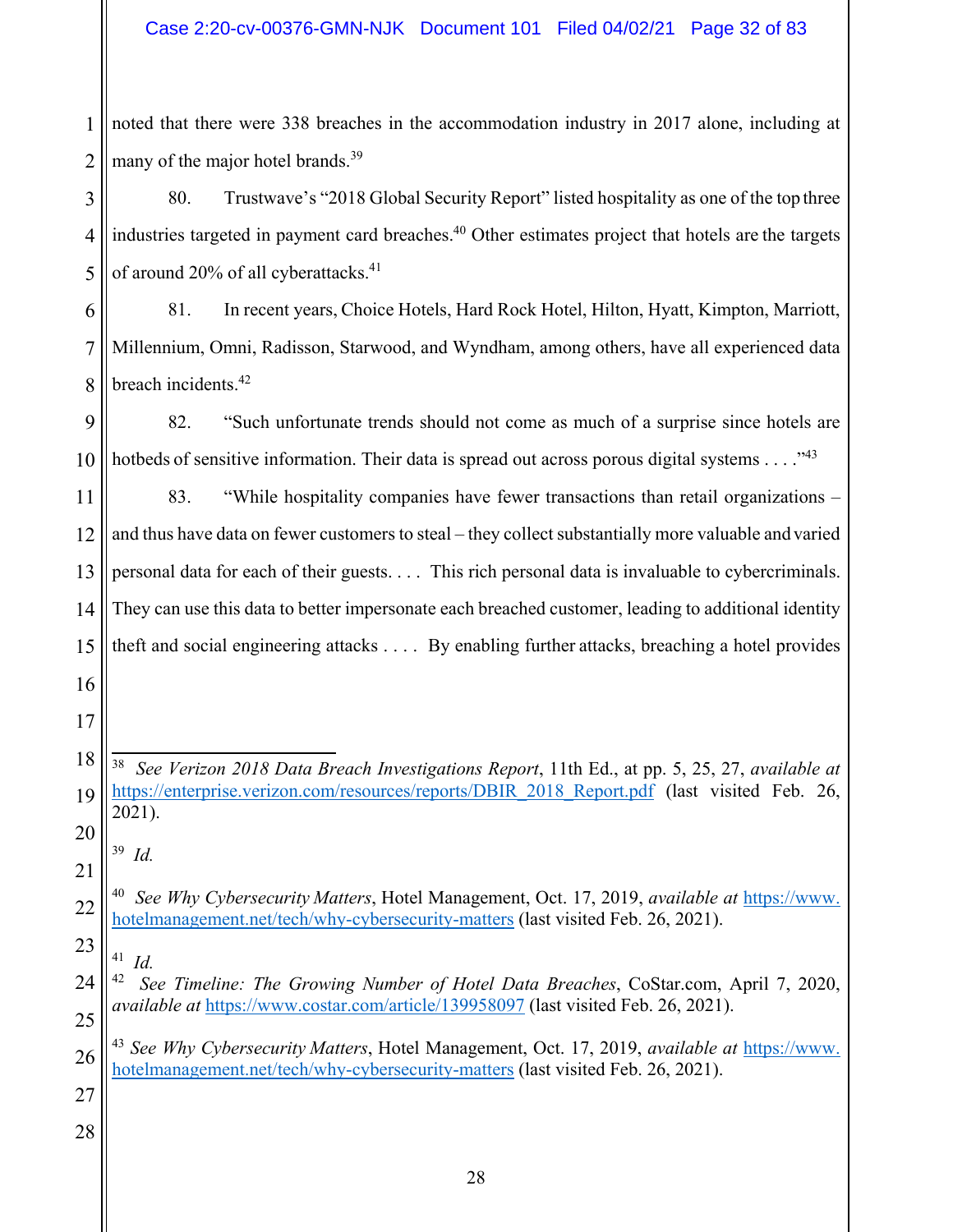noted that there were 338 breaches in the accommodation industry in 2017 alone, including at many of the major hotel brands.[39]

80. Trustwave's "2018 Global Security Report" listed hospitality as one of the top three industries targeted in payment card breaches.[40] Other estimates project that hotels are the targets of around 20% of all cyberattacks.[41]

81. In recent years, Choice Hotels, Hard Rock Hotel, Hilton, Hyatt, Kimpton, Marriott, Millennium, Omni, Radisson, Starwood, and Wyndham, among others, have all experienced data breach incidents.[42]

82. "Such unfortunate trends should not come as much of a surprise since hotels are hotbeds of sensitive information. Their data is spread out across porous digital systems . . . ."[43]

83. "While hospitality companies have fewer transactions than retail organizations – and thus have data on fewer customers to steal – they collect substantially more valuable and varied personal data for each of their guests. . . . This rich personal data is invaluable to cybercriminals. They can use this data to better impersonate each breached customer, leading to additional identity theft and social engineering attacks . . . . By enabling further attacks, breaching a hotel provides

---

[38] *See Verizon 2018 Data Breach Investigations Report*, 11th Ed., at pp. 5, 25, 27, *available at* https://enterprise.verizon.com/resources/reports/DBIR_2018_Report.pdf (last visited Feb. 26, 2021).

[39] *Id.*

[40] *See Why Cybersecurity Matters*, Hotel Management, Oct. 17, 2019, *available at* https://www.hotelmanagement.net/tech/why-cybersecurity-matters (last visited Feb. 26, 2021).

[41] *Id.*

[42] *See Timeline: The Growing Number of Hotel Data Breaches*, CoStar.com, April 7, 2020, *available at* https://www.costar.com/article/139958097 (last visited Feb. 26, 2021).

[43] *See Why Cybersecurity Matters*, Hotel Management, Oct. 17, 2019, *available at* https://www.hotelmanagement.net/tech/why-cybersecurity-matters (last visited Feb. 26, 2021).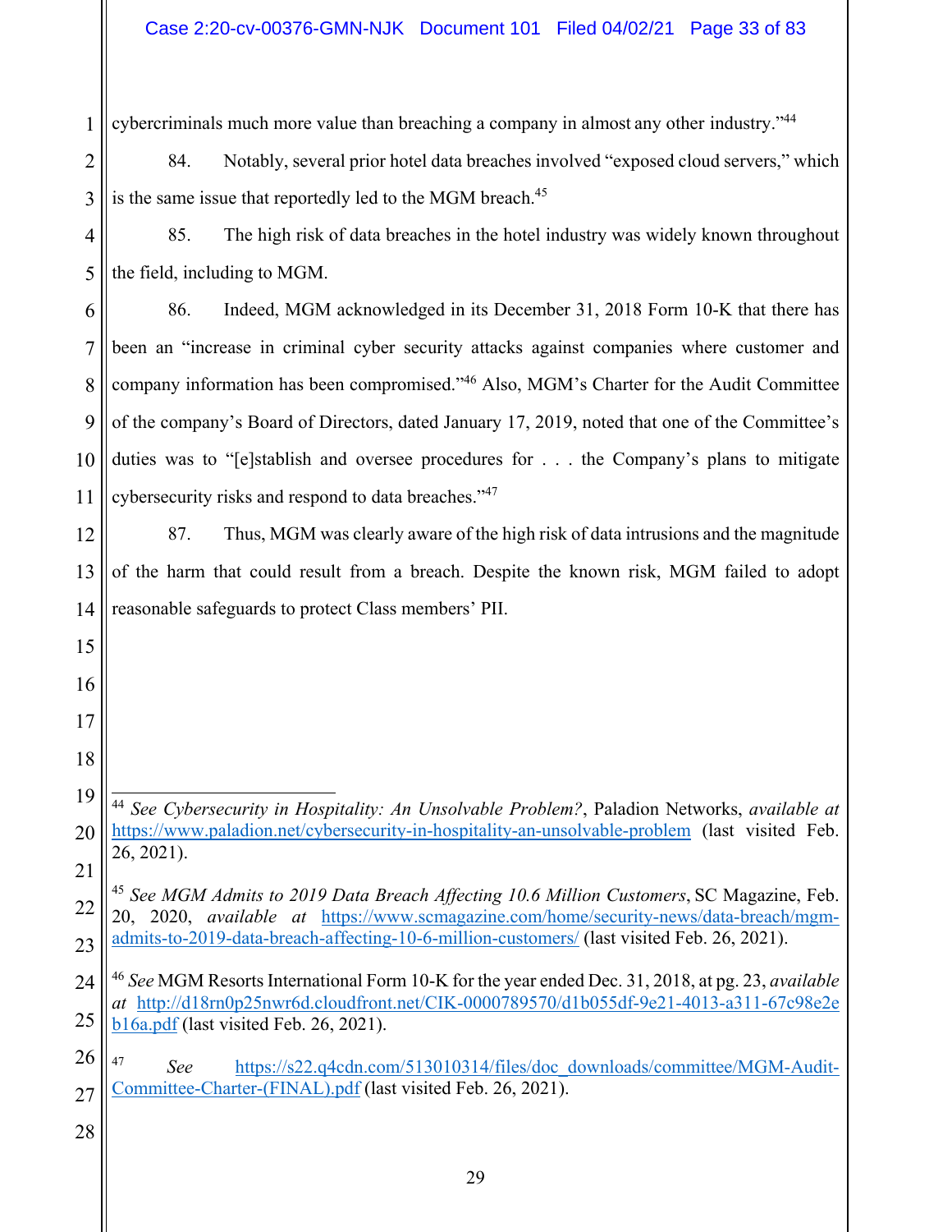cybercriminals much more value than breaching a company in almost any other industry."[44]

84. Notably, several prior hotel data breaches involved "exposed cloud servers," which is the same issue that reportedly led to the MGM breach.[45]

85. The high risk of data breaches in the hotel industry was widely known throughout the field, including to MGM.

86. Indeed, MGM acknowledged in its December 31, 2018 Form 10-K that there has been an "increase in criminal cyber security attacks against companies where customer and company information has been compromised."[46] Also, MGM's Charter for the Audit Committee of the company's Board of Directors, dated January 17, 2019, noted that one of the Committee's duties was to "[e]stablish and oversee procedures for . . . the Company's plans to mitigate cybersecurity risks and respond to data breaches."[47]

87. Thus, MGM was clearly aware of the high risk of data intrusions and the magnitude of the harm that could result from a breach. Despite the known risk, MGM failed to adopt reasonable safeguards to protect Class members' PII.

---

[44] *See Cybersecurity in Hospitality: An Unsolvable Problem?*, Paladion Networks, *available at* https://www.paladion.net/cybersecurity-in-hospitality-an-unsolvable-problem (last visited Feb. 26, 2021).

[45] *See MGM Admits to 2019 Data Breach Affecting 10.6 Million Customers*, SC Magazine, Feb. 20, 2020, *available at* https://www.scmagazine.com/home/security-news/data-breach/mgm-admits-to-2019-data-breach-affecting-10-6-million-customers/ (last visited Feb. 26, 2021).

[46] *See* MGM Resorts International Form 10-K for the year ended Dec. 31, 2018, at pg. 23, *available at* http://d18rn0p25nwr6d.cloudfront.net/CIK-0000789570/d1b055df-9e21-4013-a311-67c98e2eb16a.pdf (last visited Feb. 26, 2021).

[47] *See* https://s22.q4cdn.com/513010314/files/doc_downloads/committee/MGM-Audit-Committee-Charter-(FINAL).pdf (last visited Feb. 26, 2021).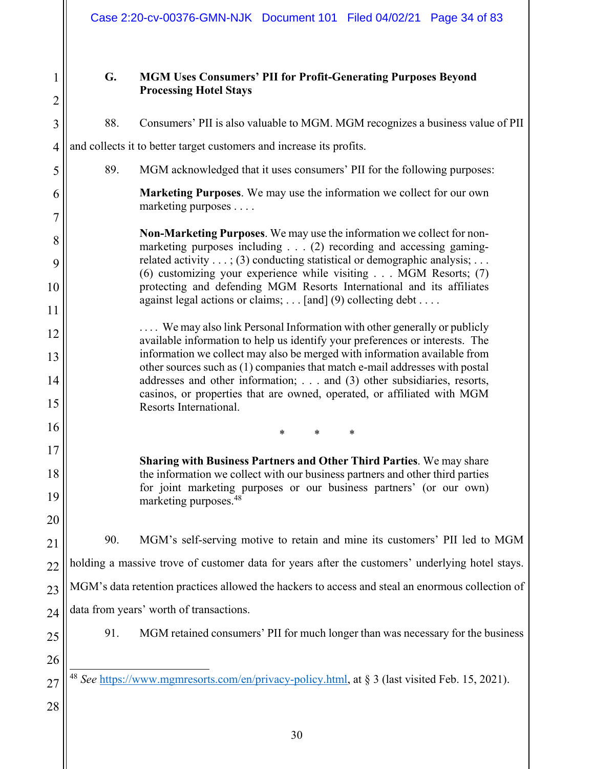### G. MGM Uses Consumers' PII for Profit-Generating Purposes Beyond Processing Hotel Stays

88. Consumers' PII is also valuable to MGM. MGM recognizes a business value of PII and collects it to better target customers and increase its profits.

89. MGM acknowledged that it uses consumers' PII for the following purposes:

> **Marketing Purposes**. We may use the information we collect for our own marketing purposes . . . .
>
> **Non-Marketing Purposes**. We may use the information we collect for non-marketing purposes including . . . (2) recording and accessing gaming-related activity . . . ; (3) conducting statistical or demographic analysis; . . . (6) customizing your experience while visiting . . . MGM Resorts; (7) protecting and defending MGM Resorts International and its affiliates against legal actions or claims; . . . [and] (9) collecting debt . . . .
>
> . . . . We may also link Personal Information with other generally or publicly available information to help us identify your preferences or interests. The information we collect may also be merged with information available from other sources such as (1) companies that match e-mail addresses with postal addresses and other information; . . . and (3) other subsidiaries, resorts, casinos, or properties that are owned, operated, or affiliated with MGM Resorts International.
>
> \* \* \*
>
> **Sharing with Business Partners and Other Third Parties**. We may share the information we collect with our business partners and other third parties for joint marketing purposes or our business partners' (or our own) marketing purposes.[48]

90. MGM's self-serving motive to retain and mine its customers' PII led to MGM holding a massive trove of customer data for years after the customers' underlying hotel stays. MGM's data retention practices allowed the hackers to access and steal an enormous collection of data from years' worth of transactions.

91. MGM retained consumers' PII for much longer than was necessary for the business

---

[48] *See* https://www.mgmresorts.com/en/privacy-policy.html, at § 3 (last visited Feb. 15, 2021).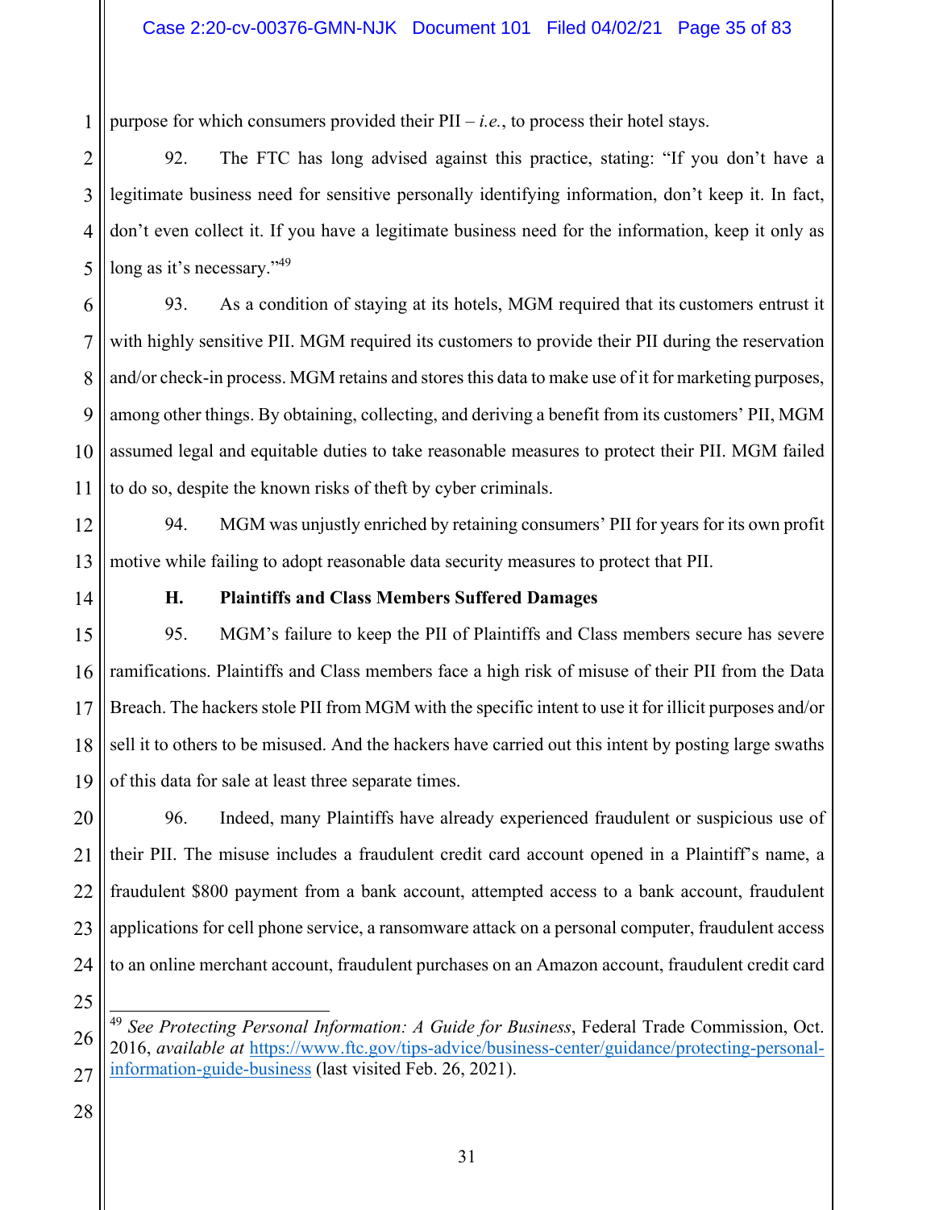purpose for which consumers provided their PII – *i.e.*, to process their hotel stays.

92. The FTC has long advised against this practice, stating: "If you don't have a legitimate business need for sensitive personally identifying information, don't keep it. In fact, don't even collect it. If you have a legitimate business need for the information, keep it only as long as it's necessary."[49]

93. As a condition of staying at its hotels, MGM required that its customers entrust it with highly sensitive PII. MGM required its customers to provide their PII during the reservation and/or check-in process. MGM retains and stores this data to make use of it for marketing purposes, among other things. By obtaining, collecting, and deriving a benefit from its customers' PII, MGM assumed legal and equitable duties to take reasonable measures to protect their PII. MGM failed to do so, despite the known risks of theft by cyber criminals.

94. MGM was unjustly enriched by retaining consumers' PII for years for its own profit motive while failing to adopt reasonable data security measures to protect that PII.

### H. Plaintiffs and Class Members Suffered Damages

95. MGM's failure to keep the PII of Plaintiffs and Class members secure has severe ramifications. Plaintiffs and Class members face a high risk of misuse of their PII from the Data Breach. The hackers stole PII from MGM with the specific intent to use it for illicit purposes and/or sell it to others to be misused. And the hackers have carried out this intent by posting large swaths of this data for sale at least three separate times.

96. Indeed, many Plaintiffs have already experienced fraudulent or suspicious use of their PII. The misuse includes a fraudulent credit card account opened in a Plaintiff's name, a fraudulent $800 payment from a bank account, attempted access to a bank account, fraudulent applications for cell phone service, a ransomware attack on a personal computer, fraudulent access to an online merchant account, fraudulent purchases on an Amazon account, fraudulent credit card

---

[49] *See Protecting Personal Information: A Guide for Business*, Federal Trade Commission, Oct. 2016, *available at* https://www.ftc.gov/tips-advice/business-center/guidance/protecting-personal-information-guide-business (last visited Feb. 26, 2021).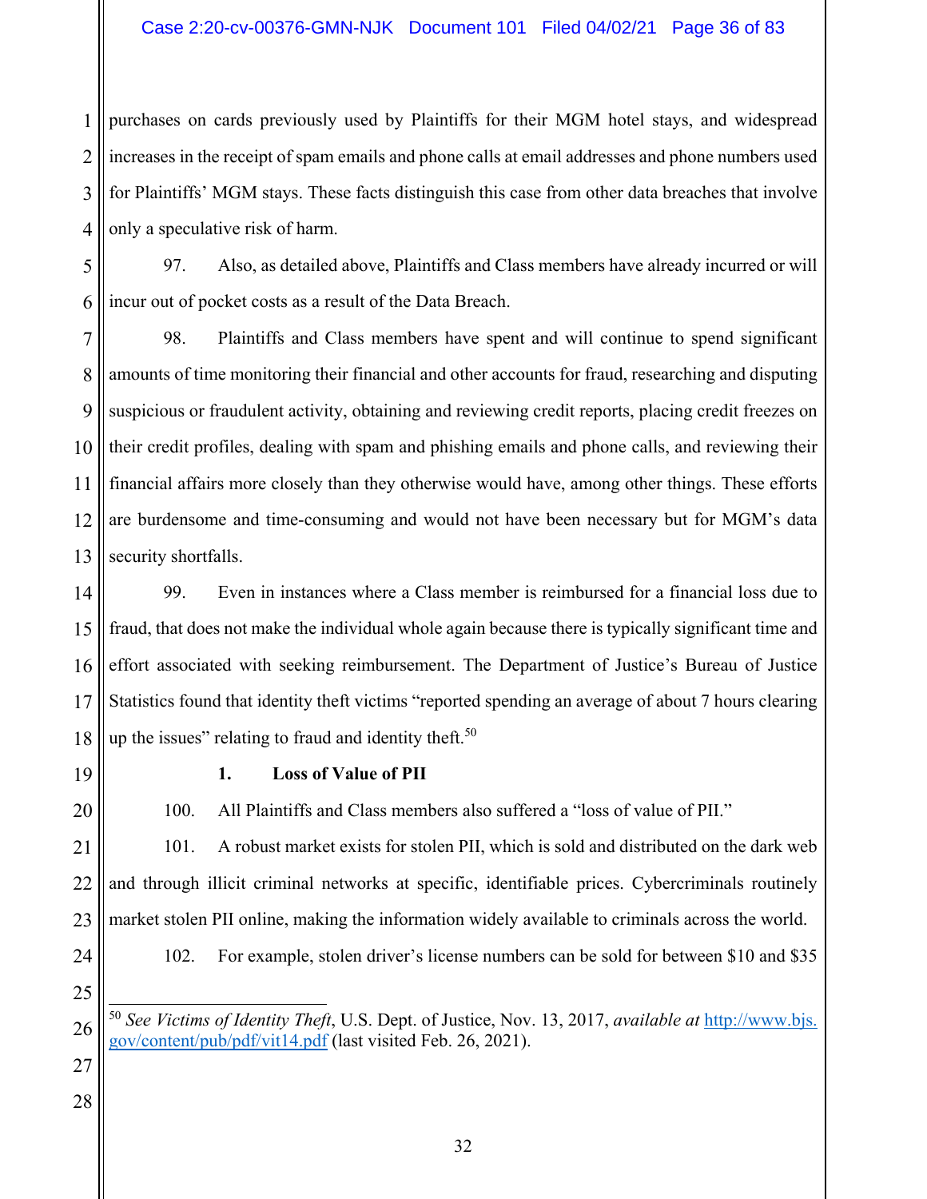purchases on cards previously used by Plaintiffs for their MGM hotel stays, and widespread increases in the receipt of spam emails and phone calls at email addresses and phone numbers used for Plaintiffs' MGM stays. These facts distinguish this case from other data breaches that involve only a speculative risk of harm.

97. Also, as detailed above, Plaintiffs and Class members have already incurred or will incur out of pocket costs as a result of the Data Breach.

98. Plaintiffs and Class members have spent and will continue to spend significant amounts of time monitoring their financial and other accounts for fraud, researching and disputing suspicious or fraudulent activity, obtaining and reviewing credit reports, placing credit freezes on their credit profiles, dealing with spam and phishing emails and phone calls, and reviewing their financial affairs more closely than they otherwise would have, among other things. These efforts are burdensome and time-consuming and would not have been necessary but for MGM's data security shortfalls.

99. Even in instances where a Class member is reimbursed for a financial loss due to fraud, that does not make the individual whole again because there is typically significant time and effort associated with seeking reimbursement. The Department of Justice's Bureau of Justice Statistics found that identity theft victims "reported spending an average of about 7 hours clearing up the issues" relating to fraud and identity theft.[50]

**1. Loss of Value of PII**

100. All Plaintiffs and Class members also suffered a "loss of value of PII."

101. A robust market exists for stolen PII, which is sold and distributed on the dark web and through illicit criminal networks at specific, identifiable prices. Cybercriminals routinely market stolen PII online, making the information widely available to criminals across the world.

102. For example, stolen driver's license numbers can be sold for between $10 and $35

---

[50] *See Victims of Identity Theft*, U.S. Dept. of Justice, Nov. 13, 2017, *available at* http://www.bjs.gov/content/pub/pdf/vit14.pdf (last visited Feb. 26, 2021).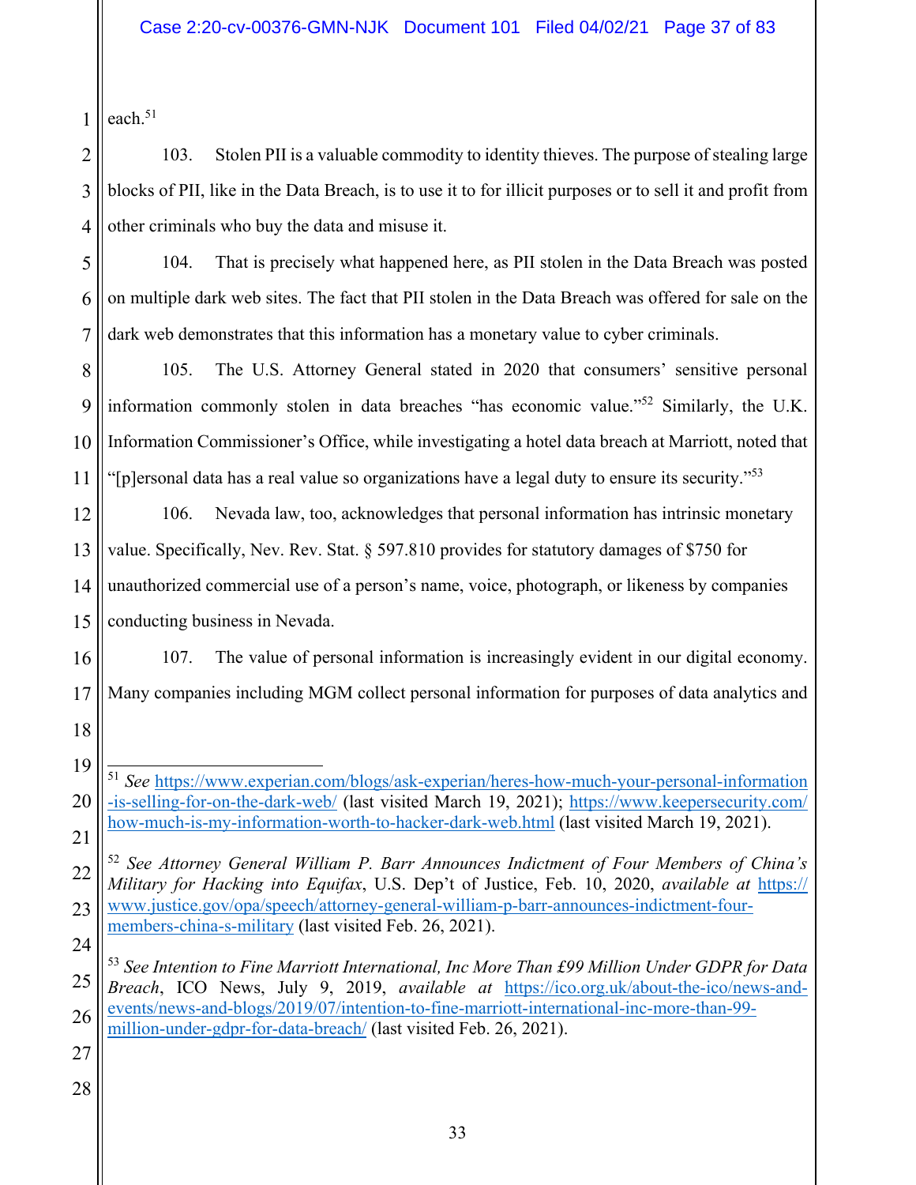each.[51]

103. Stolen PII is a valuable commodity to identity thieves. The purpose of stealing large blocks of PII, like in the Data Breach, is to use it to for illicit purposes or to sell it and profit from other criminals who buy the data and misuse it.

104. That is precisely what happened here, as PII stolen in the Data Breach was posted on multiple dark web sites. The fact that PII stolen in the Data Breach was offered for sale on the dark web demonstrates that this information has a monetary value to cyber criminals.

105. The U.S. Attorney General stated in 2020 that consumers' sensitive personal information commonly stolen in data breaches "has economic value."[52] Similarly, the U.K. Information Commissioner's Office, while investigating a hotel data breach at Marriott, noted that "[p]ersonal data has a real value so organizations have a legal duty to ensure its security."[53]

106. Nevada law, too, acknowledges that personal information has intrinsic monetary value. Specifically, Nev. Rev. Stat. § 597.810 provides for statutory damages of $750 for unauthorized commercial use of a person's name, voice, photograph, or likeness by companies conducting business in Nevada.

107. The value of personal information is increasingly evident in our digital economy. Many companies including MGM collect personal information for purposes of data analytics and

---

[51] *See* https://www.experian.com/blogs/ask-experian/heres-how-much-your-personal-information-is-selling-for-on-the-dark-web/ (last visited March 19, 2021); https://www.keepersecurity.com/how-much-is-my-information-worth-to-hacker-dark-web.html (last visited March 19, 2021).

[52] *See Attorney General William P. Barr Announces Indictment of Four Members of China's Military for Hacking into Equifax*, U.S. Dep't of Justice, Feb. 10, 2020, *available at* https://www.justice.gov/opa/speech/attorney-general-william-p-barr-announces-indictment-four-members-china-s-military (last visited Feb. 26, 2021).

[53] *See Intention to Fine Marriott International, Inc More Than £99 Million Under GDPR for Data Breach*, ICO News, July 9, 2019, *available at* https://ico.org.uk/about-the-ico/news-and-events/news-and-blogs/2019/07/intention-to-fine-marriott-international-inc-more-than-99-million-under-gdpr-for-data-breach/ (last visited Feb. 26, 2021).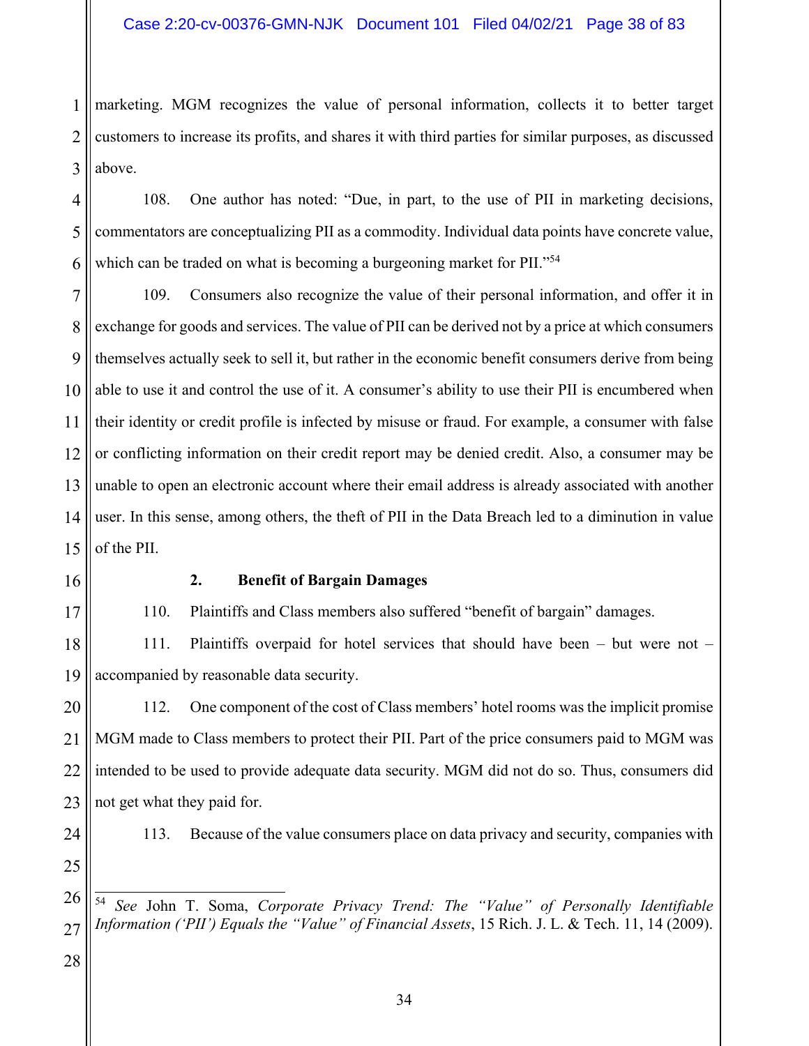marketing. MGM recognizes the value of personal information, collects it to better target customers to increase its profits, and shares it with third parties for similar purposes, as discussed above.

108. One author has noted: "Due, in part, to the use of PII in marketing decisions, commentators are conceptualizing PII as a commodity. Individual data points have concrete value, which can be traded on what is becoming a burgeoning market for PII."[54]

109. Consumers also recognize the value of their personal information, and offer it in exchange for goods and services. The value of PII can be derived not by a price at which consumers themselves actually seek to sell it, but rather in the economic benefit consumers derive from being able to use it and control the use of it. A consumer's ability to use their PII is encumbered when their identity or credit profile is infected by misuse or fraud. For example, a consumer with false or conflicting information on their credit report may be denied credit. Also, a consumer may be unable to open an electronic account where their email address is already associated with another user. In this sense, among others, the theft of PII in the Data Breach led to a diminution in value of the PII.

**2. Benefit of Bargain Damages**

110. Plaintiffs and Class members also suffered "benefit of bargain" damages.

111. Plaintiffs overpaid for hotel services that should have been – but were not – accompanied by reasonable data security.

112. One component of the cost of Class members' hotel rooms was the implicit promise MGM made to Class members to protect their PII. Part of the price consumers paid to MGM was intended to be used to provide adequate data security. MGM did not do so. Thus, consumers did not get what they paid for.

113. Because of the value consumers place on data privacy and security, companies with

---

[54] *See* John T. Soma, *Corporate Privacy Trend: The "Value" of Personally Identifiable Information ('PII') Equals the "Value" of Financial Assets*, 15 Rich. J. L. & Tech. 11, 14 (2009).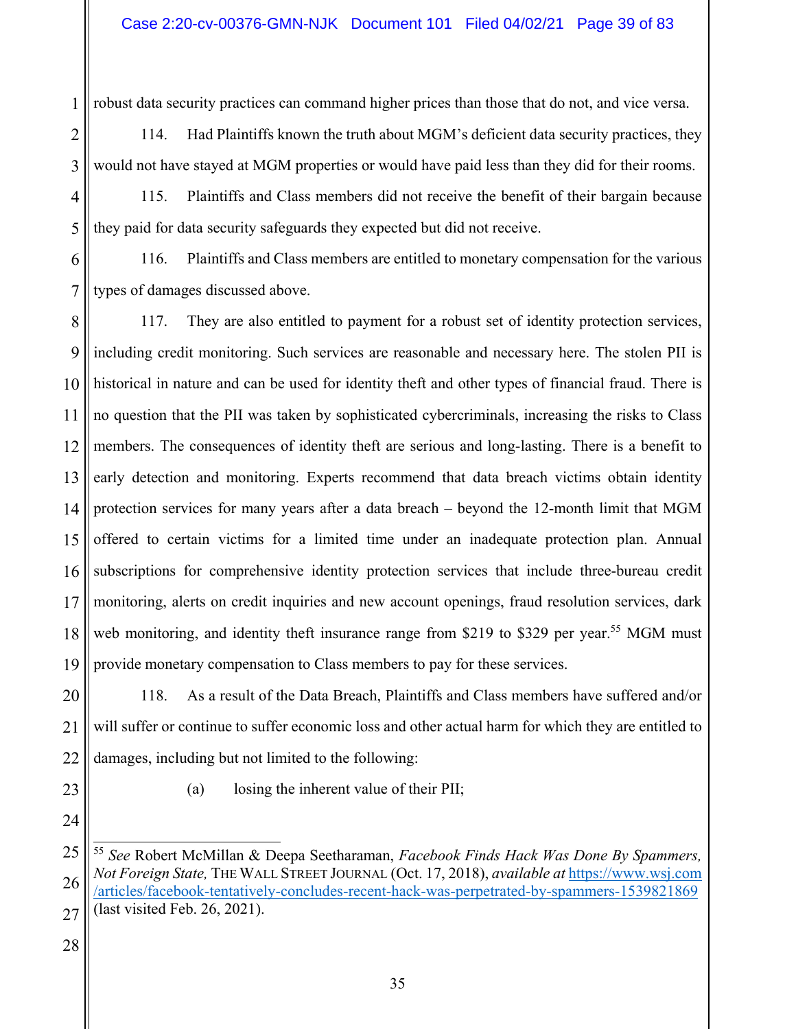robust data security practices can command higher prices than those that do not, and vice versa.

114. Had Plaintiffs known the truth about MGM's deficient data security practices, they would not have stayed at MGM properties or would have paid less than they did for their rooms.

115. Plaintiffs and Class members did not receive the benefit of their bargain because they paid for data security safeguards they expected but did not receive.

116. Plaintiffs and Class members are entitled to monetary compensation for the various types of damages discussed above.

117. They are also entitled to payment for a robust set of identity protection services, including credit monitoring. Such services are reasonable and necessary here. The stolen PII is historical in nature and can be used for identity theft and other types of financial fraud. There is no question that the PII was taken by sophisticated cybercriminals, increasing the risks to Class members. The consequences of identity theft are serious and long-lasting. There is a benefit to early detection and monitoring. Experts recommend that data breach victims obtain identity protection services for many years after a data breach – beyond the 12-month limit that MGM offered to certain victims for a limited time under an inadequate protection plan. Annual subscriptions for comprehensive identity protection services that include three-bureau credit monitoring, alerts on credit inquiries and new account openings, fraud resolution services, dark web monitoring, and identity theft insurance range from $219 to $329 per year.[55] MGM must provide monetary compensation to Class members to pay for these services.

118. As a result of the Data Breach, Plaintiffs and Class members have suffered and/or will suffer or continue to suffer economic loss and other actual harm for which they are entitled to damages, including but not limited to the following:

(a) losing the inherent value of their PII;

---

[55] *See* Robert McMillan & Deepa Seetharaman, *Facebook Finds Hack Was Done By Spammers, Not Foreign State,* THE WALL STREET JOURNAL (Oct. 17, 2018), *available at* https://www.wsj.com/articles/facebook-tentatively-concludes-recent-hack-was-perpetrated-by-spammers-1539821869 (last visited Feb. 26, 2021).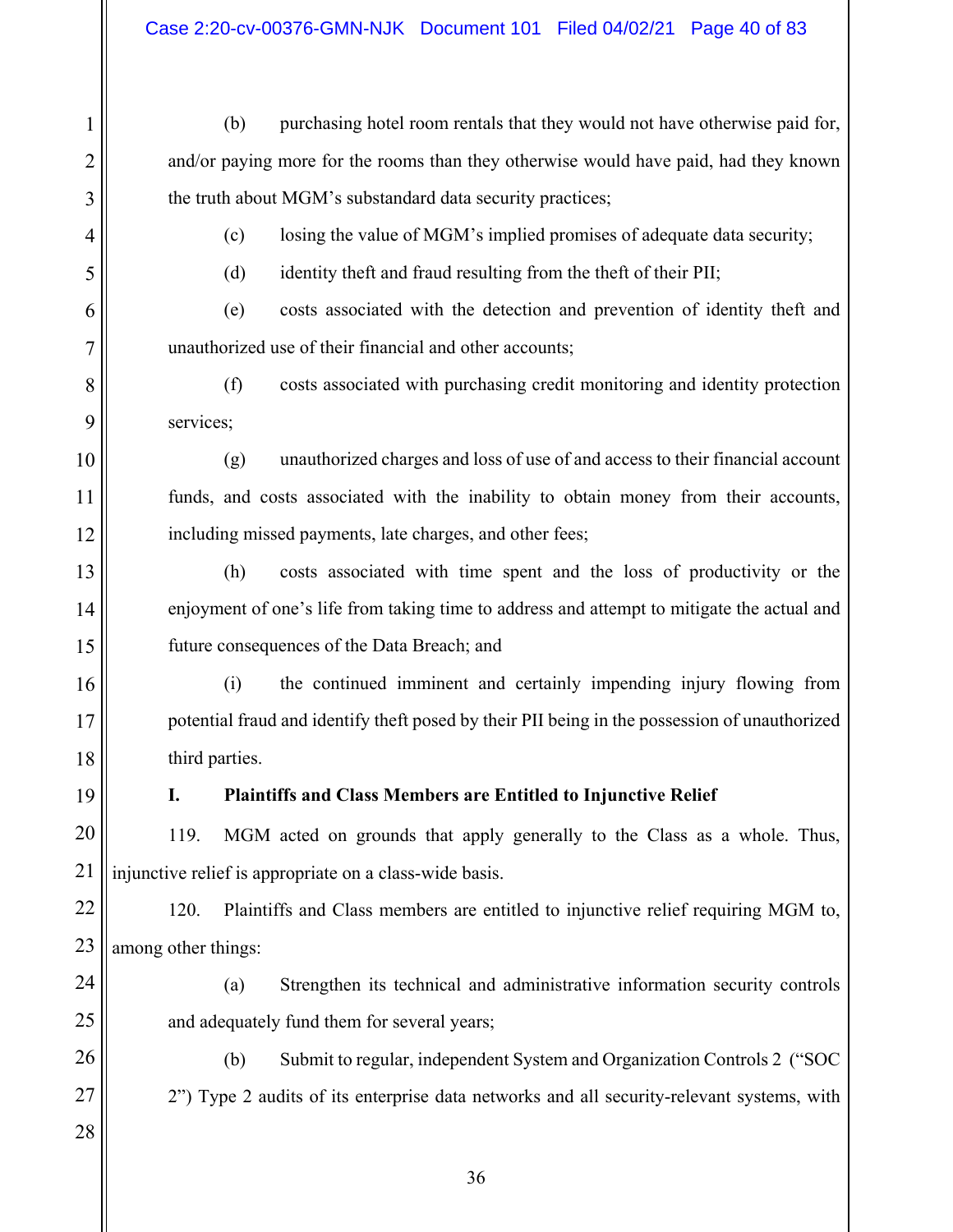(b) purchasing hotel room rentals that they would not have otherwise paid for, and/or paying more for the rooms than they otherwise would have paid, had they known the truth about MGM's substandard data security practices;

(c) losing the value of MGM's implied promises of adequate data security;

(d) identity theft and fraud resulting from the theft of their PII;

(e) costs associated with the detection and prevention of identity theft and unauthorized use of their financial and other accounts;

(f) costs associated with purchasing credit monitoring and identity protection services;

(g) unauthorized charges and loss of use of and access to their financial account funds, and costs associated with the inability to obtain money from their accounts, including missed payments, late charges, and other fees;

(h) costs associated with time spent and the loss of productivity or the enjoyment of one's life from taking time to address and attempt to mitigate the actual and future consequences of the Data Breach; and

(i) the continued imminent and certainly impending injury flowing from potential fraud and identify theft posed by their PII being in the possession of unauthorized third parties.

**I. Plaintiffs and Class Members are Entitled to Injunctive Relief**

119. MGM acted on grounds that apply generally to the Class as a whole. Thus, injunctive relief is appropriate on a class-wide basis.

120. Plaintiffs and Class members are entitled to injunctive relief requiring MGM to, among other things:

(a) Strengthen its technical and administrative information security controls and adequately fund them for several years;

(b) Submit to regular, independent System and Organization Controls 2 ("SOC 2") Type 2 audits of its enterprise data networks and all security-relevant systems, with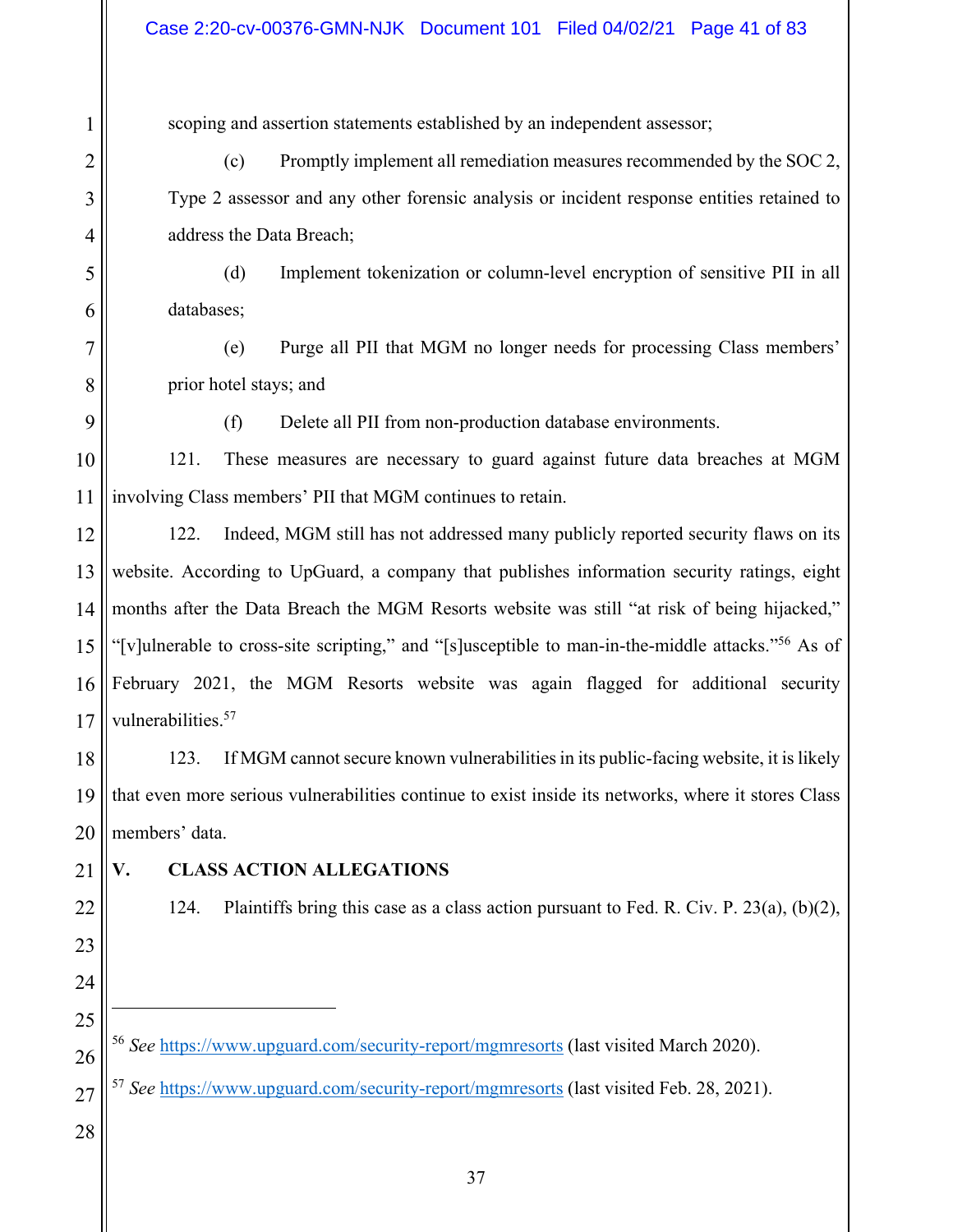scoping and assertion statements established by an independent assessor;

(c) Promptly implement all remediation measures recommended by the SOC 2, Type 2 assessor and any other forensic analysis or incident response entities retained to address the Data Breach;

(d) Implement tokenization or column-level encryption of sensitive PII in all databases;

(e) Purge all PII that MGM no longer needs for processing Class members' prior hotel stays; and

(f) Delete all PII from non-production database environments.

121. These measures are necessary to guard against future data breaches at MGM involving Class members' PII that MGM continues to retain.

122. Indeed, MGM still has not addressed many publicly reported security flaws on its website. According to UpGuard, a company that publishes information security ratings, eight months after the Data Breach the MGM Resorts website was still "at risk of being hijacked," "[v]ulnerable to cross-site scripting," and "[s]usceptible to man-in-the-middle attacks."[56] As of February 2021, the MGM Resorts website was again flagged for additional security vulnerabilities.[57]

123. If MGM cannot secure known vulnerabilities in its public-facing website, it is likely that even more serious vulnerabilities continue to exist inside its networks, where it stores Class members' data.

## V. CLASS ACTION ALLEGATIONS

124. Plaintiffs bring this case as a class action pursuant to Fed. R. Civ. P. 23(a), (b)(2),

---

[56] *See* https://www.upguard.com/security-report/mgmresorts (last visited March 2020).

[57] *See* https://www.upguard.com/security-report/mgmresorts (last visited Feb. 28, 2021).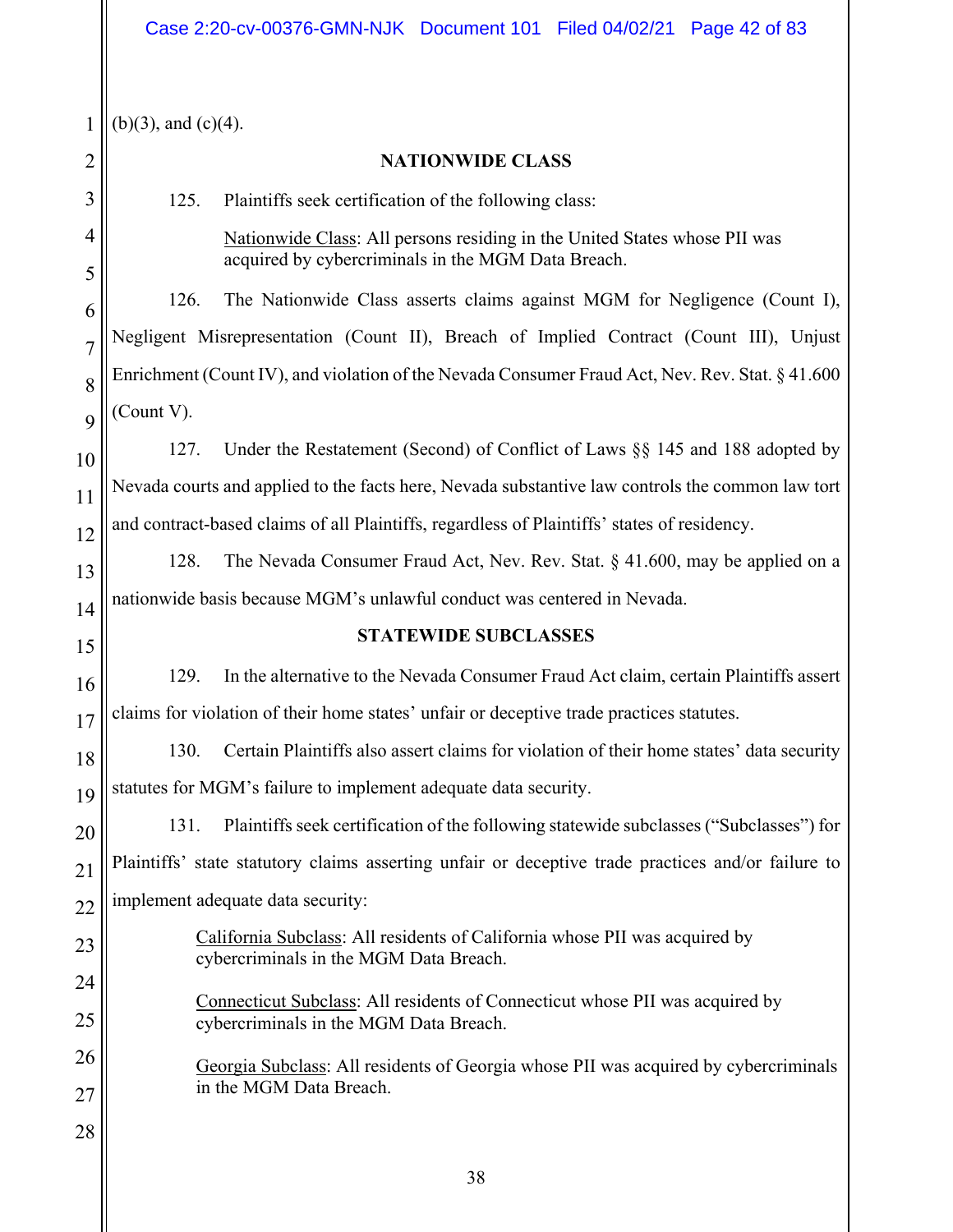(b)(3), and (c)(4).

## NATIONWIDE CLASS

125. Plaintiffs seek certification of the following class:

> Nationwide Class: All persons residing in the United States whose PII was acquired by cybercriminals in the MGM Data Breach.

126. The Nationwide Class asserts claims against MGM for Negligence (Count I), Negligent Misrepresentation (Count II), Breach of Implied Contract (Count III), Unjust Enrichment (Count IV), and violation of the Nevada Consumer Fraud Act, Nev. Rev. Stat. § 41.600 (Count V).

127. Under the Restatement (Second) of Conflict of Laws §§ 145 and 188 adopted by Nevada courts and applied to the facts here, Nevada substantive law controls the common law tort and contract-based claims of all Plaintiffs, regardless of Plaintiffs' states of residency.

128. The Nevada Consumer Fraud Act, Nev. Rev. Stat. § 41.600, may be applied on a nationwide basis because MGM's unlawful conduct was centered in Nevada.

## STATEWIDE SUBCLASSES

129. In the alternative to the Nevada Consumer Fraud Act claim, certain Plaintiffs assert claims for violation of their home states' unfair or deceptive trade practices statutes.

130. Certain Plaintiffs also assert claims for violation of their home states' data security statutes for MGM's failure to implement adequate data security.

131. Plaintiffs seek certification of the following statewide subclasses ("Subclasses") for Plaintiffs' state statutory claims asserting unfair or deceptive trade practices and/or failure to implement adequate data security:

> California Subclass: All residents of California whose PII was acquired by cybercriminals in the MGM Data Breach.
>
> Connecticut Subclass: All residents of Connecticut whose PII was acquired by cybercriminals in the MGM Data Breach.
>
> Georgia Subclass: All residents of Georgia whose PII was acquired by cybercriminals in the MGM Data Breach.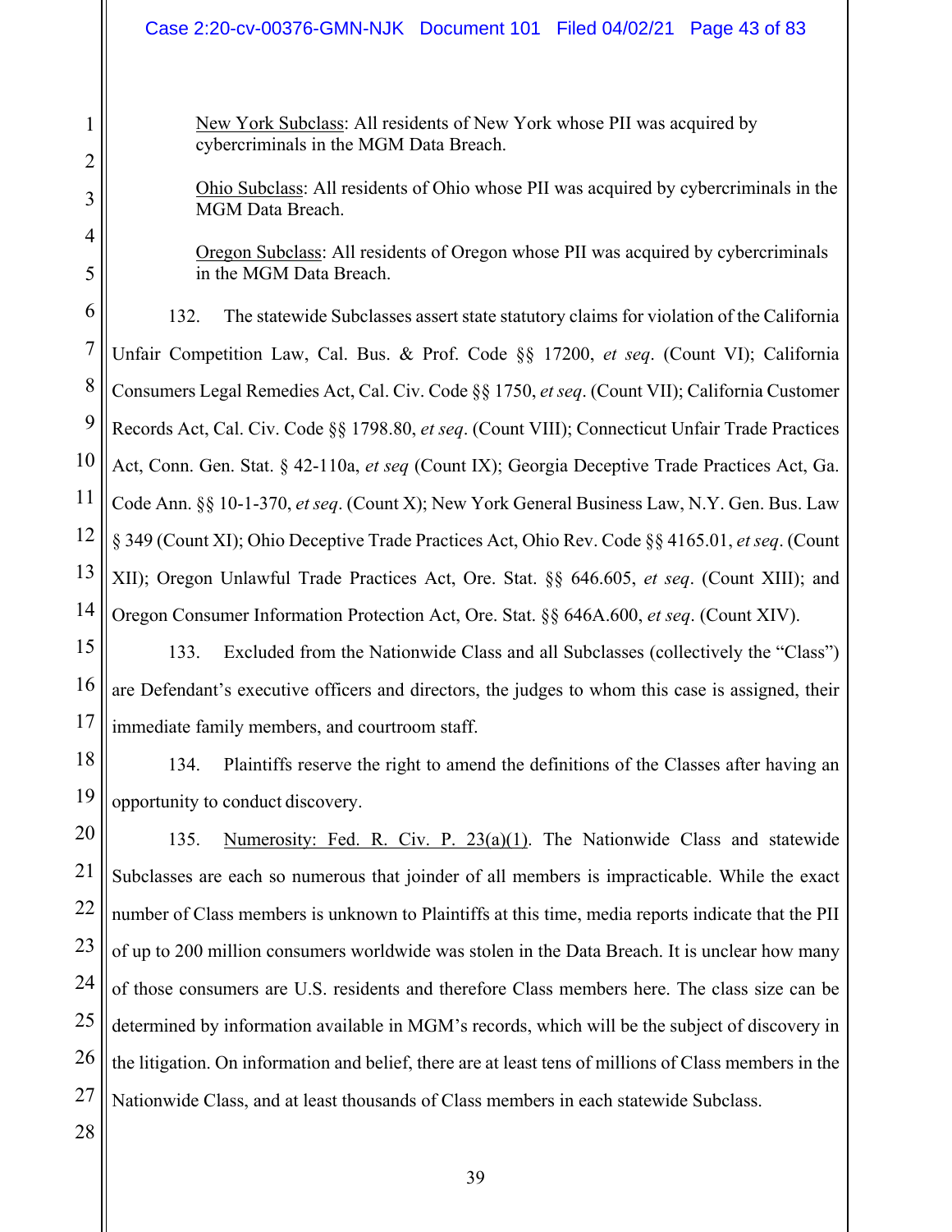<u>New York Subclass</u>: All residents of New York whose PII was acquired by cybercriminals in the MGM Data Breach.

<u>Ohio Subclass</u>: All residents of Ohio whose PII was acquired by cybercriminals in the MGM Data Breach.

<u>Oregon Subclass</u>: All residents of Oregon whose PII was acquired by cybercriminals in the MGM Data Breach.

132. The statewide Subclasses assert state statutory claims for violation of the California Unfair Competition Law, Cal. Bus. & Prof. Code §§ 17200, *et seq*. (Count VI); California Consumers Legal Remedies Act, Cal. Civ. Code §§ 1750, *et seq*. (Count VII); California Customer Records Act, Cal. Civ. Code §§ 1798.80, *et seq*. (Count VIII); Connecticut Unfair Trade Practices Act, Conn. Gen. Stat. § 42-110a, *et seq* (Count IX); Georgia Deceptive Trade Practices Act, Ga. Code Ann. §§ 10-1-370, *et seq*. (Count X); New York General Business Law, N.Y. Gen. Bus. Law § 349 (Count XI); Ohio Deceptive Trade Practices Act, Ohio Rev. Code §§ 4165.01, *et seq*. (Count XII); Oregon Unlawful Trade Practices Act, Ore. Stat. §§ 646.605, *et seq*. (Count XIII); and Oregon Consumer Information Protection Act, Ore. Stat. §§ 646A.600, *et seq*. (Count XIV).

133. Excluded from the Nationwide Class and all Subclasses (collectively the "Class") are Defendant's executive officers and directors, the judges to whom this case is assigned, their immediate family members, and courtroom staff.

134. Plaintiffs reserve the right to amend the definitions of the Classes after having an opportunity to conduct discovery.

135. <u>Numerosity: Fed. R. Civ. P. 23(a)(1)</u>. The Nationwide Class and statewide Subclasses are each so numerous that joinder of all members is impracticable. While the exact number of Class members is unknown to Plaintiffs at this time, media reports indicate that the PII of up to 200 million consumers worldwide was stolen in the Data Breach. It is unclear how many of those consumers are U.S. residents and therefore Class members here. The class size can be determined by information available in MGM's records, which will be the subject of discovery in the litigation. On information and belief, there are at least tens of millions of Class members in the Nationwide Class, and at least thousands of Class members in each statewide Subclass.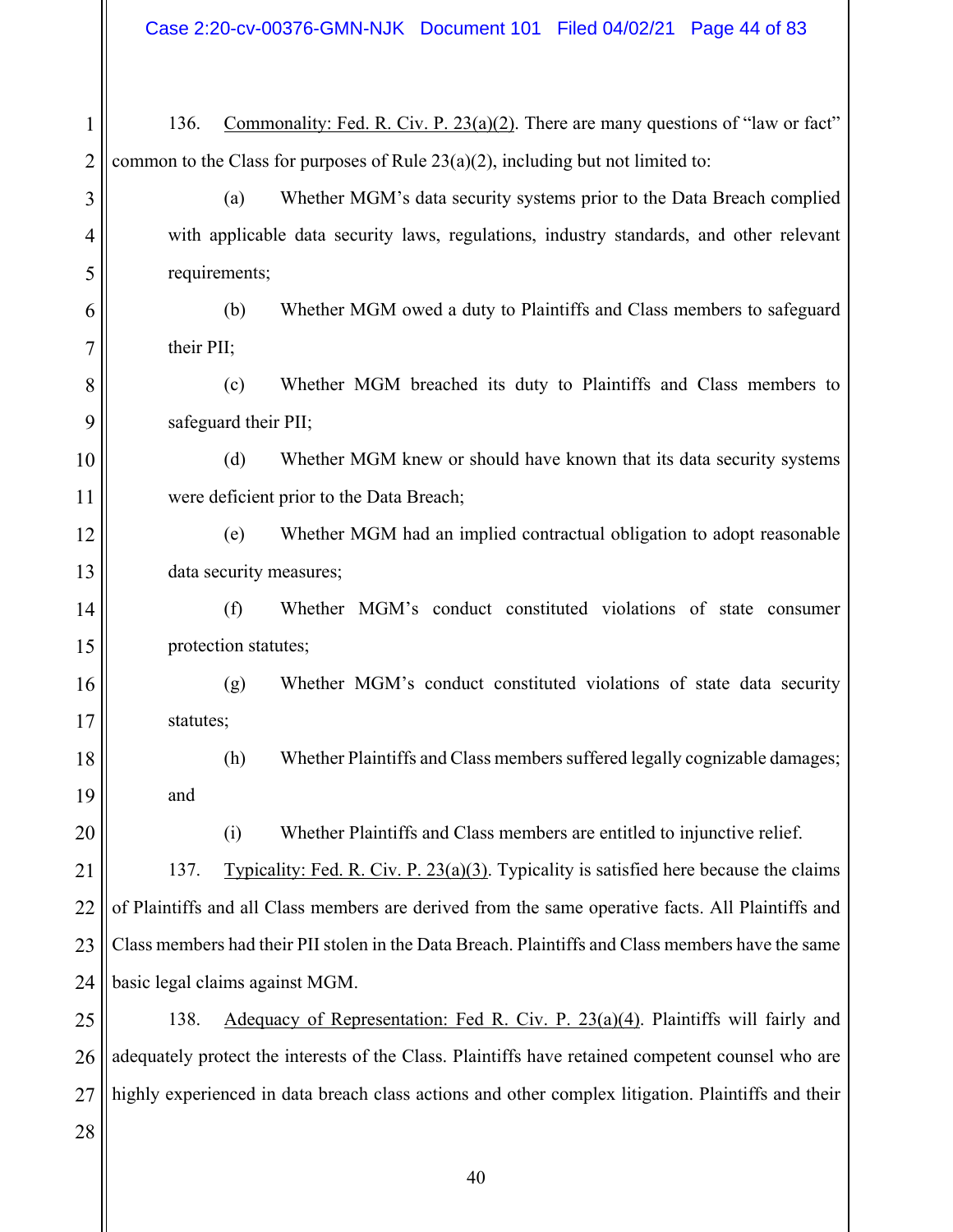136. Commonality: Fed. R. Civ. P. 23(a)(2). There are many questions of "law or fact" common to the Class for purposes of Rule 23(a)(2), including but not limited to:

(a) Whether MGM's data security systems prior to the Data Breach complied with applicable data security laws, regulations, industry standards, and other relevant requirements;

(b) Whether MGM owed a duty to Plaintiffs and Class members to safeguard their PII;

(c) Whether MGM breached its duty to Plaintiffs and Class members to safeguard their PII;

(d) Whether MGM knew or should have known that its data security systems were deficient prior to the Data Breach;

(e) Whether MGM had an implied contractual obligation to adopt reasonable data security measures;

(f) Whether MGM's conduct constituted violations of state consumer protection statutes;

(g) Whether MGM's conduct constituted violations of state data security statutes;

(h) Whether Plaintiffs and Class members suffered legally cognizable damages; and

(i) Whether Plaintiffs and Class members are entitled to injunctive relief.

137. Typicality: Fed. R. Civ. P. 23(a)(3). Typicality is satisfied here because the claims of Plaintiffs and all Class members are derived from the same operative facts. All Plaintiffs and Class members had their PII stolen in the Data Breach. Plaintiffs and Class members have the same basic legal claims against MGM.

138. Adequacy of Representation: Fed R. Civ. P. 23(a)(4). Plaintiffs will fairly and adequately protect the interests of the Class. Plaintiffs have retained competent counsel who are highly experienced in data breach class actions and other complex litigation. Plaintiffs and their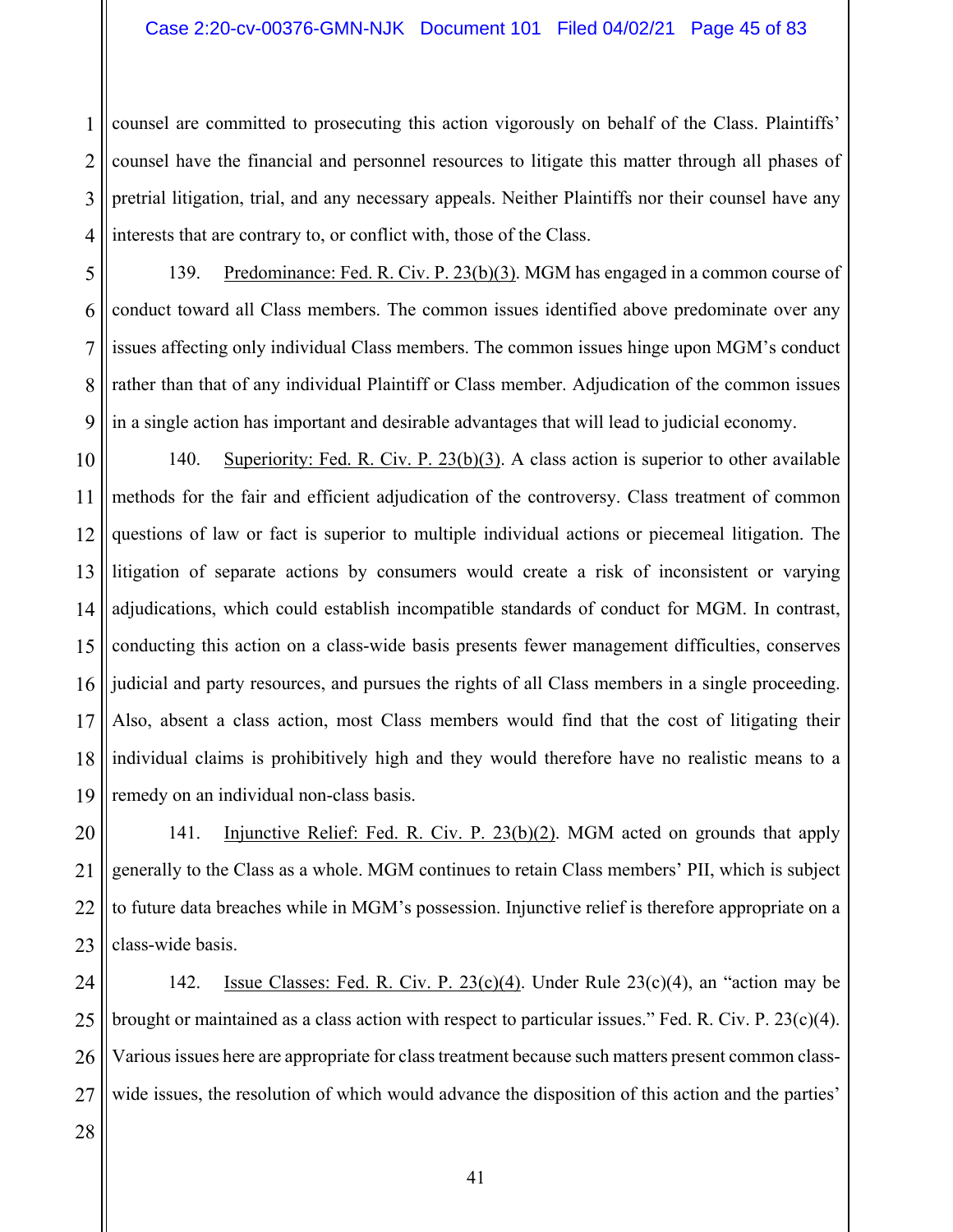counsel are committed to prosecuting this action vigorously on behalf of the Class. Plaintiffs' counsel have the financial and personnel resources to litigate this matter through all phases of pretrial litigation, trial, and any necessary appeals. Neither Plaintiffs nor their counsel have any interests that are contrary to, or conflict with, those of the Class.

139. Predominance: Fed. R. Civ. P. 23(b)(3). MGM has engaged in a common course of conduct toward all Class members. The common issues identified above predominate over any issues affecting only individual Class members. The common issues hinge upon MGM's conduct rather than that of any individual Plaintiff or Class member. Adjudication of the common issues in a single action has important and desirable advantages that will lead to judicial economy.

140. Superiority: Fed. R. Civ. P. 23(b)(3). A class action is superior to other available methods for the fair and efficient adjudication of the controversy. Class treatment of common questions of law or fact is superior to multiple individual actions or piecemeal litigation. The litigation of separate actions by consumers would create a risk of inconsistent or varying adjudications, which could establish incompatible standards of conduct for MGM. In contrast, conducting this action on a class-wide basis presents fewer management difficulties, conserves judicial and party resources, and pursues the rights of all Class members in a single proceeding. Also, absent a class action, most Class members would find that the cost of litigating their individual claims is prohibitively high and they would therefore have no realistic means to a remedy on an individual non-class basis.

141. Injunctive Relief: Fed. R. Civ. P. 23(b)(2). MGM acted on grounds that apply generally to the Class as a whole. MGM continues to retain Class members' PII, which is subject to future data breaches while in MGM's possession. Injunctive relief is therefore appropriate on a class-wide basis.

142. Issue Classes: Fed. R. Civ. P. 23(c)(4). Under Rule 23(c)(4), an "action may be brought or maintained as a class action with respect to particular issues." Fed. R. Civ. P. 23(c)(4). Various issues here are appropriate for class treatment because such matters present common class-wide issues, the resolution of which would advance the disposition of this action and the parties'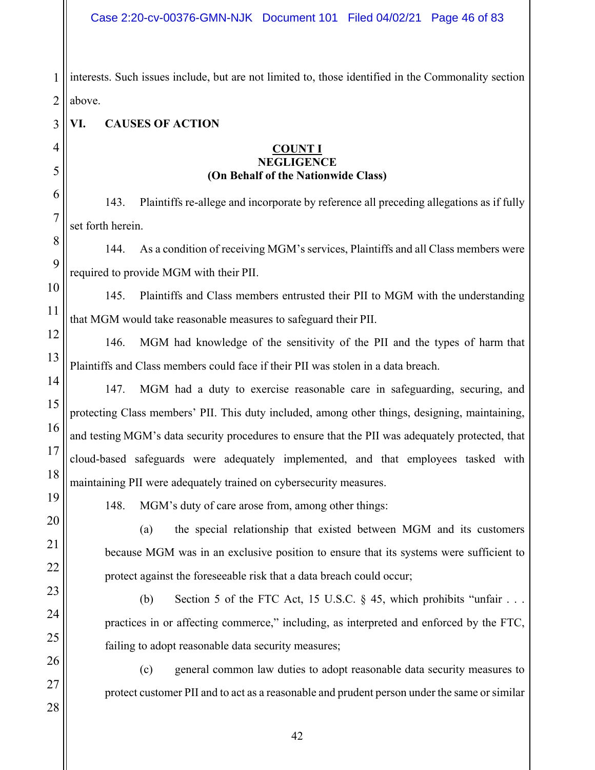interests. Such issues include, but are not limited to, those identified in the Commonality section above.

## VI. CAUSES OF ACTION

### COUNT I
### NEGLIGENCE
### (On Behalf of the Nationwide Class)

143. Plaintiffs re-allege and incorporate by reference all preceding allegations as if fully set forth herein.

144. As a condition of receiving MGM's services, Plaintiffs and all Class members were required to provide MGM with their PII.

145. Plaintiffs and Class members entrusted their PII to MGM with the understanding that MGM would take reasonable measures to safeguard their PII.

146. MGM had knowledge of the sensitivity of the PII and the types of harm that Plaintiffs and Class members could face if their PII was stolen in a data breach.

147. MGM had a duty to exercise reasonable care in safeguarding, securing, and protecting Class members' PII. This duty included, among other things, designing, maintaining, and testing MGM's data security procedures to ensure that the PII was adequately protected, that cloud-based safeguards were adequately implemented, and that employees tasked with maintaining PII were adequately trained on cybersecurity measures.

148. MGM's duty of care arose from, among other things:

(a) the special relationship that existed between MGM and its customers because MGM was in an exclusive position to ensure that its systems were sufficient to protect against the foreseeable risk that a data breach could occur;

(b) Section 5 of the FTC Act, 15 U.S.C. § 45, which prohibits "unfair . . . practices in or affecting commerce," including, as interpreted and enforced by the FTC, failing to adopt reasonable data security measures;

(c) general common law duties to adopt reasonable data security measures to protect customer PII and to act as a reasonable and prudent person under the same or similar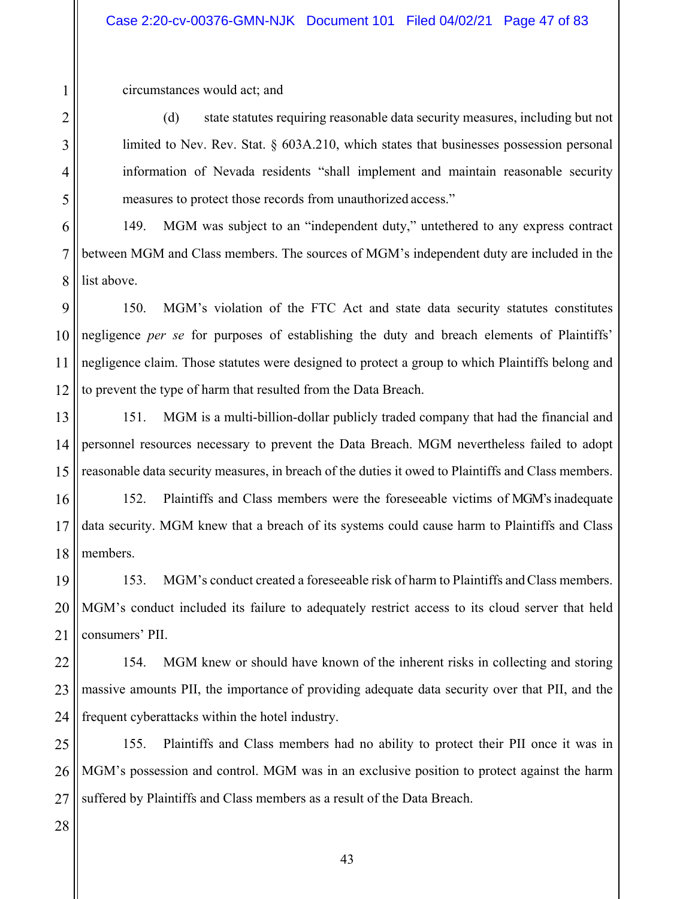circumstances would act; and

(d) state statutes requiring reasonable data security measures, including but not limited to Nev. Rev. Stat. § 603A.210, which states that businesses possession personal information of Nevada residents "shall implement and maintain reasonable security measures to protect those records from unauthorized access."

149. MGM was subject to an "independent duty," untethered to any express contract between MGM and Class members. The sources of MGM's independent duty are included in the list above.

150. MGM's violation of the FTC Act and state data security statutes constitutes negligence *per se* for purposes of establishing the duty and breach elements of Plaintiffs' negligence claim. Those statutes were designed to protect a group to which Plaintiffs belong and to prevent the type of harm that resulted from the Data Breach.

151. MGM is a multi-billion-dollar publicly traded company that had the financial and personnel resources necessary to prevent the Data Breach. MGM nevertheless failed to adopt reasonable data security measures, in breach of the duties it owed to Plaintiffs and Class members.

152. Plaintiffs and Class members were the foreseeable victims of MGM's inadequate data security. MGM knew that a breach of its systems could cause harm to Plaintiffs and Class members.

153. MGM's conduct created a foreseeable risk of harm to Plaintiffs and Class members. MGM's conduct included its failure to adequately restrict access to its cloud server that held consumers' PII.

154. MGM knew or should have known of the inherent risks in collecting and storing massive amounts PII, the importance of providing adequate data security over that PII, and the frequent cyberattacks within the hotel industry.

155. Plaintiffs and Class members had no ability to protect their PII once it was in MGM's possession and control. MGM was in an exclusive position to protect against the harm suffered by Plaintiffs and Class members as a result of the Data Breach.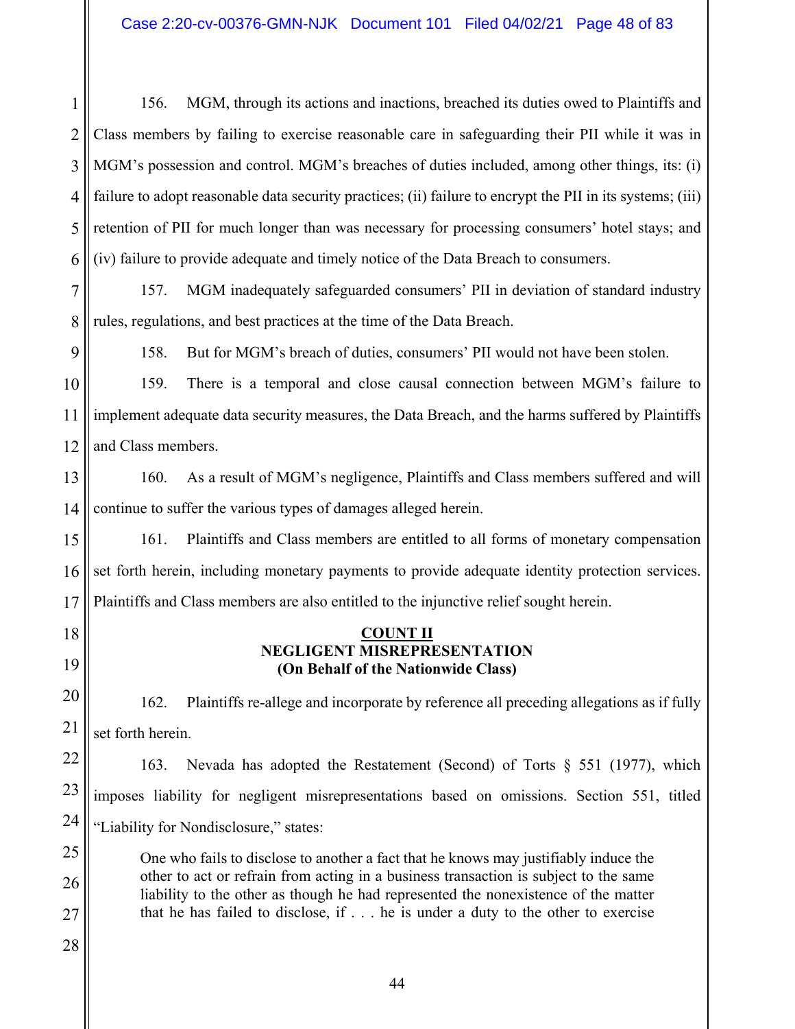156. MGM, through its actions and inactions, breached its duties owed to Plaintiffs and Class members by failing to exercise reasonable care in safeguarding their PII while it was in MGM's possession and control. MGM's breaches of duties included, among other things, its: (i) failure to adopt reasonable data security practices; (ii) failure to encrypt the PII in its systems; (iii) retention of PII for much longer than was necessary for processing consumers' hotel stays; and (iv) failure to provide adequate and timely notice of the Data Breach to consumers.

157. MGM inadequately safeguarded consumers' PII in deviation of standard industry rules, regulations, and best practices at the time of the Data Breach.

158. But for MGM's breach of duties, consumers' PII would not have been stolen.

159. There is a temporal and close causal connection between MGM's failure to implement adequate data security measures, the Data Breach, and the harms suffered by Plaintiffs and Class members.

160. As a result of MGM's negligence, Plaintiffs and Class members suffered and will continue to suffer the various types of damages alleged herein.

161. Plaintiffs and Class members are entitled to all forms of monetary compensation set forth herein, including monetary payments to provide adequate identity protection services. Plaintiffs and Class members are also entitled to the injunctive relief sought herein.

**COUNT II**
**NEGLIGENT MISREPRESENTATION**
**(On Behalf of the Nationwide Class)**

162. Plaintiffs re-allege and incorporate by reference all preceding allegations as if fully set forth herein.

163. Nevada has adopted the Restatement (Second) of Torts § 551 (1977), which imposes liability for negligent misrepresentations based on omissions. Section 551, titled "Liability for Nondisclosure," states:

> One who fails to disclose to another a fact that he knows may justifiably induce the other to act or refrain from acting in a business transaction is subject to the same liability to the other as though he had represented the nonexistence of the matter that he has failed to disclose, if . . . he is under a duty to the other to exercise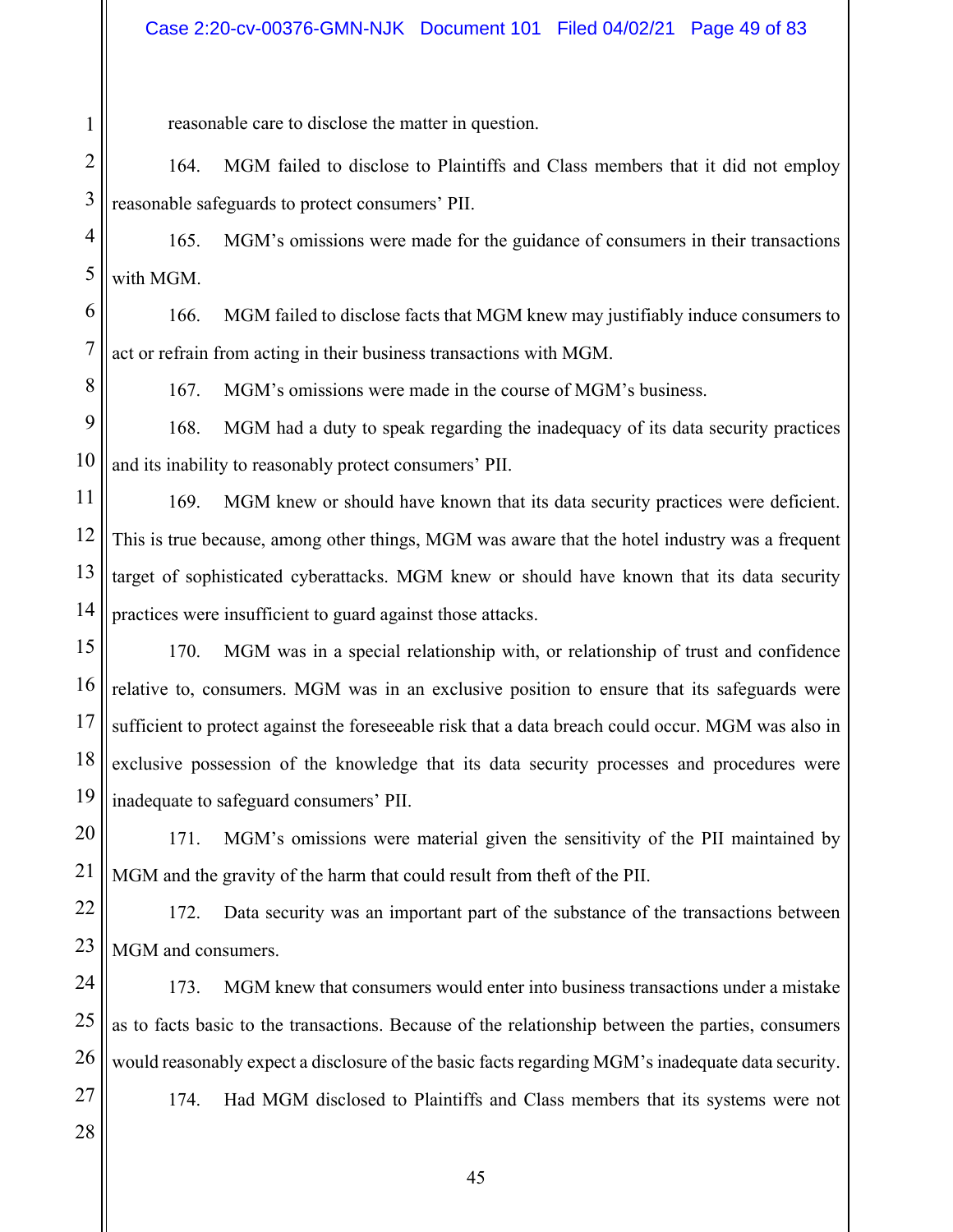reasonable care to disclose the matter in question.

164. MGM failed to disclose to Plaintiffs and Class members that it did not employ reasonable safeguards to protect consumers' PII.

165. MGM's omissions were made for the guidance of consumers in their transactions with MGM.

166. MGM failed to disclose facts that MGM knew may justifiably induce consumers to act or refrain from acting in their business transactions with MGM.

167. MGM's omissions were made in the course of MGM's business.

168. MGM had a duty to speak regarding the inadequacy of its data security practices and its inability to reasonably protect consumers' PII.

169. MGM knew or should have known that its data security practices were deficient. This is true because, among other things, MGM was aware that the hotel industry was a frequent target of sophisticated cyberattacks. MGM knew or should have known that its data security practices were insufficient to guard against those attacks.

170. MGM was in a special relationship with, or relationship of trust and confidence relative to, consumers. MGM was in an exclusive position to ensure that its safeguards were sufficient to protect against the foreseeable risk that a data breach could occur. MGM was also in exclusive possession of the knowledge that its data security processes and procedures were inadequate to safeguard consumers' PII.

171. MGM's omissions were material given the sensitivity of the PII maintained by MGM and the gravity of the harm that could result from theft of the PII.

172. Data security was an important part of the substance of the transactions between MGM and consumers.

173. MGM knew that consumers would enter into business transactions under a mistake as to facts basic to the transactions. Because of the relationship between the parties, consumers would reasonably expect a disclosure of the basic facts regarding MGM's inadequate data security.

174. Had MGM disclosed to Plaintiffs and Class members that its systems were not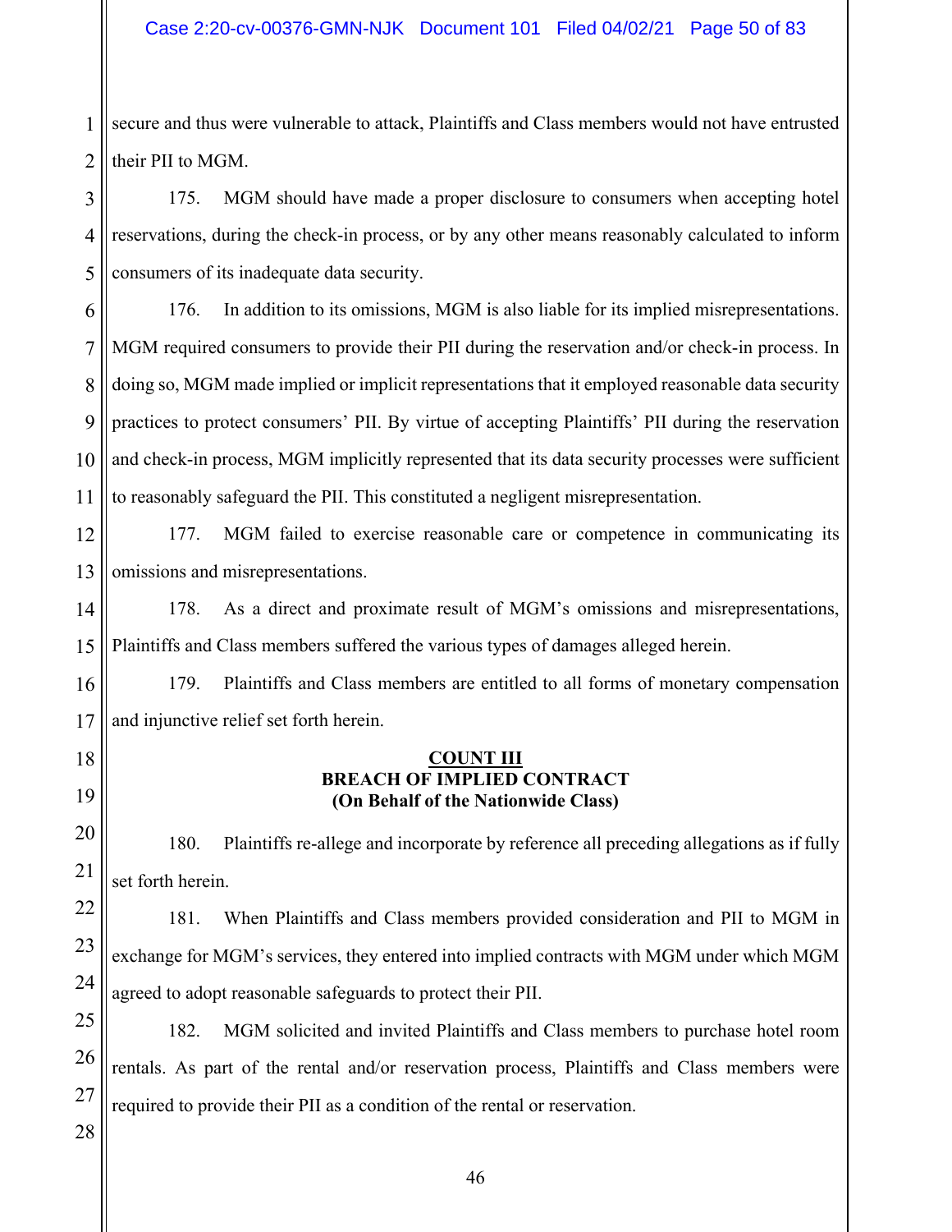secure and thus were vulnerable to attack, Plaintiffs and Class members would not have entrusted their PII to MGM.

175. MGM should have made a proper disclosure to consumers when accepting hotel reservations, during the check-in process, or by any other means reasonably calculated to inform consumers of its inadequate data security.

176. In addition to its omissions, MGM is also liable for its implied misrepresentations. MGM required consumers to provide their PII during the reservation and/or check-in process. In doing so, MGM made implied or implicit representations that it employed reasonable data security practices to protect consumers' PII. By virtue of accepting Plaintiffs' PII during the reservation and check-in process, MGM implicitly represented that its data security processes were sufficient to reasonably safeguard the PII. This constituted a negligent misrepresentation.

177. MGM failed to exercise reasonable care or competence in communicating its omissions and misrepresentations.

178. As a direct and proximate result of MGM's omissions and misrepresentations, Plaintiffs and Class members suffered the various types of damages alleged herein.

179. Plaintiffs and Class members are entitled to all forms of monetary compensation and injunctive relief set forth herein.

## COUNT III
## BREACH OF IMPLIED CONTRACT
## (On Behalf of the Nationwide Class)

180. Plaintiffs re-allege and incorporate by reference all preceding allegations as if fully set forth herein.

181. When Plaintiffs and Class members provided consideration and PII to MGM in exchange for MGM's services, they entered into implied contracts with MGM under which MGM agreed to adopt reasonable safeguards to protect their PII.

182. MGM solicited and invited Plaintiffs and Class members to purchase hotel room rentals. As part of the rental and/or reservation process, Plaintiffs and Class members were required to provide their PII as a condition of the rental or reservation.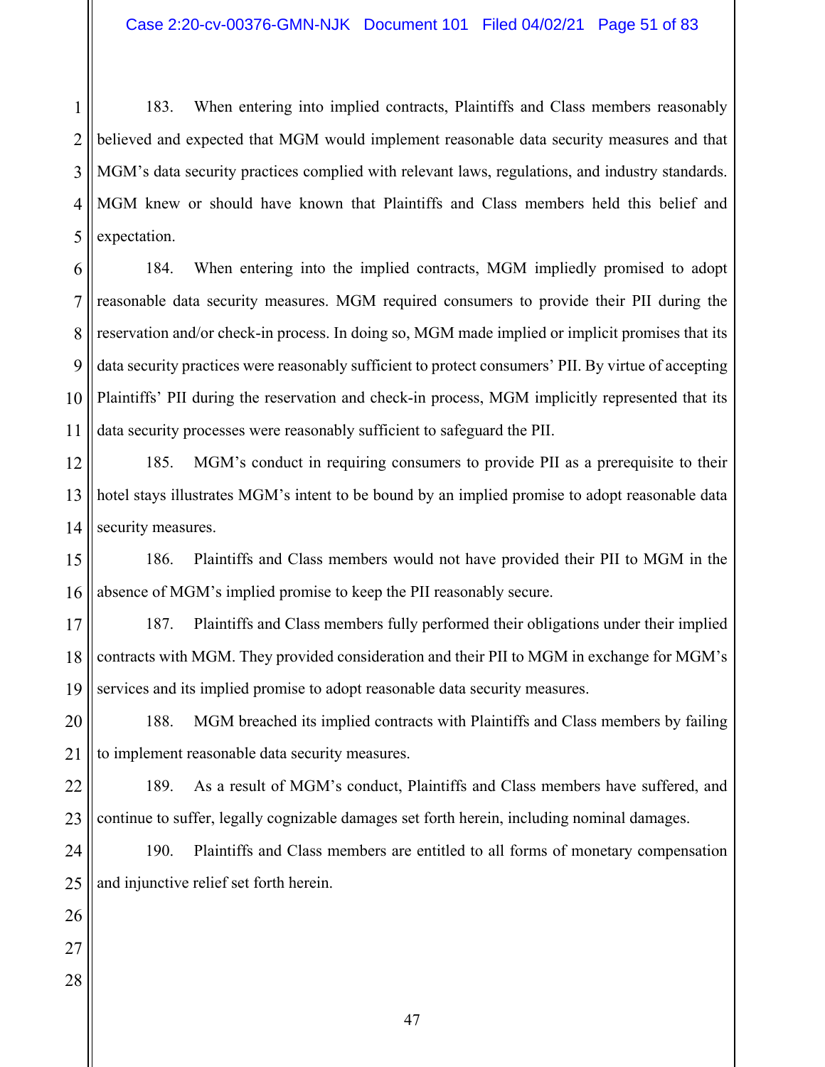183. When entering into implied contracts, Plaintiffs and Class members reasonably believed and expected that MGM would implement reasonable data security measures and that MGM's data security practices complied with relevant laws, regulations, and industry standards. MGM knew or should have known that Plaintiffs and Class members held this belief and expectation.

184. When entering into the implied contracts, MGM impliedly promised to adopt reasonable data security measures. MGM required consumers to provide their PII during the reservation and/or check-in process. In doing so, MGM made implied or implicit promises that its data security practices were reasonably sufficient to protect consumers' PII. By virtue of accepting Plaintiffs' PII during the reservation and check-in process, MGM implicitly represented that its data security processes were reasonably sufficient to safeguard the PII.

185. MGM's conduct in requiring consumers to provide PII as a prerequisite to their hotel stays illustrates MGM's intent to be bound by an implied promise to adopt reasonable data security measures.

186. Plaintiffs and Class members would not have provided their PII to MGM in the absence of MGM's implied promise to keep the PII reasonably secure.

187. Plaintiffs and Class members fully performed their obligations under their implied contracts with MGM. They provided consideration and their PII to MGM in exchange for MGM's services and its implied promise to adopt reasonable data security measures.

188. MGM breached its implied contracts with Plaintiffs and Class members by failing to implement reasonable data security measures.

189. As a result of MGM's conduct, Plaintiffs and Class members have suffered, and continue to suffer, legally cognizable damages set forth herein, including nominal damages.

190. Plaintiffs and Class members are entitled to all forms of monetary compensation and injunctive relief set forth herein.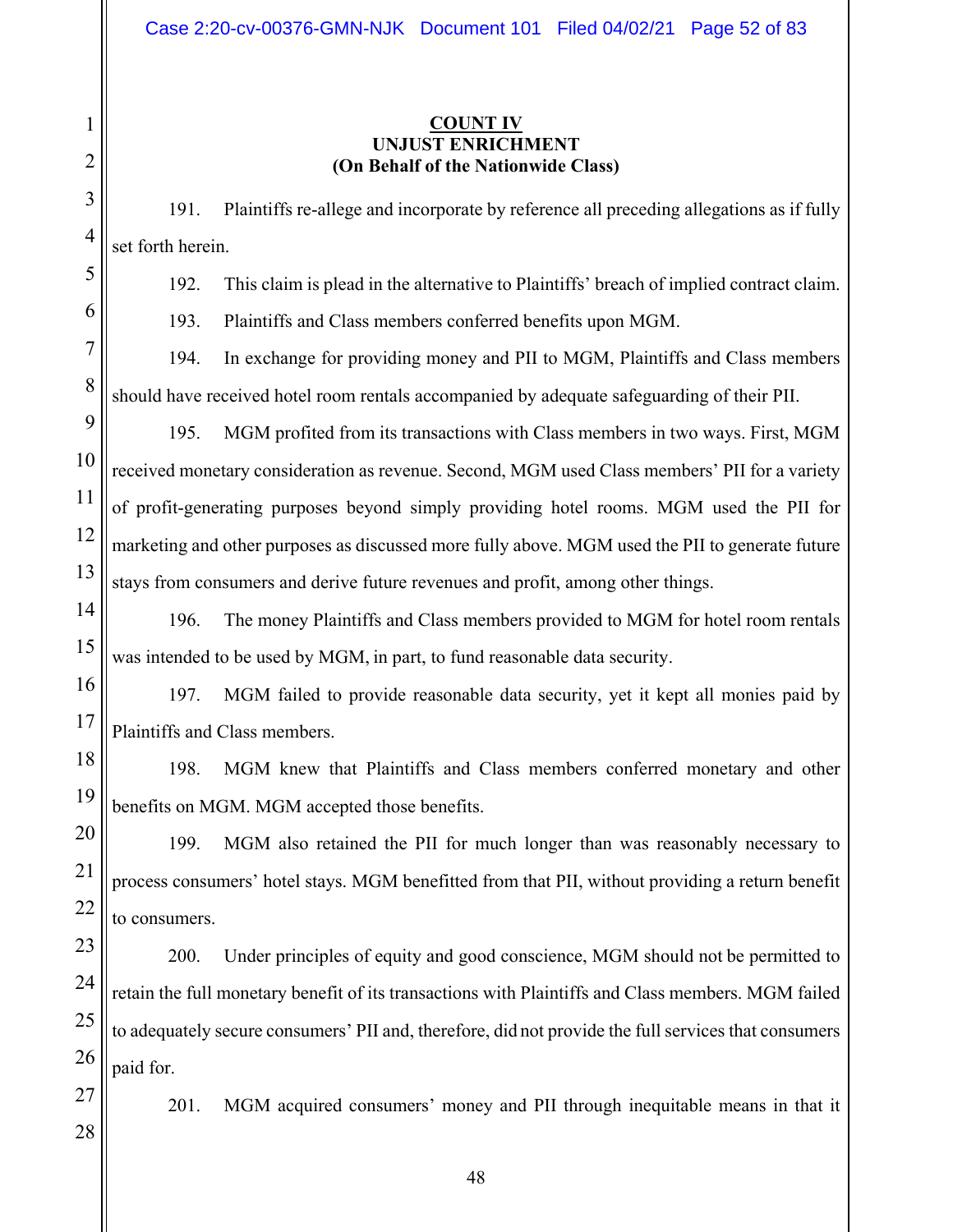**COUNT IV**
**UNJUST ENRICHMENT**
**(On Behalf of the Nationwide Class)**

191. Plaintiffs re-allege and incorporate by reference all preceding allegations as if fully set forth herein.

192. This claim is plead in the alternative to Plaintiffs' breach of implied contract claim.

193. Plaintiffs and Class members conferred benefits upon MGM.

194. In exchange for providing money and PII to MGM, Plaintiffs and Class members should have received hotel room rentals accompanied by adequate safeguarding of their PII.

195. MGM profited from its transactions with Class members in two ways. First, MGM received monetary consideration as revenue. Second, MGM used Class members' PII for a variety of profit-generating purposes beyond simply providing hotel rooms. MGM used the PII for marketing and other purposes as discussed more fully above. MGM used the PII to generate future stays from consumers and derive future revenues and profit, among other things.

196. The money Plaintiffs and Class members provided to MGM for hotel room rentals was intended to be used by MGM, in part, to fund reasonable data security.

197. MGM failed to provide reasonable data security, yet it kept all monies paid by Plaintiffs and Class members.

198. MGM knew that Plaintiffs and Class members conferred monetary and other benefits on MGM. MGM accepted those benefits.

199. MGM also retained the PII for much longer than was reasonably necessary to process consumers' hotel stays. MGM benefitted from that PII, without providing a return benefit to consumers.

200. Under principles of equity and good conscience, MGM should not be permitted to retain the full monetary benefit of its transactions with Plaintiffs and Class members. MGM failed to adequately secure consumers' PII and, therefore, did not provide the full services that consumers paid for.

201. MGM acquired consumers' money and PII through inequitable means in that it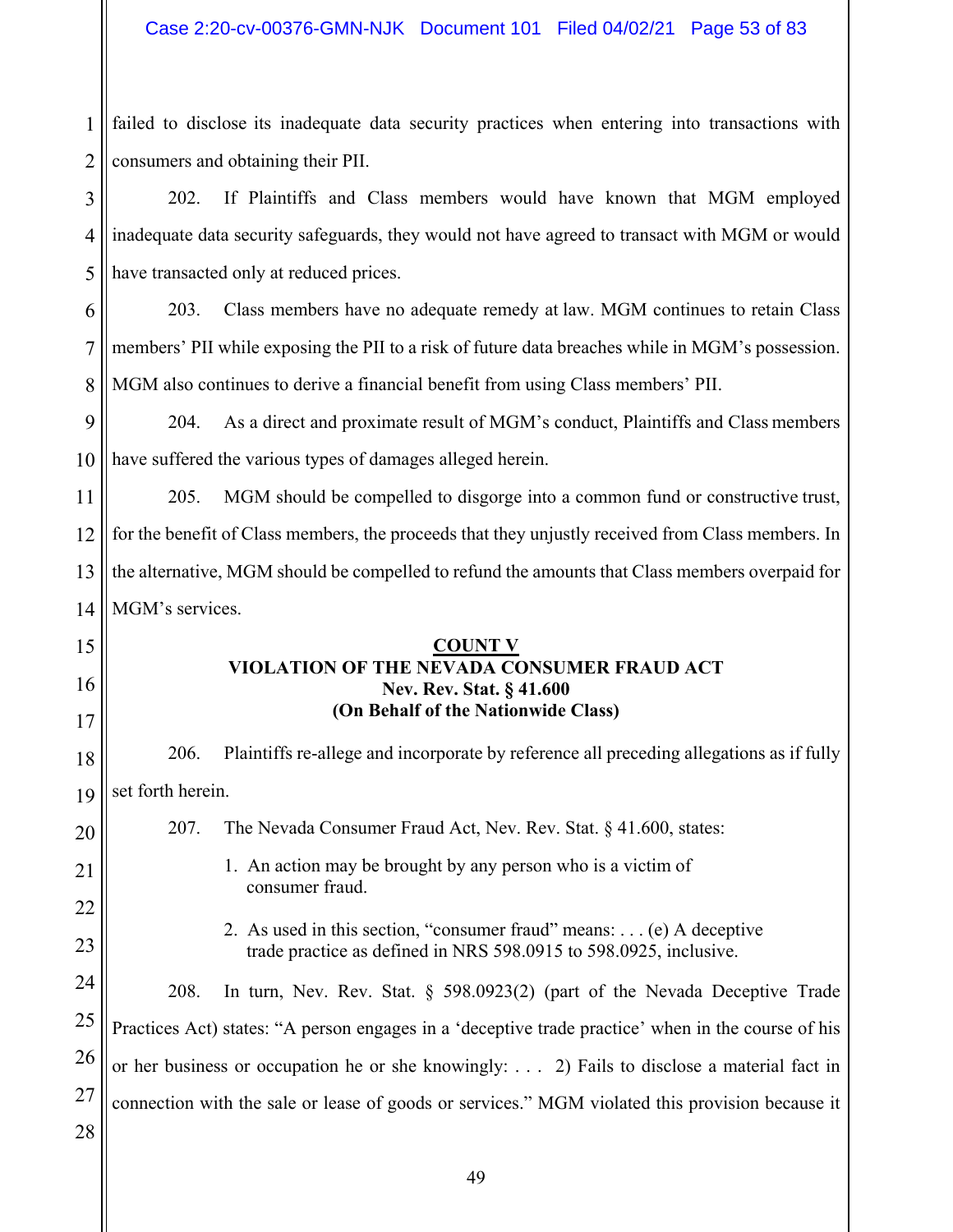failed to disclose its inadequate data security practices when entering into transactions with consumers and obtaining their PII.

202. If Plaintiffs and Class members would have known that MGM employed inadequate data security safeguards, they would not have agreed to transact with MGM or would have transacted only at reduced prices.

203. Class members have no adequate remedy at law. MGM continues to retain Class members' PII while exposing the PII to a risk of future data breaches while in MGM's possession. MGM also continues to derive a financial benefit from using Class members' PII.

204. As a direct and proximate result of MGM's conduct, Plaintiffs and Class members have suffered the various types of damages alleged herein.

205. MGM should be compelled to disgorge into a common fund or constructive trust, for the benefit of Class members, the proceeds that they unjustly received from Class members. In the alternative, MGM should be compelled to refund the amounts that Class members overpaid for MGM's services.

**COUNT V**
**VIOLATION OF THE NEVADA CONSUMER FRAUD ACT**
**Nev. Rev. Stat. § 41.600**
**(On Behalf of the Nationwide Class)**

206. Plaintiffs re-allege and incorporate by reference all preceding allegations as if fully set forth herein.

207. The Nevada Consumer Fraud Act, Nev. Rev. Stat. § 41.600, states:

> 1. An action may be brought by any person who is a victim of consumer fraud.
>
> 2. As used in this section, "consumer fraud" means: . . . (e) A deceptive trade practice as defined in NRS 598.0915 to 598.0925, inclusive.

208. In turn, Nev. Rev. Stat. § 598.0923(2) (part of the Nevada Deceptive Trade Practices Act) states: "A person engages in a 'deceptive trade practice' when in the course of his or her business or occupation he or she knowingly: . . . 2) Fails to disclose a material fact in connection with the sale or lease of goods or services." MGM violated this provision because it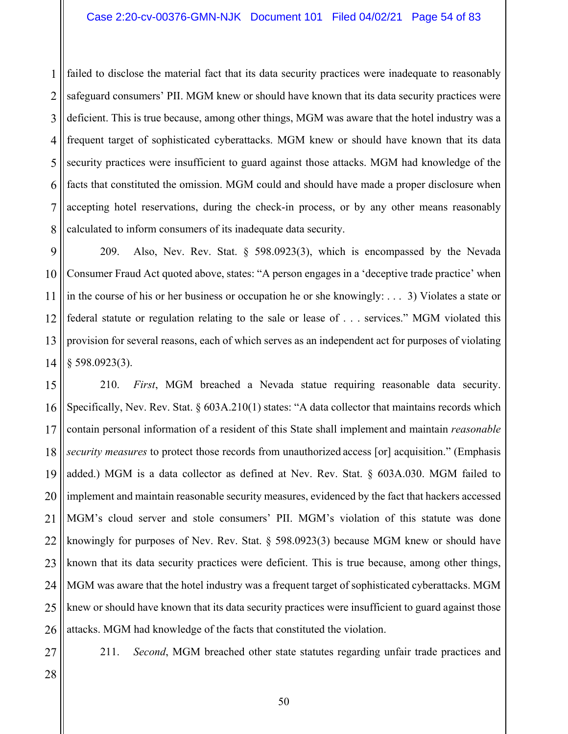failed to disclose the material fact that its data security practices were inadequate to reasonably safeguard consumers' PII. MGM knew or should have known that its data security practices were deficient. This is true because, among other things, MGM was aware that the hotel industry was a frequent target of sophisticated cyberattacks. MGM knew or should have known that its data security practices were insufficient to guard against those attacks. MGM had knowledge of the facts that constituted the omission. MGM could and should have made a proper disclosure when accepting hotel reservations, during the check-in process, or by any other means reasonably calculated to inform consumers of its inadequate data security.

209. Also, Nev. Rev. Stat. § 598.0923(3), which is encompassed by the Nevada Consumer Fraud Act quoted above, states: "A person engages in a 'deceptive trade practice' when in the course of his or her business or occupation he or she knowingly: . . . 3) Violates a state or federal statute or regulation relating to the sale or lease of . . . services." MGM violated this provision for several reasons, each of which serves as an independent act for purposes of violating § 598.0923(3).

210. *First*, MGM breached a Nevada statue requiring reasonable data security. Specifically, Nev. Rev. Stat. § 603A.210(1) states: "A data collector that maintains records which contain personal information of a resident of this State shall implement and maintain *reasonable security measures* to protect those records from unauthorized access [or] acquisition." (Emphasis added.) MGM is a data collector as defined at Nev. Rev. Stat. § 603A.030. MGM failed to implement and maintain reasonable security measures, evidenced by the fact that hackers accessed MGM's cloud server and stole consumers' PII. MGM's violation of this statute was done knowingly for purposes of Nev. Rev. Stat. § 598.0923(3) because MGM knew or should have known that its data security practices were deficient. This is true because, among other things, MGM was aware that the hotel industry was a frequent target of sophisticated cyberattacks. MGM knew or should have known that its data security practices were insufficient to guard against those attacks. MGM had knowledge of the facts that constituted the violation.

211. *Second*, MGM breached other state statutes regarding unfair trade practices and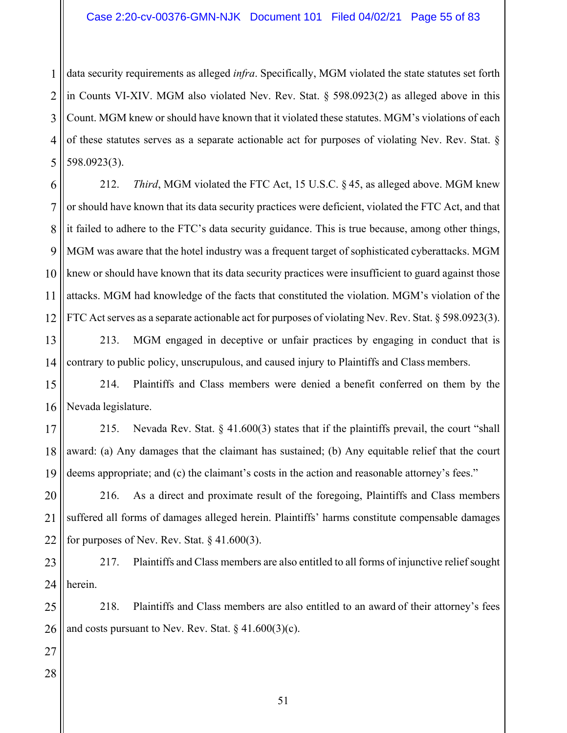data security requirements as alleged *infra*. Specifically, MGM violated the state statutes set forth in Counts VI-XIV. MGM also violated Nev. Rev. Stat. § 598.0923(2) as alleged above in this Count. MGM knew or should have known that it violated these statutes. MGM's violations of each of these statutes serves as a separate actionable act for purposes of violating Nev. Rev. Stat. § 598.0923(3).

212. *Third*, MGM violated the FTC Act, 15 U.S.C. § 45, as alleged above. MGM knew or should have known that its data security practices were deficient, violated the FTC Act, and that it failed to adhere to the FTC's data security guidance. This is true because, among other things, MGM was aware that the hotel industry was a frequent target of sophisticated cyberattacks. MGM knew or should have known that its data security practices were insufficient to guard against those attacks. MGM had knowledge of the facts that constituted the violation. MGM's violation of the FTC Act serves as a separate actionable act for purposes of violating Nev. Rev. Stat. § 598.0923(3).

213. MGM engaged in deceptive or unfair practices by engaging in conduct that is contrary to public policy, unscrupulous, and caused injury to Plaintiffs and Class members.

214. Plaintiffs and Class members were denied a benefit conferred on them by the Nevada legislature.

215. Nevada Rev. Stat. § 41.600(3) states that if the plaintiffs prevail, the court "shall award: (a) Any damages that the claimant has sustained; (b) Any equitable relief that the court deems appropriate; and (c) the claimant's costs in the action and reasonable attorney's fees."

216. As a direct and proximate result of the foregoing, Plaintiffs and Class members suffered all forms of damages alleged herein. Plaintiffs' harms constitute compensable damages for purposes of Nev. Rev. Stat. § 41.600(3).

217. Plaintiffs and Class members are also entitled to all forms of injunctive relief sought herein.

218. Plaintiffs and Class members are also entitled to an award of their attorney's fees and costs pursuant to Nev. Rev. Stat. § 41.600(3)(c).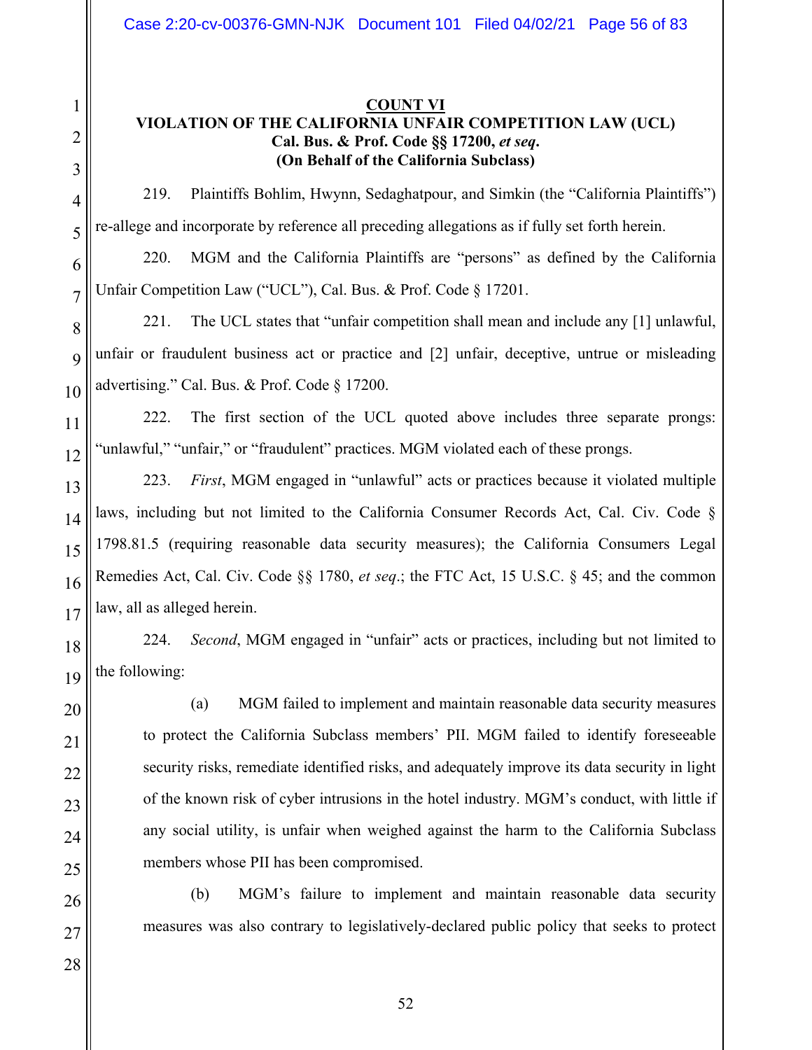**<u>COUNT VI</u>**

**VIOLATION OF THE CALIFORNIA UNFAIR COMPETITION LAW (UCL)**
**Cal. Bus. & Prof. Code §§ 17200, *et seq*.**
**(On Behalf of the California Subclass)**

219. Plaintiffs Bohlim, Hwynn, Sedaghatpour, and Simkin (the "California Plaintiffs") re-allege and incorporate by reference all preceding allegations as if fully set forth herein.

220. MGM and the California Plaintiffs are "persons" as defined by the California Unfair Competition Law ("UCL"), Cal. Bus. & Prof. Code § 17201.

221. The UCL states that "unfair competition shall mean and include any [1] unlawful, unfair or fraudulent business act or practice and [2] unfair, deceptive, untrue or misleading advertising." Cal. Bus. & Prof. Code § 17200.

222. The first section of the UCL quoted above includes three separate prongs: "unlawful," "unfair," or "fraudulent" practices. MGM violated each of these prongs.

223. *First*, MGM engaged in "unlawful" acts or practices because it violated multiple laws, including but not limited to the California Consumer Records Act, Cal. Civ. Code § 1798.81.5 (requiring reasonable data security measures); the California Consumers Legal Remedies Act, Cal. Civ. Code §§ 1780, *et seq*.; the FTC Act, 15 U.S.C. § 45; and the common law, all as alleged herein.

224. *Second*, MGM engaged in "unfair" acts or practices, including but not limited to the following:

(a) MGM failed to implement and maintain reasonable data security measures to protect the California Subclass members' PII. MGM failed to identify foreseeable security risks, remediate identified risks, and adequately improve its data security in light of the known risk of cyber intrusions in the hotel industry. MGM's conduct, with little if any social utility, is unfair when weighed against the harm to the California Subclass members whose PII has been compromised.

(b) MGM's failure to implement and maintain reasonable data security measures was also contrary to legislatively-declared public policy that seeks to protect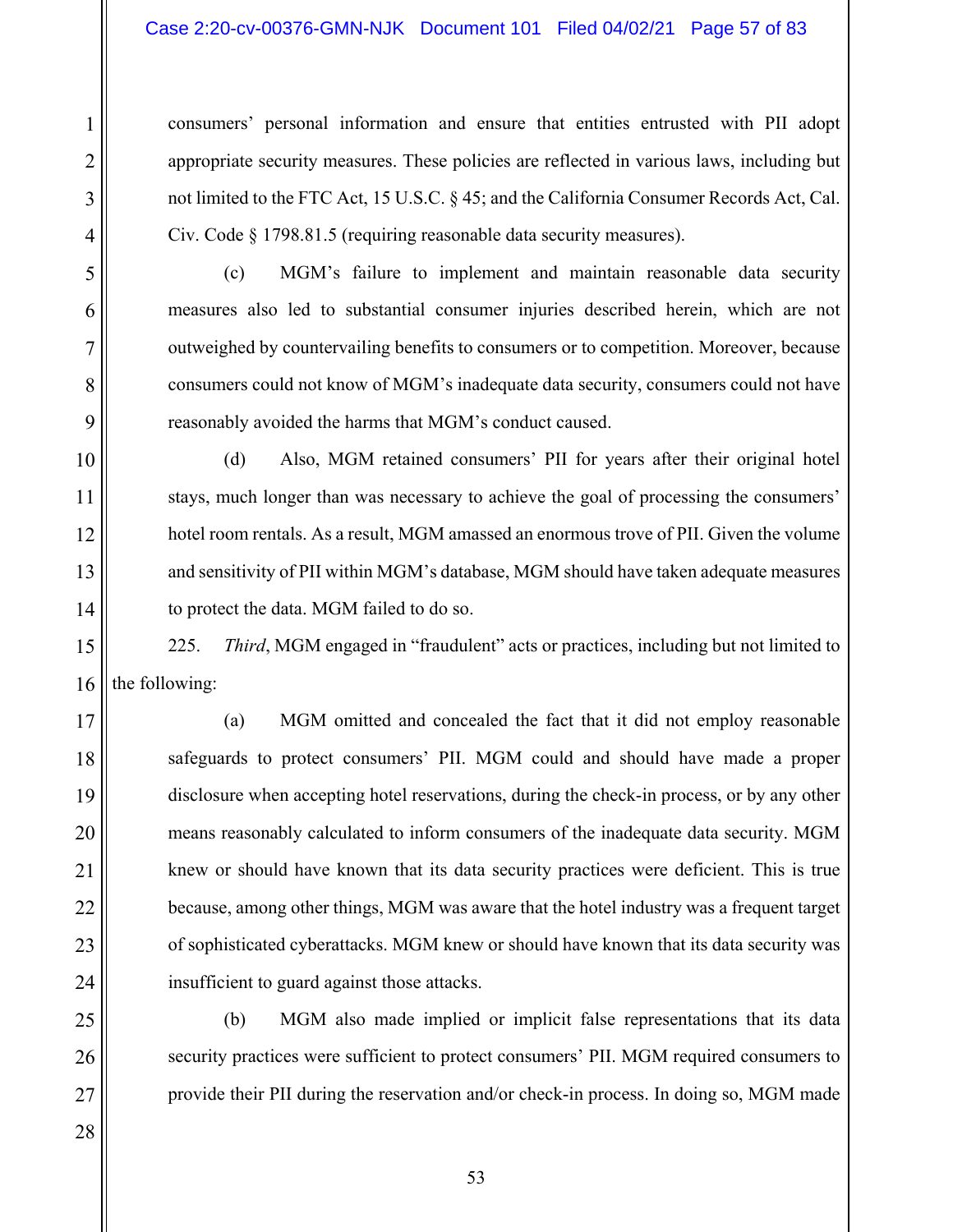consumers' personal information and ensure that entities entrusted with PII adopt appropriate security measures. These policies are reflected in various laws, including but not limited to the FTC Act, 15 U.S.C. § 45; and the California Consumer Records Act, Cal. Civ. Code § 1798.81.5 (requiring reasonable data security measures).

(c) MGM's failure to implement and maintain reasonable data security measures also led to substantial consumer injuries described herein, which are not outweighed by countervailing benefits to consumers or to competition. Moreover, because consumers could not know of MGM's inadequate data security, consumers could not have reasonably avoided the harms that MGM's conduct caused.

(d) Also, MGM retained consumers' PII for years after their original hotel stays, much longer than was necessary to achieve the goal of processing the consumers' hotel room rentals. As a result, MGM amassed an enormous trove of PII. Given the volume and sensitivity of PII within MGM's database, MGM should have taken adequate measures to protect the data. MGM failed to do so.

225. *Third*, MGM engaged in "fraudulent" acts or practices, including but not limited to the following:

(a) MGM omitted and concealed the fact that it did not employ reasonable safeguards to protect consumers' PII. MGM could and should have made a proper disclosure when accepting hotel reservations, during the check-in process, or by any other means reasonably calculated to inform consumers of the inadequate data security. MGM knew or should have known that its data security practices were deficient. This is true because, among other things, MGM was aware that the hotel industry was a frequent target of sophisticated cyberattacks. MGM knew or should have known that its data security was insufficient to guard against those attacks.

(b) MGM also made implied or implicit false representations that its data security practices were sufficient to protect consumers' PII. MGM required consumers to provide their PII during the reservation and/or check-in process. In doing so, MGM made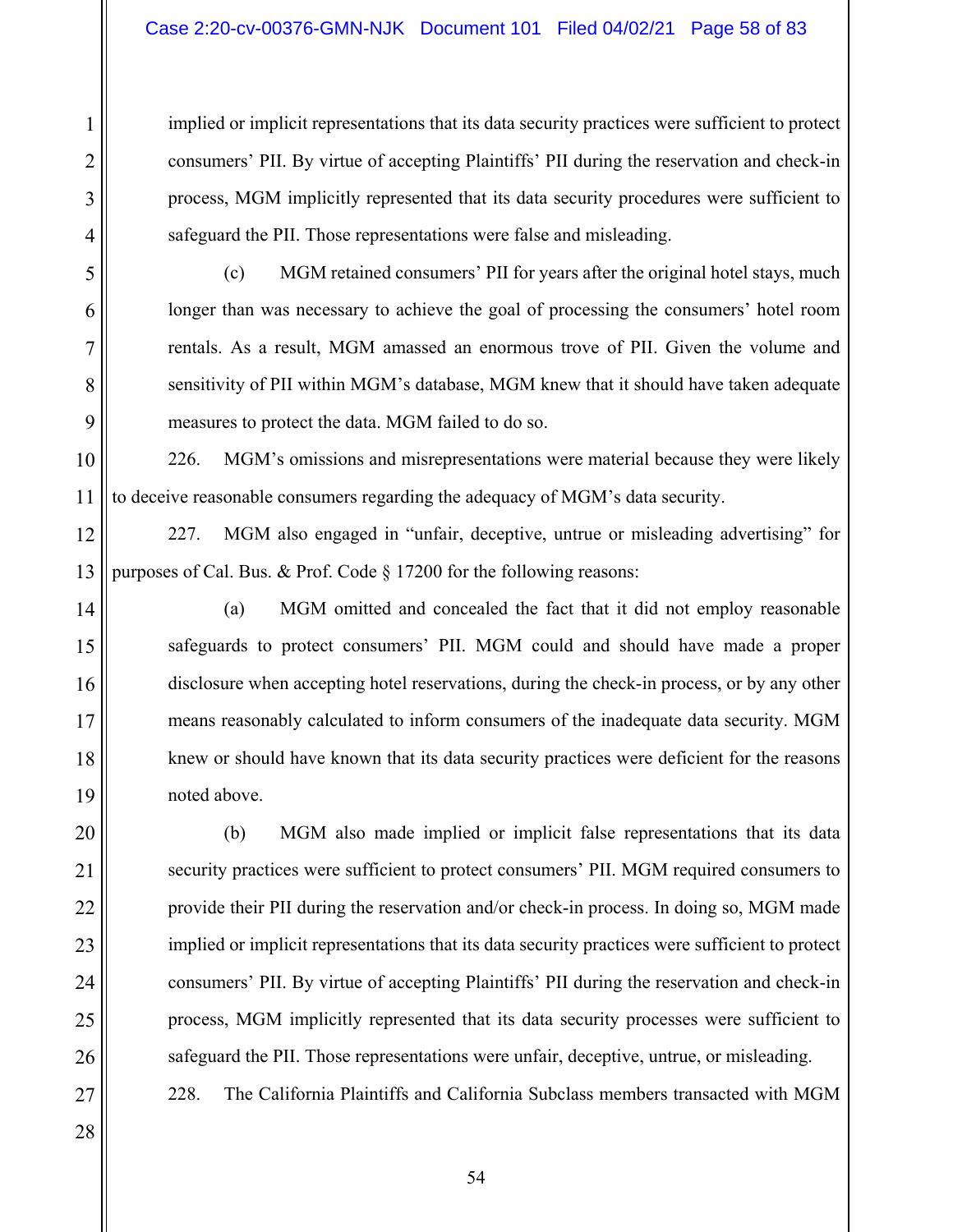implied or implicit representations that its data security practices were sufficient to protect consumers' PII. By virtue of accepting Plaintiffs' PII during the reservation and check-in process, MGM implicitly represented that its data security procedures were sufficient to safeguard the PII. Those representations were false and misleading.

(c) MGM retained consumers' PII for years after the original hotel stays, much longer than was necessary to achieve the goal of processing the consumers' hotel room rentals. As a result, MGM amassed an enormous trove of PII. Given the volume and sensitivity of PII within MGM's database, MGM knew that it should have taken adequate measures to protect the data. MGM failed to do so.

226. MGM's omissions and misrepresentations were material because they were likely to deceive reasonable consumers regarding the adequacy of MGM's data security.

227. MGM also engaged in "unfair, deceptive, untrue or misleading advertising" for purposes of Cal. Bus. & Prof. Code § 17200 for the following reasons:

(a) MGM omitted and concealed the fact that it did not employ reasonable safeguards to protect consumers' PII. MGM could and should have made a proper disclosure when accepting hotel reservations, during the check-in process, or by any other means reasonably calculated to inform consumers of the inadequate data security. MGM knew or should have known that its data security practices were deficient for the reasons noted above.

(b) MGM also made implied or implicit false representations that its data security practices were sufficient to protect consumers' PII. MGM required consumers to provide their PII during the reservation and/or check-in process. In doing so, MGM made implied or implicit representations that its data security practices were sufficient to protect consumers' PII. By virtue of accepting Plaintiffs' PII during the reservation and check-in process, MGM implicitly represented that its data security processes were sufficient to safeguard the PII. Those representations were unfair, deceptive, untrue, or misleading.

228. The California Plaintiffs and California Subclass members transacted with MGM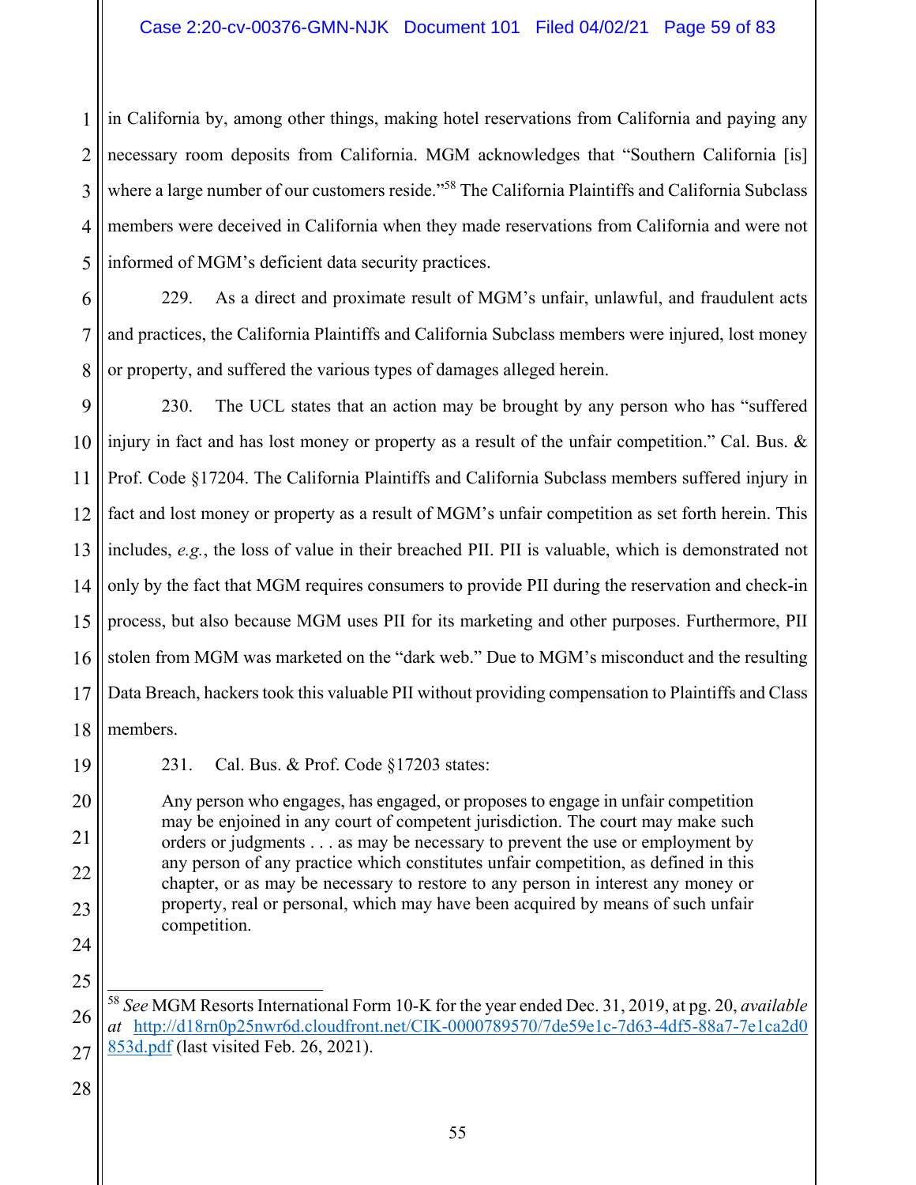in California by, among other things, making hotel reservations from California and paying any necessary room deposits from California. MGM acknowledges that "Southern California [is] where a large number of our customers reside."[58] The California Plaintiffs and California Subclass members were deceived in California when they made reservations from California and were not informed of MGM's deficient data security practices.

229. As a direct and proximate result of MGM's unfair, unlawful, and fraudulent acts and practices, the California Plaintiffs and California Subclass members were injured, lost money or property, and suffered the various types of damages alleged herein.

230. The UCL states that an action may be brought by any person who has "suffered injury in fact and has lost money or property as a result of the unfair competition." Cal. Bus. & Prof. Code §17204. The California Plaintiffs and California Subclass members suffered injury in fact and lost money or property as a result of MGM's unfair competition as set forth herein. This includes, *e.g.*, the loss of value in their breached PII. PII is valuable, which is demonstrated not only by the fact that MGM requires consumers to provide PII during the reservation and check-in process, but also because MGM uses PII for its marketing and other purposes. Furthermore, PII stolen from MGM was marketed on the "dark web." Due to MGM's misconduct and the resulting Data Breach, hackers took this valuable PII without providing compensation to Plaintiffs and Class members.

231. Cal. Bus. & Prof. Code §17203 states:

> Any person who engages, has engaged, or proposes to engage in unfair competition may be enjoined in any court of competent jurisdiction. The court may make such orders or judgments . . . as may be necessary to prevent the use or employment by any person of any practice which constitutes unfair competition, as defined in this chapter, or as may be necessary to restore to any person in interest any money or property, real or personal, which may have been acquired by means of such unfair competition.

---

[58] *See* MGM Resorts International Form 10-K for the year ended Dec. 31, 2019, at pg. 20, *available at* http://d18rn0p25nwr6d.cloudfront.net/CIK-0000789570/7de59e1c-7d63-4df5-88a7-7e1ca2d0853d.pdf (last visited Feb. 26, 2021).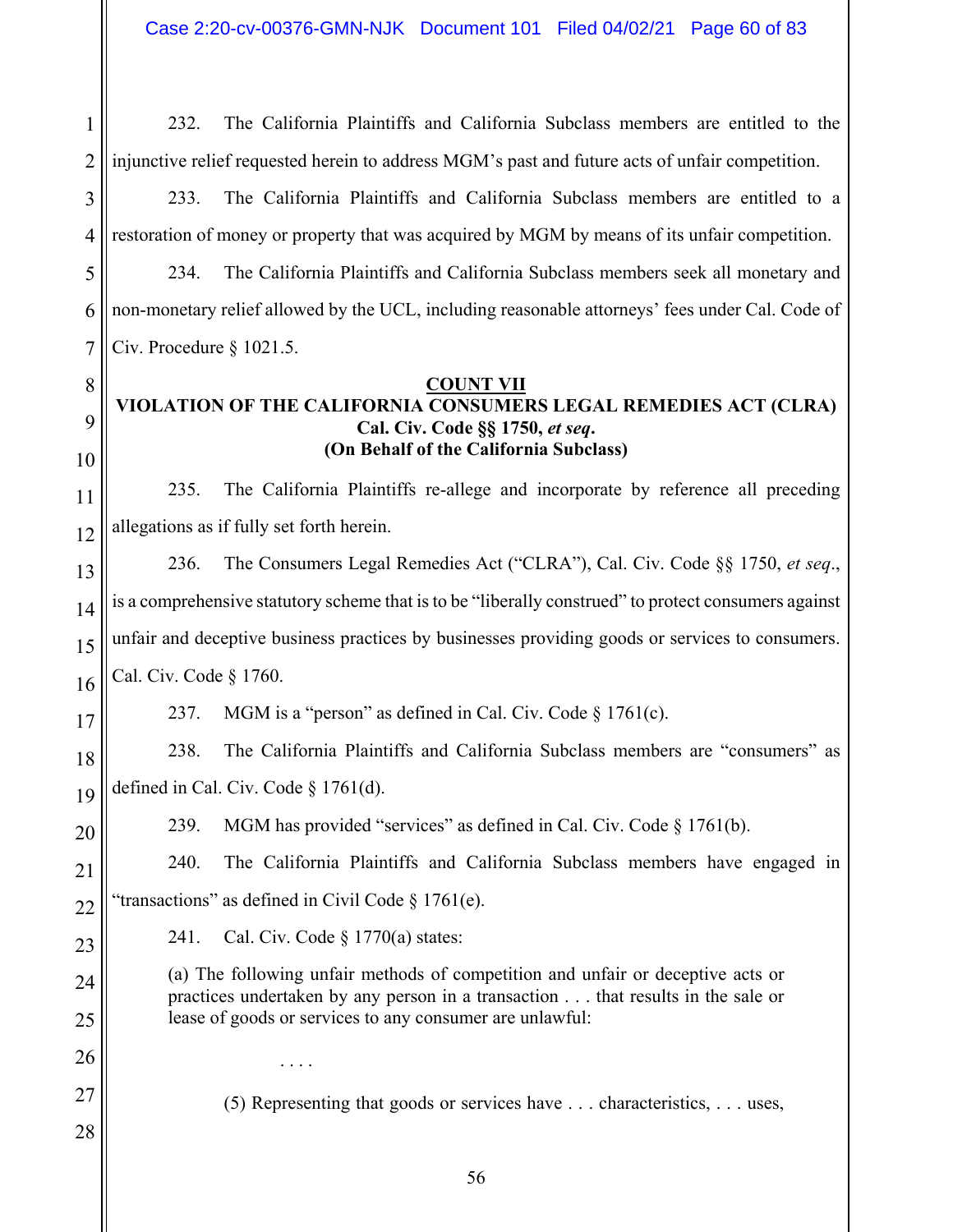232. The California Plaintiffs and California Subclass members are entitled to the injunctive relief requested herein to address MGM's past and future acts of unfair competition.

233. The California Plaintiffs and California Subclass members are entitled to a restoration of money or property that was acquired by MGM by means of its unfair competition.

234. The California Plaintiffs and California Subclass members seek all monetary and non-monetary relief allowed by the UCL, including reasonable attorneys' fees under Cal. Code of Civ. Procedure § 1021.5.

**COUNT VII**
**VIOLATION OF THE CALIFORNIA CONSUMERS LEGAL REMEDIES ACT (CLRA)**
**Cal. Civ. Code §§ 1750, *et seq*.**
**(On Behalf of the California Subclass)**

235. The California Plaintiffs re-allege and incorporate by reference all preceding allegations as if fully set forth herein.

236. The Consumers Legal Remedies Act ("CLRA"), Cal. Civ. Code §§ 1750, *et seq*., is a comprehensive statutory scheme that is to be "liberally construed" to protect consumers against unfair and deceptive business practices by businesses providing goods or services to consumers. Cal. Civ. Code § 1760.

237. MGM is a "person" as defined in Cal. Civ. Code § 1761(c).

238. The California Plaintiffs and California Subclass members are "consumers" as defined in Cal. Civ. Code § 1761(d).

239. MGM has provided "services" as defined in Cal. Civ. Code § 1761(b).

240. The California Plaintiffs and California Subclass members have engaged in "transactions" as defined in Civil Code § 1761(e).

241. Cal. Civ. Code § 1770(a) states:

> (a) The following unfair methods of competition and unfair or deceptive acts or practices undertaken by any person in a transaction . . . that results in the sale or lease of goods or services to any consumer are unlawful:
>
> . . . .
>
> (5) Representing that goods or services have . . . characteristics, . . . uses,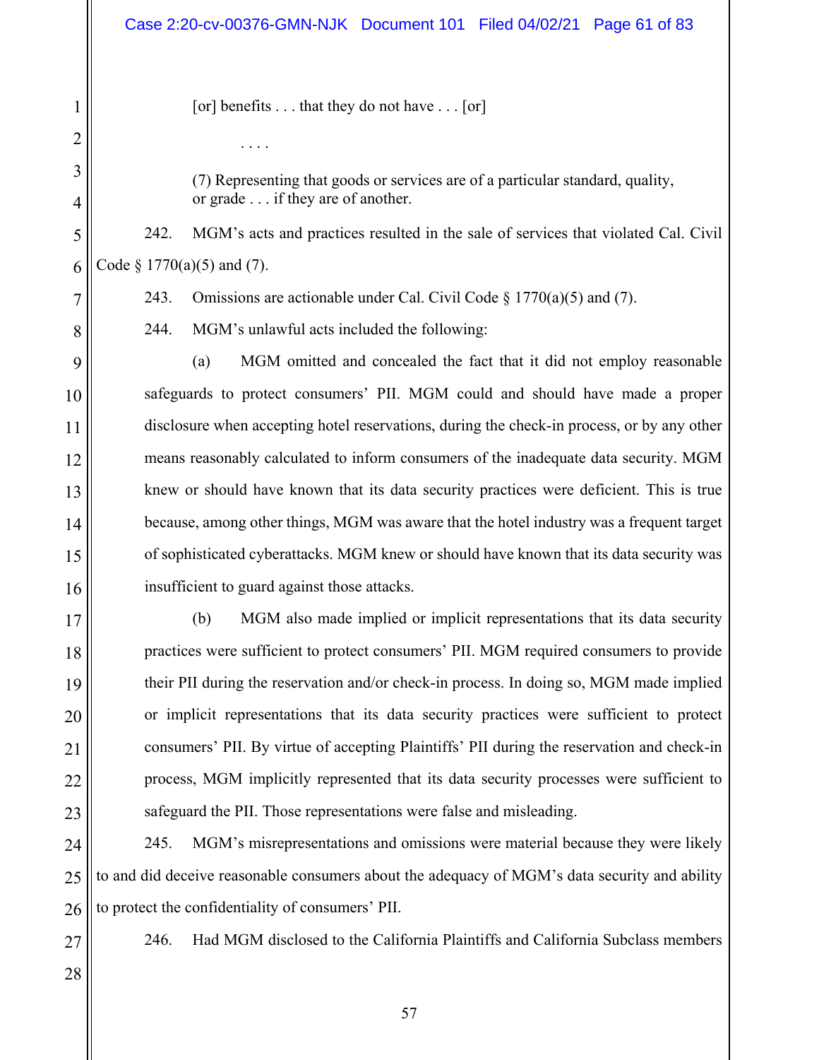> [or] benefits . . . that they do not have . . . [or]
>
> . . . .
>
> (7) Representing that goods or services are of a particular standard, quality, or grade . . . if they are of another.

242. MGM's acts and practices resulted in the sale of services that violated Cal. Civil Code § 1770(a)(5) and (7).

243. Omissions are actionable under Cal. Civil Code § 1770(a)(5) and (7).

244. MGM's unlawful acts included the following:

(a) MGM omitted and concealed the fact that it did not employ reasonable safeguards to protect consumers' PII. MGM could and should have made a proper disclosure when accepting hotel reservations, during the check-in process, or by any other means reasonably calculated to inform consumers of the inadequate data security. MGM knew or should have known that its data security practices were deficient. This is true because, among other things, MGM was aware that the hotel industry was a frequent target of sophisticated cyberattacks. MGM knew or should have known that its data security was insufficient to guard against those attacks.

(b) MGM also made implied or implicit representations that its data security practices were sufficient to protect consumers' PII. MGM required consumers to provide their PII during the reservation and/or check-in process. In doing so, MGM made implied or implicit representations that its data security practices were sufficient to protect consumers' PII. By virtue of accepting Plaintiffs' PII during the reservation and check-in process, MGM implicitly represented that its data security processes were sufficient to safeguard the PII. Those representations were false and misleading.

245. MGM's misrepresentations and omissions were material because they were likely to and did deceive reasonable consumers about the adequacy of MGM's data security and ability to protect the confidentiality of consumers' PII.

246. Had MGM disclosed to the California Plaintiffs and California Subclass members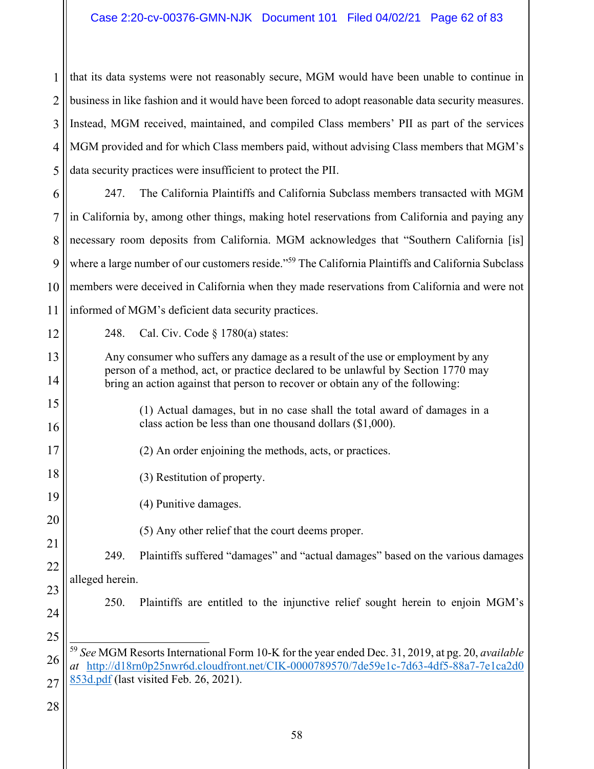that its data systems were not reasonably secure, MGM would have been unable to continue in business in like fashion and it would have been forced to adopt reasonable data security measures. Instead, MGM received, maintained, and compiled Class members' PII as part of the services MGM provided and for which Class members paid, without advising Class members that MGM's data security practices were insufficient to protect the PII.

247. The California Plaintiffs and California Subclass members transacted with MGM in California by, among other things, making hotel reservations from California and paying any necessary room deposits from California. MGM acknowledges that "Southern California [is] where a large number of our customers reside."[59] The California Plaintiffs and California Subclass members were deceived in California when they made reservations from California and were not informed of MGM's deficient data security practices.

248. Cal. Civ. Code § 1780(a) states:

> Any consumer who suffers any damage as a result of the use or employment by any person of a method, act, or practice declared to be unlawful by Section 1770 may bring an action against that person to recover or obtain any of the following:
>
> (1) Actual damages, but in no case shall the total award of damages in a class action be less than one thousand dollars ($1,000).
>
> (2) An order enjoining the methods, acts, or practices.
>
> (3) Restitution of property.
>
> (4) Punitive damages.
>
> (5) Any other relief that the court deems proper.

249. Plaintiffs suffered "damages" and "actual damages" based on the various damages alleged herein.

250. Plaintiffs are entitled to the injunctive relief sought herein to enjoin MGM's

---

[59] *See* MGM Resorts International Form 10-K for the year ended Dec. 31, 2019, at pg. 20, *available at* http://d18rn0p25nwr6d.cloudfront.net/CIK-0000789570/7de59e1c-7d63-4df5-88a7-7e1ca2d0853d.pdf (last visited Feb. 26, 2021).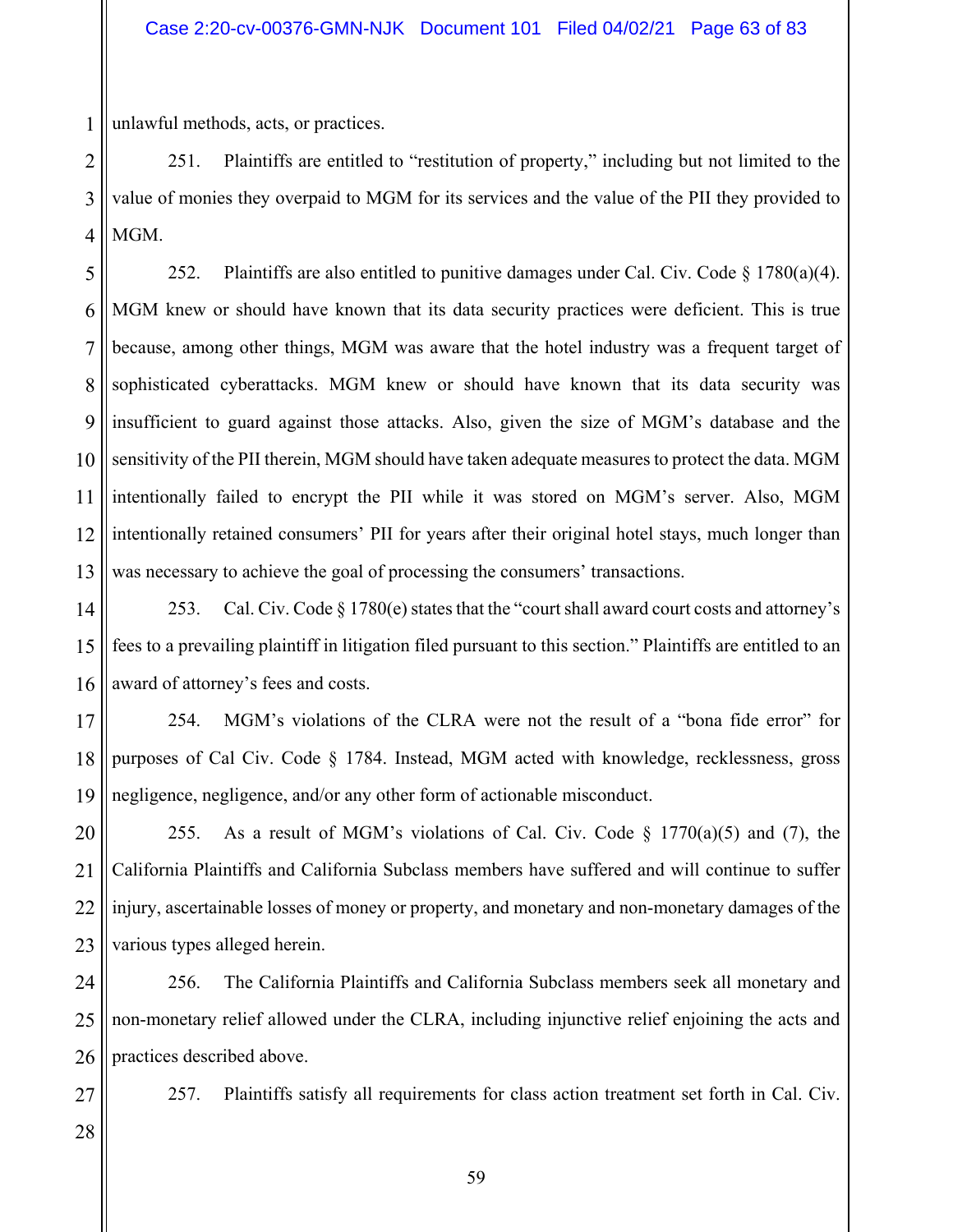unlawful methods, acts, or practices.

251. Plaintiffs are entitled to "restitution of property," including but not limited to the value of monies they overpaid to MGM for its services and the value of the PII they provided to MGM.

252. Plaintiffs are also entitled to punitive damages under Cal. Civ. Code § 1780(a)(4). MGM knew or should have known that its data security practices were deficient. This is true because, among other things, MGM was aware that the hotel industry was a frequent target of sophisticated cyberattacks. MGM knew or should have known that its data security was insufficient to guard against those attacks. Also, given the size of MGM's database and the sensitivity of the PII therein, MGM should have taken adequate measures to protect the data. MGM intentionally failed to encrypt the PII while it was stored on MGM's server. Also, MGM intentionally retained consumers' PII for years after their original hotel stays, much longer than was necessary to achieve the goal of processing the consumers' transactions.

253. Cal. Civ. Code § 1780(e) states that the "court shall award court costs and attorney's fees to a prevailing plaintiff in litigation filed pursuant to this section." Plaintiffs are entitled to an award of attorney's fees and costs.

254. MGM's violations of the CLRA were not the result of a "bona fide error" for purposes of Cal Civ. Code § 1784. Instead, MGM acted with knowledge, recklessness, gross negligence, negligence, and/or any other form of actionable misconduct.

255. As a result of MGM's violations of Cal. Civ. Code § 1770(a)(5) and (7), the California Plaintiffs and California Subclass members have suffered and will continue to suffer injury, ascertainable losses of money or property, and monetary and non-monetary damages of the various types alleged herein.

256. The California Plaintiffs and California Subclass members seek all monetary and non-monetary relief allowed under the CLRA, including injunctive relief enjoining the acts and practices described above.

257. Plaintiffs satisfy all requirements for class action treatment set forth in Cal. Civ.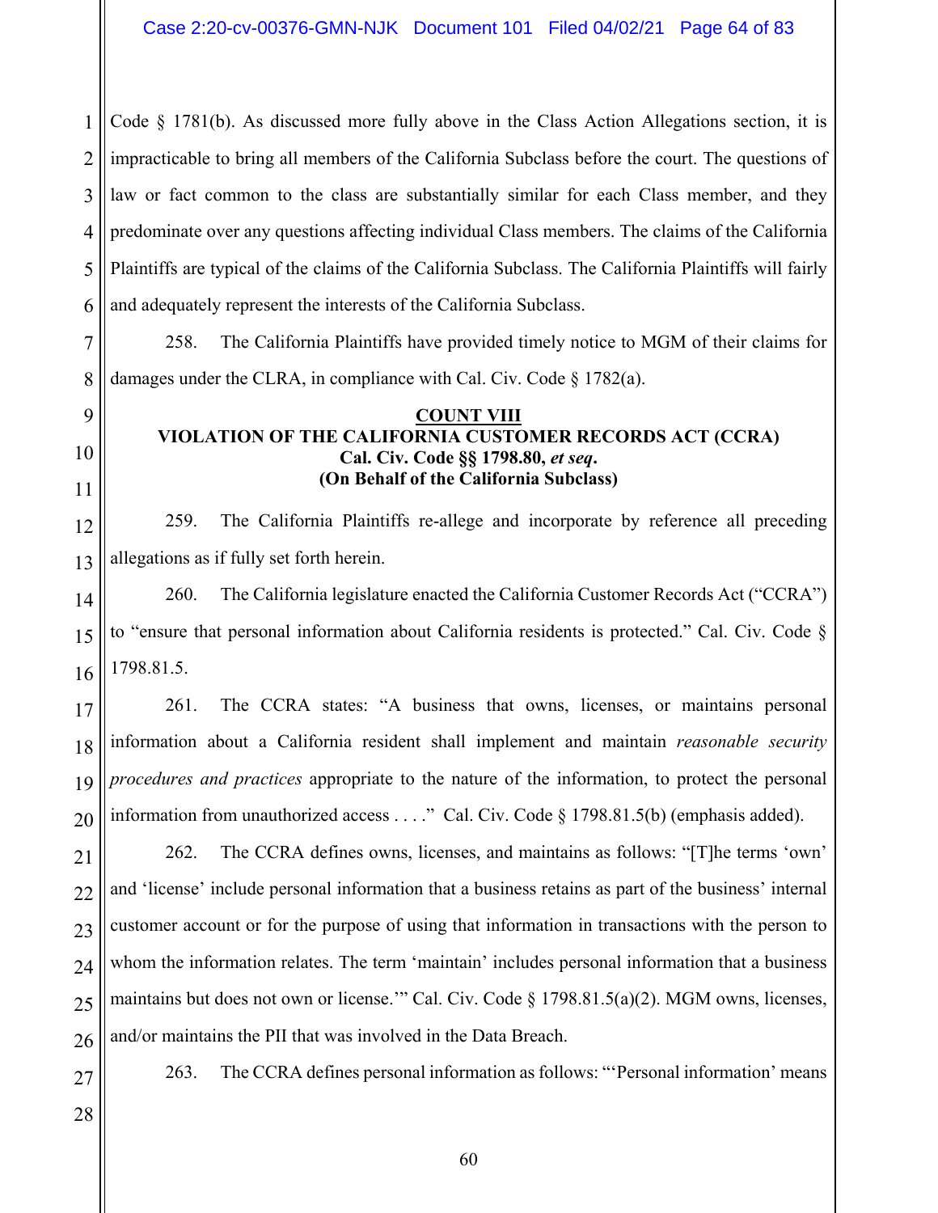Code § 1781(b). As discussed more fully above in the Class Action Allegations section, it is impracticable to bring all members of the California Subclass before the court. The questions of law or fact common to the class are substantially similar for each Class member, and they predominate over any questions affecting individual Class members. The claims of the California Plaintiffs are typical of the claims of the California Subclass. The California Plaintiffs will fairly and adequately represent the interests of the California Subclass.

258. The California Plaintiffs have provided timely notice to MGM of their claims for damages under the CLRA, in compliance with Cal. Civ. Code § 1782(a).

**COUNT VIII**
**VIOLATION OF THE CALIFORNIA CUSTOMER RECORDS ACT (CCRA)**
**Cal. Civ. Code §§ 1798.80, *et seq*.**
**(On Behalf of the California Subclass)**

259. The California Plaintiffs re-allege and incorporate by reference all preceding allegations as if fully set forth herein.

260. The California legislature enacted the California Customer Records Act ("CCRA") to "ensure that personal information about California residents is protected." Cal. Civ. Code § 1798.81.5.

261. The CCRA states: "A business that owns, licenses, or maintains personal information about a California resident shall implement and maintain *reasonable security procedures and practices* appropriate to the nature of the information, to protect the personal information from unauthorized access . . . ." Cal. Civ. Code § 1798.81.5(b) (emphasis added).

262. The CCRA defines owns, licenses, and maintains as follows: "[T]he terms 'own' and 'license' include personal information that a business retains as part of the business' internal customer account or for the purpose of using that information in transactions with the person to whom the information relates. The term 'maintain' includes personal information that a business maintains but does not own or license.'" Cal. Civ. Code § 1798.81.5(a)(2). MGM owns, licenses, and/or maintains the PII that was involved in the Data Breach.

263. The CCRA defines personal information as follows: "'Personal information' means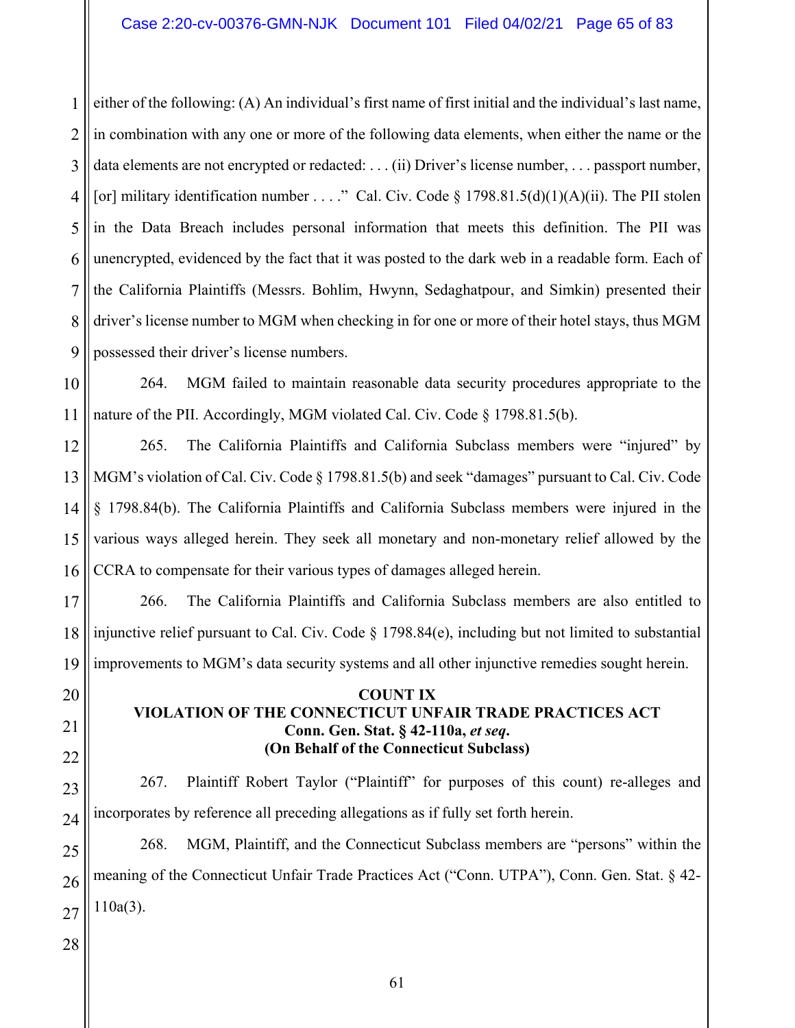either of the following: (A) An individual's first name of first initial and the individual's last name, in combination with any one or more of the following data elements, when either the name or the data elements are not encrypted or redacted: . . . (ii) Driver's license number, . . . passport number, [or] military identification number . . . ." Cal. Civ. Code § 1798.81.5(d)(1)(A)(ii). The PII stolen in the Data Breach includes personal information that meets this definition. The PII was unencrypted, evidenced by the fact that it was posted to the dark web in a readable form. Each of the California Plaintiffs (Messrs. Bohlim, Hwynn, Sedaghatpour, and Simkin) presented their driver's license number to MGM when checking in for one or more of their hotel stays, thus MGM possessed their driver's license numbers.

264. MGM failed to maintain reasonable data security procedures appropriate to the nature of the PII. Accordingly, MGM violated Cal. Civ. Code § 1798.81.5(b).

265. The California Plaintiffs and California Subclass members were "injured" by MGM's violation of Cal. Civ. Code § 1798.81.5(b) and seek "damages" pursuant to Cal. Civ. Code § 1798.84(b). The California Plaintiffs and California Subclass members were injured in the various ways alleged herein. They seek all monetary and non-monetary relief allowed by the CCRA to compensate for their various types of damages alleged herein.

266. The California Plaintiffs and California Subclass members are also entitled to injunctive relief pursuant to Cal. Civ. Code § 1798.84(e), including but not limited to substantial improvements to MGM's data security systems and all other injunctive remedies sought herein.

**COUNT IX**
**VIOLATION OF THE CONNECTICUT UNFAIR TRADE PRACTICES ACT**
**Conn. Gen. Stat. § 42-110a, *et seq.***
**(On Behalf of the Connecticut Subclass)**

267. Plaintiff Robert Taylor ("Plaintiff" for purposes of this count) re-alleges and incorporates by reference all preceding allegations as if fully set forth herein.

268. MGM, Plaintiff, and the Connecticut Subclass members are "persons" within the meaning of the Connecticut Unfair Trade Practices Act ("Conn. UTPA"), Conn. Gen. Stat. § 42-110a(3).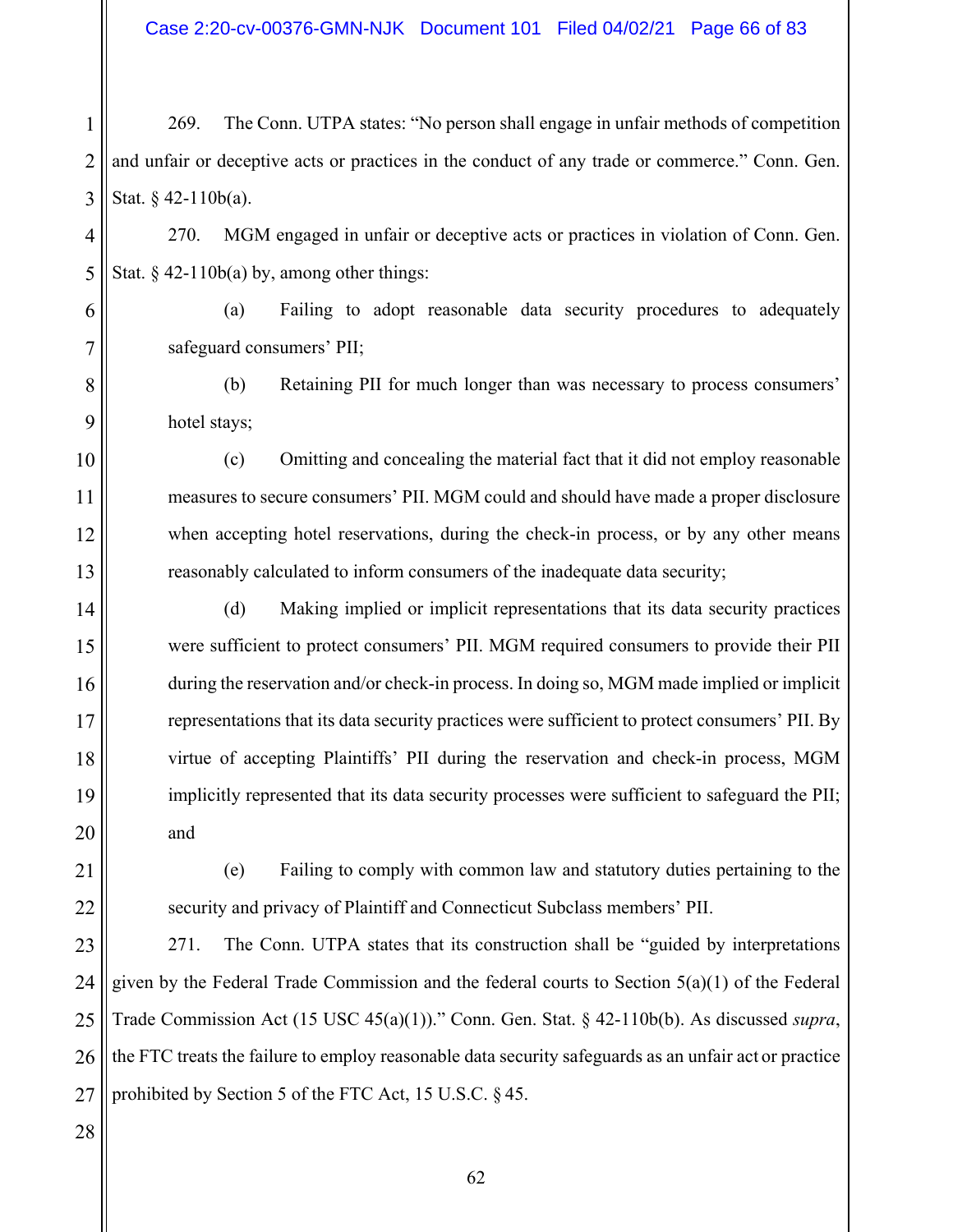269. The Conn. UTPA states: "No person shall engage in unfair methods of competition and unfair or deceptive acts or practices in the conduct of any trade or commerce." Conn. Gen. Stat. § 42-110b(a).

270. MGM engaged in unfair or deceptive acts or practices in violation of Conn. Gen. Stat. § 42-110b(a) by, among other things:

(a) Failing to adopt reasonable data security procedures to adequately safeguard consumers' PII;

(b) Retaining PII for much longer than was necessary to process consumers' hotel stays;

(c) Omitting and concealing the material fact that it did not employ reasonable measures to secure consumers' PII. MGM could and should have made a proper disclosure when accepting hotel reservations, during the check-in process, or by any other means reasonably calculated to inform consumers of the inadequate data security;

(d) Making implied or implicit representations that its data security practices were sufficient to protect consumers' PII. MGM required consumers to provide their PII during the reservation and/or check-in process. In doing so, MGM made implied or implicit representations that its data security practices were sufficient to protect consumers' PII. By virtue of accepting Plaintiffs' PII during the reservation and check-in process, MGM implicitly represented that its data security processes were sufficient to safeguard the PII; and

(e) Failing to comply with common law and statutory duties pertaining to the security and privacy of Plaintiff and Connecticut Subclass members' PII.

271. The Conn. UTPA states that its construction shall be "guided by interpretations given by the Federal Trade Commission and the federal courts to Section 5(a)(1) of the Federal Trade Commission Act (15 USC 45(a)(1))." Conn. Gen. Stat. § 42-110b(b). As discussed *supra*, the FTC treats the failure to employ reasonable data security safeguards as an unfair act or practice prohibited by Section 5 of the FTC Act, 15 U.S.C. § 45.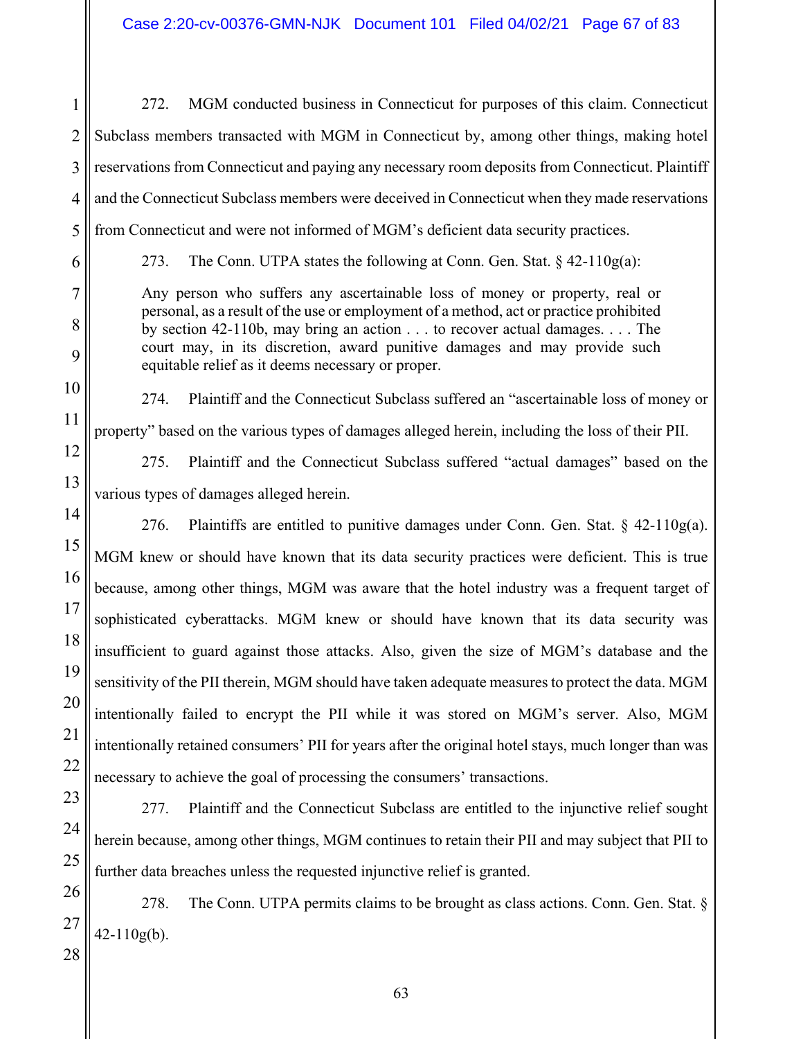272. MGM conducted business in Connecticut for purposes of this claim. Connecticut Subclass members transacted with MGM in Connecticut by, among other things, making hotel reservations from Connecticut and paying any necessary room deposits from Connecticut. Plaintiff and the Connecticut Subclass members were deceived in Connecticut when they made reservations from Connecticut and were not informed of MGM's deficient data security practices.

273. The Conn. UTPA states the following at Conn. Gen. Stat. § 42-110g(a):

> Any person who suffers any ascertainable loss of money or property, real or personal, as a result of the use or employment of a method, act or practice prohibited by section 42-110b, may bring an action . . . to recover actual damages. . . . The court may, in its discretion, award punitive damages and may provide such equitable relief as it deems necessary or proper.

274. Plaintiff and the Connecticut Subclass suffered an "ascertainable loss of money or property" based on the various types of damages alleged herein, including the loss of their PII.

275. Plaintiff and the Connecticut Subclass suffered "actual damages" based on the various types of damages alleged herein.

276. Plaintiffs are entitled to punitive damages under Conn. Gen. Stat. § 42-110g(a). MGM knew or should have known that its data security practices were deficient. This is true because, among other things, MGM was aware that the hotel industry was a frequent target of sophisticated cyberattacks. MGM knew or should have known that its data security was insufficient to guard against those attacks. Also, given the size of MGM's database and the sensitivity of the PII therein, MGM should have taken adequate measures to protect the data. MGM intentionally failed to encrypt the PII while it was stored on MGM's server. Also, MGM intentionally retained consumers' PII for years after the original hotel stays, much longer than was necessary to achieve the goal of processing the consumers' transactions.

277. Plaintiff and the Connecticut Subclass are entitled to the injunctive relief sought herein because, among other things, MGM continues to retain their PII and may subject that PII to further data breaches unless the requested injunctive relief is granted.

278. The Conn. UTPA permits claims to be brought as class actions. Conn. Gen. Stat. § 42-110g(b).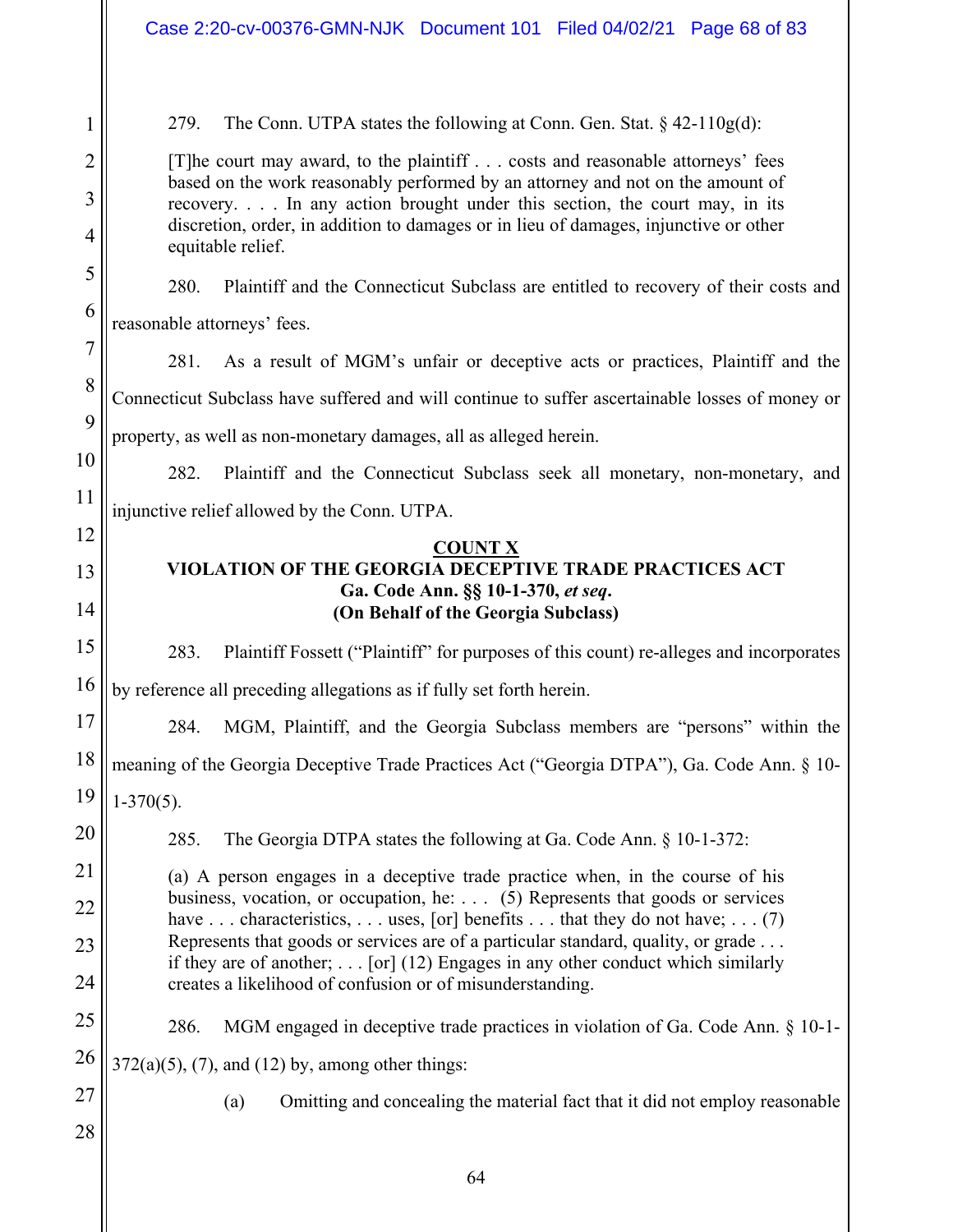279. The Conn. UTPA states the following at Conn. Gen. Stat. § 42-110g(d):

> [T]he court may award, to the plaintiff . . . costs and reasonable attorneys' fees based on the work reasonably performed by an attorney and not on the amount of recovery. . . . In any action brought under this section, the court may, in its discretion, order, in addition to damages or in lieu of damages, injunctive or other equitable relief.

280. Plaintiff and the Connecticut Subclass are entitled to recovery of their costs and reasonable attorneys' fees.

281. As a result of MGM's unfair or deceptive acts or practices, Plaintiff and the Connecticut Subclass have suffered and will continue to suffer ascertainable losses of money or property, as well as non-monetary damages, all as alleged herein.

282. Plaintiff and the Connecticut Subclass seek all monetary, non-monetary, and injunctive relief allowed by the Conn. UTPA.

## COUNT X
### VIOLATION OF THE GEORGIA DECEPTIVE TRADE PRACTICES ACT
### Ga. Code Ann. §§ 10-1-370, *et seq*.
### (On Behalf of the Georgia Subclass)

283. Plaintiff Fossett ("Plaintiff" for purposes of this count) re-alleges and incorporates by reference all preceding allegations as if fully set forth herein.

284. MGM, Plaintiff, and the Georgia Subclass members are "persons" within the meaning of the Georgia Deceptive Trade Practices Act ("Georgia DTPA"), Ga. Code Ann. § 10-1-370(5).

285. The Georgia DTPA states the following at Ga. Code Ann. § 10-1-372:

> (a) A person engages in a deceptive trade practice when, in the course of his business, vocation, or occupation, he: . . . (5) Represents that goods or services have . . . characteristics, . . . uses, [or] benefits . . . that they do not have; . . . (7) Represents that goods or services are of a particular standard, quality, or grade . . . if they are of another; . . . [or] (12) Engages in any other conduct which similarly creates a likelihood of confusion or of misunderstanding.

286. MGM engaged in deceptive trade practices in violation of Ga. Code Ann. § 10-1-372(a)(5), (7), and (12) by, among other things:

(a) Omitting and concealing the material fact that it did not employ reasonable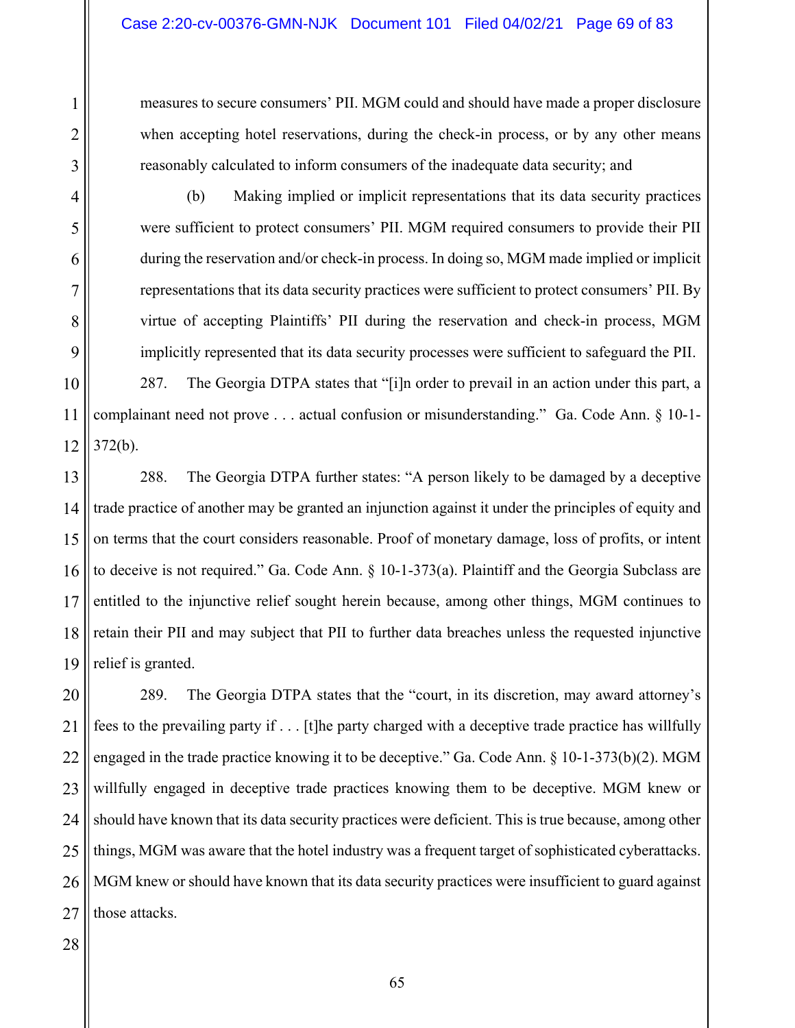measures to secure consumers' PII. MGM could and should have made a proper disclosure when accepting hotel reservations, during the check-in process, or by any other means reasonably calculated to inform consumers of the inadequate data security; and

(b) Making implied or implicit representations that its data security practices were sufficient to protect consumers' PII. MGM required consumers to provide their PII during the reservation and/or check-in process. In doing so, MGM made implied or implicit representations that its data security practices were sufficient to protect consumers' PII. By virtue of accepting Plaintiffs' PII during the reservation and check-in process, MGM implicitly represented that its data security processes were sufficient to safeguard the PII.

287. The Georgia DTPA states that "[i]n order to prevail in an action under this part, a complainant need not prove . . . actual confusion or misunderstanding." Ga. Code Ann. § 10-1-372(b).

288. The Georgia DTPA further states: "A person likely to be damaged by a deceptive trade practice of another may be granted an injunction against it under the principles of equity and on terms that the court considers reasonable. Proof of monetary damage, loss of profits, or intent to deceive is not required." Ga. Code Ann. § 10-1-373(a). Plaintiff and the Georgia Subclass are entitled to the injunctive relief sought herein because, among other things, MGM continues to retain their PII and may subject that PII to further data breaches unless the requested injunctive relief is granted.

289. The Georgia DTPA states that the "court, in its discretion, may award attorney's fees to the prevailing party if . . . [t]he party charged with a deceptive trade practice has willfully engaged in the trade practice knowing it to be deceptive." Ga. Code Ann. § 10-1-373(b)(2). MGM willfully engaged in deceptive trade practices knowing them to be deceptive. MGM knew or should have known that its data security practices were deficient. This is true because, among other things, MGM was aware that the hotel industry was a frequent target of sophisticated cyberattacks. MGM knew or should have known that its data security practices were insufficient to guard against those attacks.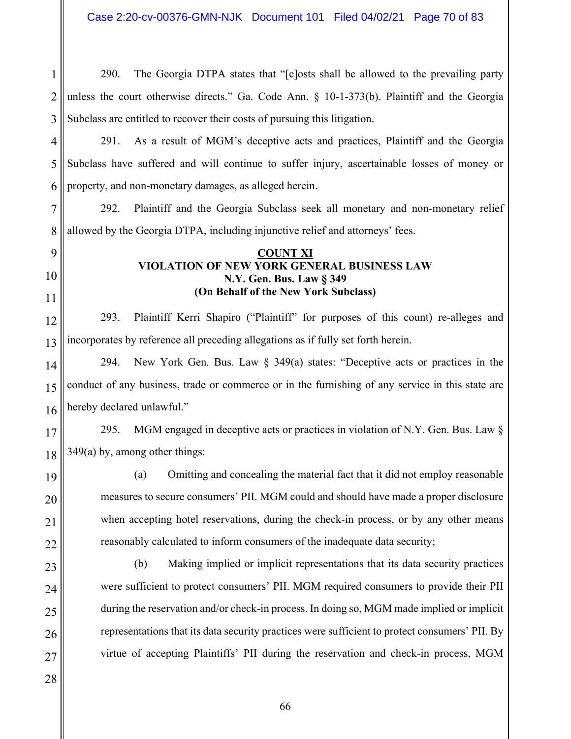290. The Georgia DTPA states that "[c]osts shall be allowed to the prevailing party unless the court otherwise directs." Ga. Code Ann. § 10-1-373(b). Plaintiff and the Georgia Subclass are entitled to recover their costs of pursuing this litigation.

291. As a result of MGM's deceptive acts and practices, Plaintiff and the Georgia Subclass have suffered and will continue to suffer injury, ascertainable losses of money or property, and non-monetary damages, as alleged herein.

292. Plaintiff and the Georgia Subclass seek all monetary and non-monetary relief allowed by the Georgia DTPA, including injunctive relief and attorneys' fees.

**COUNT XI**
**VIOLATION OF NEW YORK GENERAL BUSINESS LAW**
**N.Y. Gen. Bus. Law § 349**
**(On Behalf of the New York Subclass)**

293. Plaintiff Kerri Shapiro ("Plaintiff" for purposes of this count) re-alleges and incorporates by reference all preceding allegations as if fully set forth herein.

294. New York Gen. Bus. Law § 349(a) states: "Deceptive acts or practices in the conduct of any business, trade or commerce or in the furnishing of any service in this state are hereby declared unlawful."

295. MGM engaged in deceptive acts or practices in violation of N.Y. Gen. Bus. Law § 349(a) by, among other things:

(a) Omitting and concealing the material fact that it did not employ reasonable measures to secure consumers' PII. MGM could and should have made a proper disclosure when accepting hotel reservations, during the check-in process, or by any other means reasonably calculated to inform consumers of the inadequate data security;

(b) Making implied or implicit representations that its data security practices were sufficient to protect consumers' PII. MGM required consumers to provide their PII during the reservation and/or check-in process. In doing so, MGM made implied or implicit representations that its data security practices were sufficient to protect consumers' PII. By virtue of accepting Plaintiffs' PII during the reservation and check-in process, MGM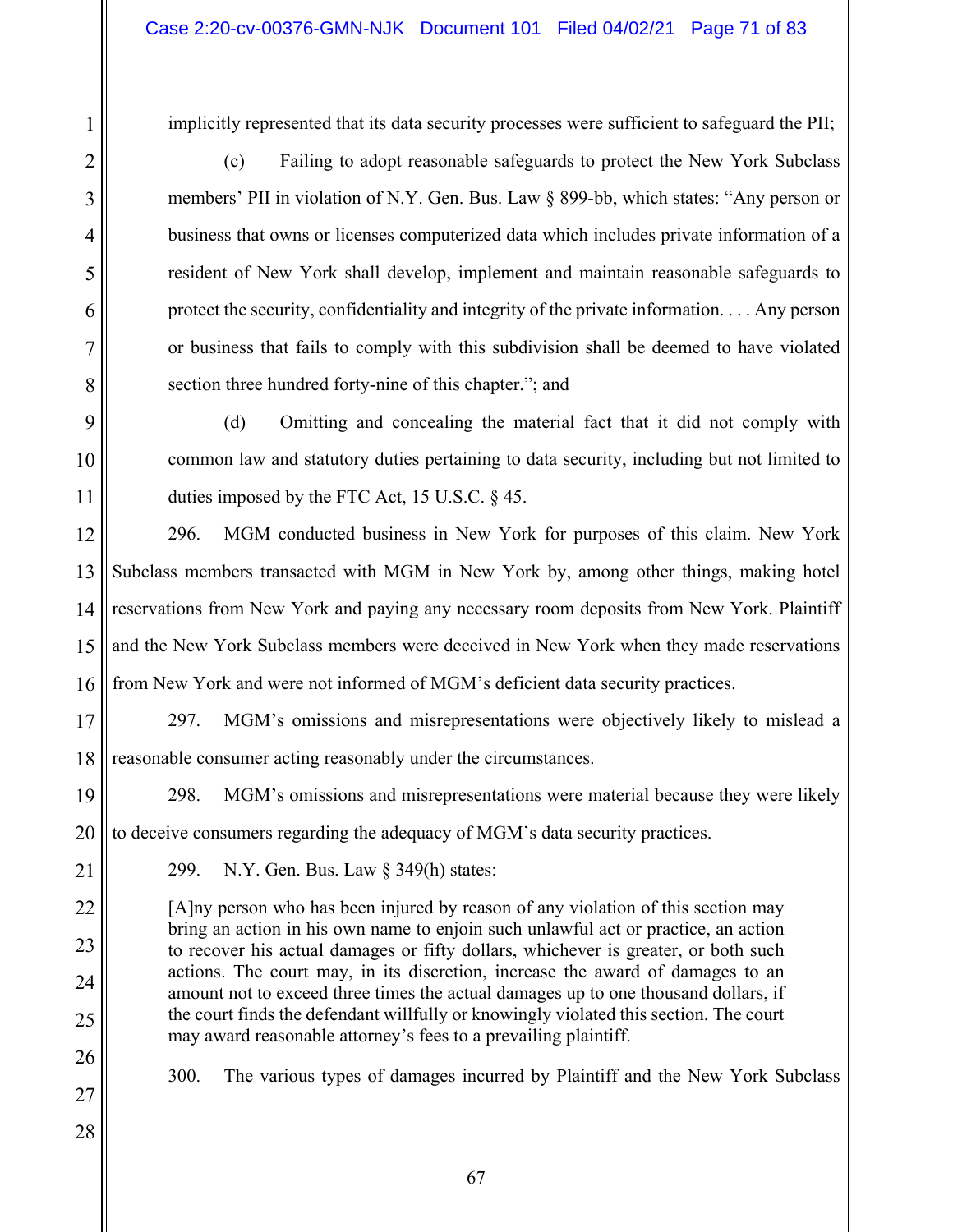implicitly represented that its data security processes were sufficient to safeguard the PII;

(c) Failing to adopt reasonable safeguards to protect the New York Subclass members' PII in violation of N.Y. Gen. Bus. Law § 899-bb, which states: "Any person or business that owns or licenses computerized data which includes private information of a resident of New York shall develop, implement and maintain reasonable safeguards to protect the security, confidentiality and integrity of the private information. . . . Any person or business that fails to comply with this subdivision shall be deemed to have violated section three hundred forty-nine of this chapter."; and

(d) Omitting and concealing the material fact that it did not comply with common law and statutory duties pertaining to data security, including but not limited to duties imposed by the FTC Act, 15 U.S.C. § 45.

296. MGM conducted business in New York for purposes of this claim. New York Subclass members transacted with MGM in New York by, among other things, making hotel reservations from New York and paying any necessary room deposits from New York. Plaintiff and the New York Subclass members were deceived in New York when they made reservations from New York and were not informed of MGM's deficient data security practices.

297. MGM's omissions and misrepresentations were objectively likely to mislead a reasonable consumer acting reasonably under the circumstances.

298. MGM's omissions and misrepresentations were material because they were likely to deceive consumers regarding the adequacy of MGM's data security practices.

299. N.Y. Gen. Bus. Law § 349(h) states:

> [A]ny person who has been injured by reason of any violation of this section may bring an action in his own name to enjoin such unlawful act or practice, an action to recover his actual damages or fifty dollars, whichever is greater, or both such actions. The court may, in its discretion, increase the award of damages to an amount not to exceed three times the actual damages up to one thousand dollars, if the court finds the defendant willfully or knowingly violated this section. The court may award reasonable attorney's fees to a prevailing plaintiff.

300. The various types of damages incurred by Plaintiff and the New York Subclass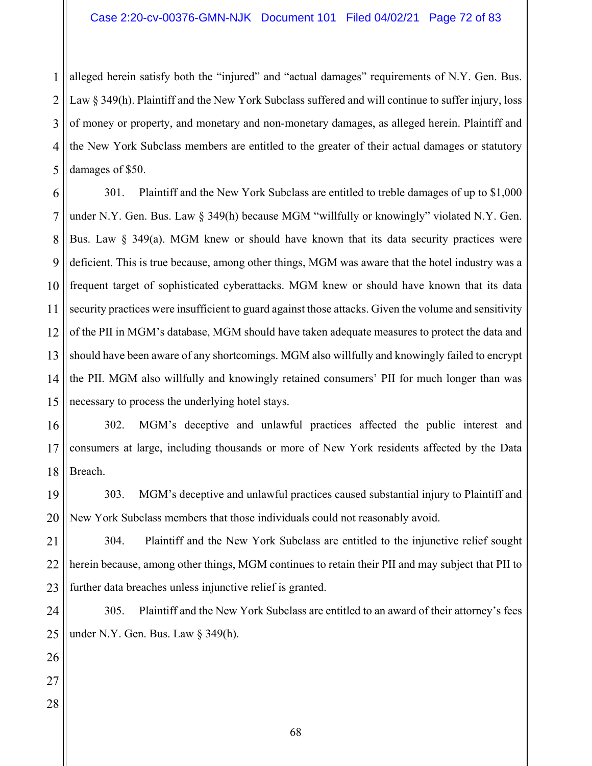alleged herein satisfy both the "injured" and "actual damages" requirements of N.Y. Gen. Bus. Law § 349(h). Plaintiff and the New York Subclass suffered and will continue to suffer injury, loss of money or property, and monetary and non-monetary damages, as alleged herein. Plaintiff and the New York Subclass members are entitled to the greater of their actual damages or statutory damages of $50.

301. Plaintiff and the New York Subclass are entitled to treble damages of up to $1,000 under N.Y. Gen. Bus. Law § 349(h) because MGM "willfully or knowingly" violated N.Y. Gen. Bus. Law § 349(a). MGM knew or should have known that its data security practices were deficient. This is true because, among other things, MGM was aware that the hotel industry was a frequent target of sophisticated cyberattacks. MGM knew or should have known that its data security practices were insufficient to guard against those attacks. Given the volume and sensitivity of the PII in MGM's database, MGM should have taken adequate measures to protect the data and should have been aware of any shortcomings. MGM also willfully and knowingly failed to encrypt the PII. MGM also willfully and knowingly retained consumers' PII for much longer than was necessary to process the underlying hotel stays.

302. MGM's deceptive and unlawful practices affected the public interest and consumers at large, including thousands or more of New York residents affected by the Data Breach.

303. MGM's deceptive and unlawful practices caused substantial injury to Plaintiff and New York Subclass members that those individuals could not reasonably avoid.

304. Plaintiff and the New York Subclass are entitled to the injunctive relief sought herein because, among other things, MGM continues to retain their PII and may subject that PII to further data breaches unless injunctive relief is granted.

305. Plaintiff and the New York Subclass are entitled to an award of their attorney's fees under N.Y. Gen. Bus. Law § 349(h).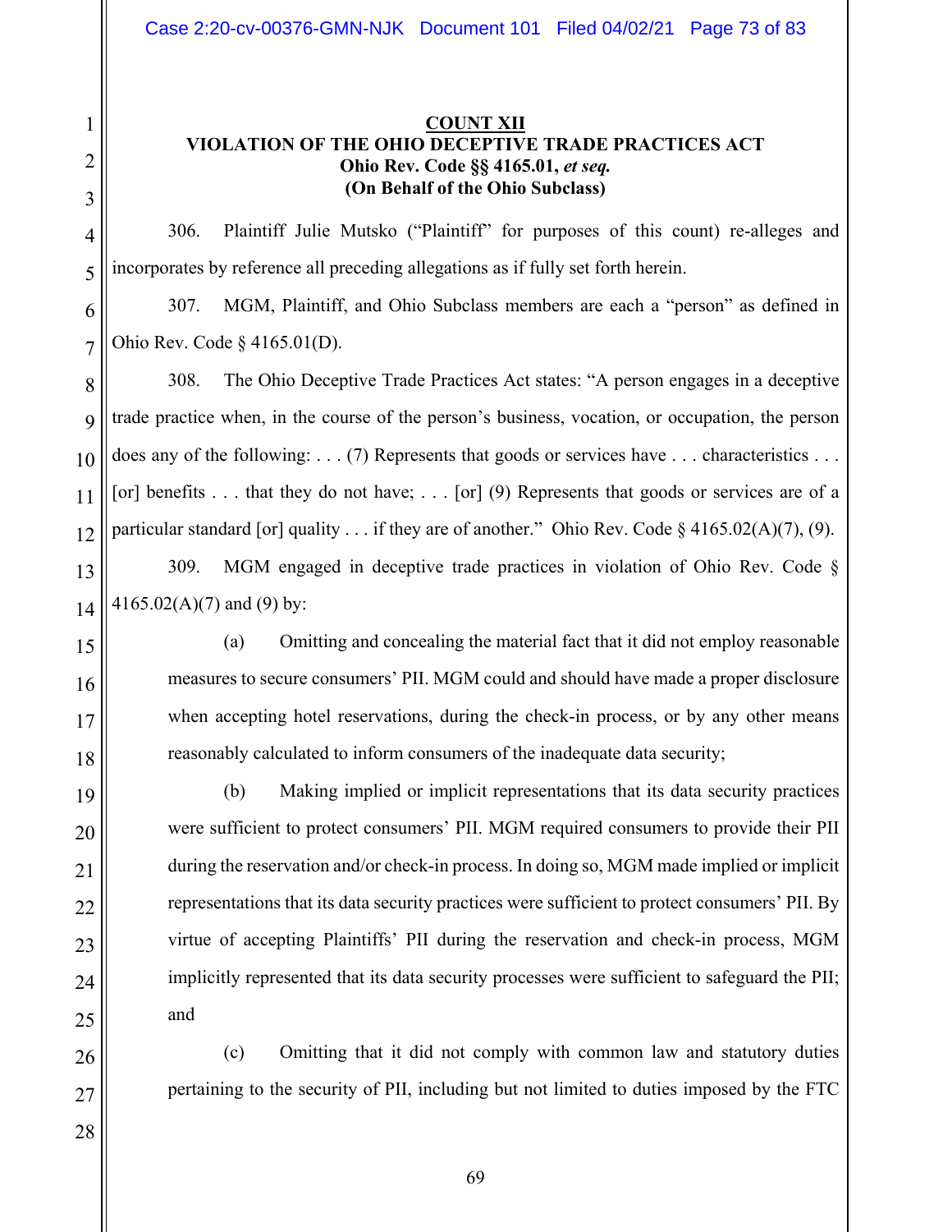**COUNT XII**

**VIOLATION OF THE OHIO DECEPTIVE TRADE PRACTICES ACT**
**Ohio Rev. Code §§ 4165.01, *et seq.***
**(On Behalf of the Ohio Subclass)**

306. Plaintiff Julie Mutsko ("Plaintiff" for purposes of this count) re-alleges and incorporates by reference all preceding allegations as if fully set forth herein.

307. MGM, Plaintiff, and Ohio Subclass members are each a "person" as defined in Ohio Rev. Code § 4165.01(D).

308. The Ohio Deceptive Trade Practices Act states: "A person engages in a deceptive trade practice when, in the course of the person's business, vocation, or occupation, the person does any of the following: . . . (7) Represents that goods or services have . . . characteristics . . . [or] benefits . . . that they do not have; . . . [or] (9) Represents that goods or services are of a particular standard [or] quality . . . if they are of another." Ohio Rev. Code § 4165.02(A)(7), (9).

309. MGM engaged in deceptive trade practices in violation of Ohio Rev. Code § 4165.02(A)(7) and (9) by:

(a) Omitting and concealing the material fact that it did not employ reasonable measures to secure consumers' PII. MGM could and should have made a proper disclosure when accepting hotel reservations, during the check-in process, or by any other means reasonably calculated to inform consumers of the inadequate data security;

(b) Making implied or implicit representations that its data security practices were sufficient to protect consumers' PII. MGM required consumers to provide their PII during the reservation and/or check-in process. In doing so, MGM made implied or implicit representations that its data security practices were sufficient to protect consumers' PII. By virtue of accepting Plaintiffs' PII during the reservation and check-in process, MGM implicitly represented that its data security processes were sufficient to safeguard the PII; and

(c) Omitting that it did not comply with common law and statutory duties pertaining to the security of PII, including but not limited to duties imposed by the FTC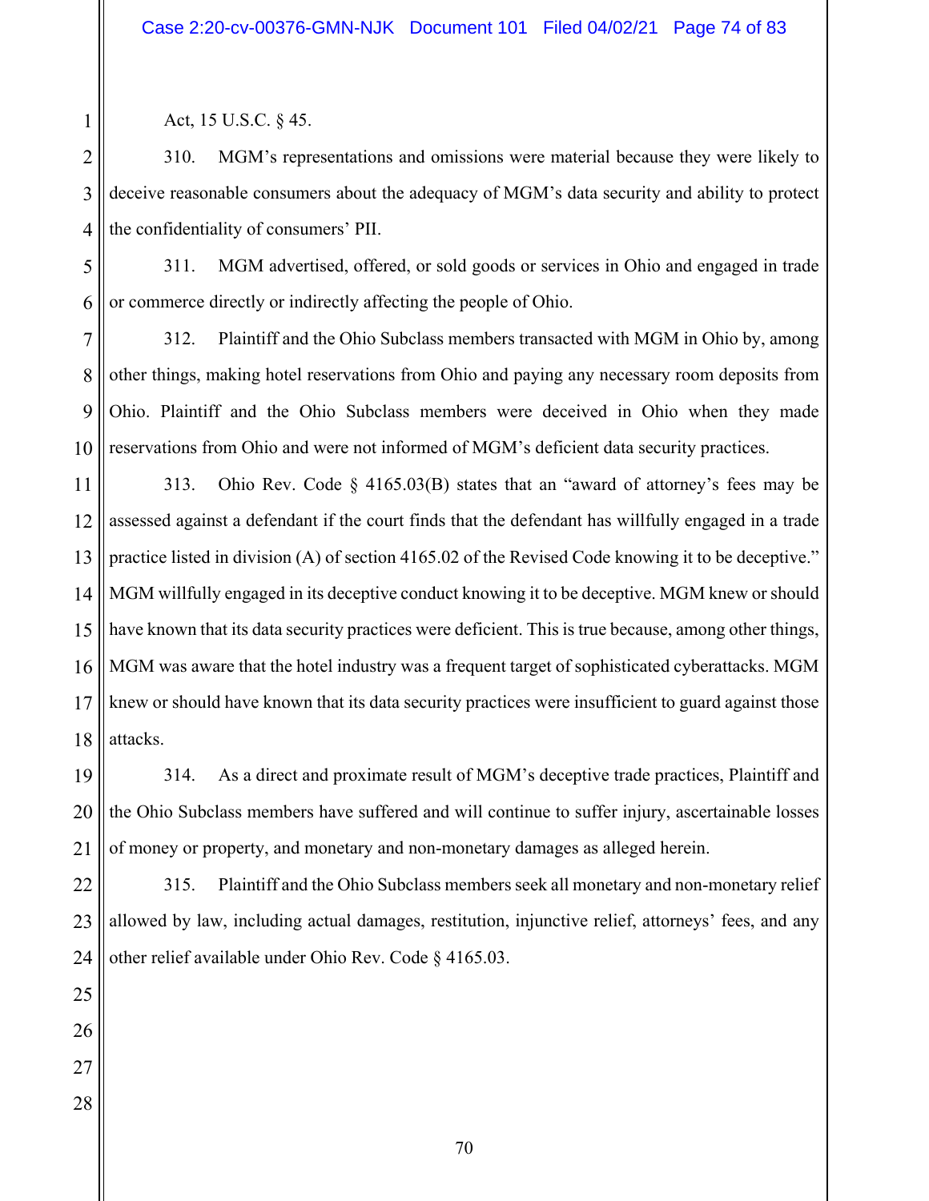Act, 15 U.S.C. § 45.

310. MGM's representations and omissions were material because they were likely to deceive reasonable consumers about the adequacy of MGM's data security and ability to protect the confidentiality of consumers' PII.

311. MGM advertised, offered, or sold goods or services in Ohio and engaged in trade or commerce directly or indirectly affecting the people of Ohio.

312. Plaintiff and the Ohio Subclass members transacted with MGM in Ohio by, among other things, making hotel reservations from Ohio and paying any necessary room deposits from Ohio. Plaintiff and the Ohio Subclass members were deceived in Ohio when they made reservations from Ohio and were not informed of MGM's deficient data security practices.

313. Ohio Rev. Code § 4165.03(B) states that an "award of attorney's fees may be assessed against a defendant if the court finds that the defendant has willfully engaged in a trade practice listed in division (A) of section 4165.02 of the Revised Code knowing it to be deceptive." MGM willfully engaged in its deceptive conduct knowing it to be deceptive. MGM knew or should have known that its data security practices were deficient. This is true because, among other things, MGM was aware that the hotel industry was a frequent target of sophisticated cyberattacks. MGM knew or should have known that its data security practices were insufficient to guard against those attacks.

314. As a direct and proximate result of MGM's deceptive trade practices, Plaintiff and the Ohio Subclass members have suffered and will continue to suffer injury, ascertainable losses of money or property, and monetary and non-monetary damages as alleged herein.

315. Plaintiff and the Ohio Subclass members seek all monetary and non-monetary relief allowed by law, including actual damages, restitution, injunctive relief, attorneys' fees, and any other relief available under Ohio Rev. Code § 4165.03.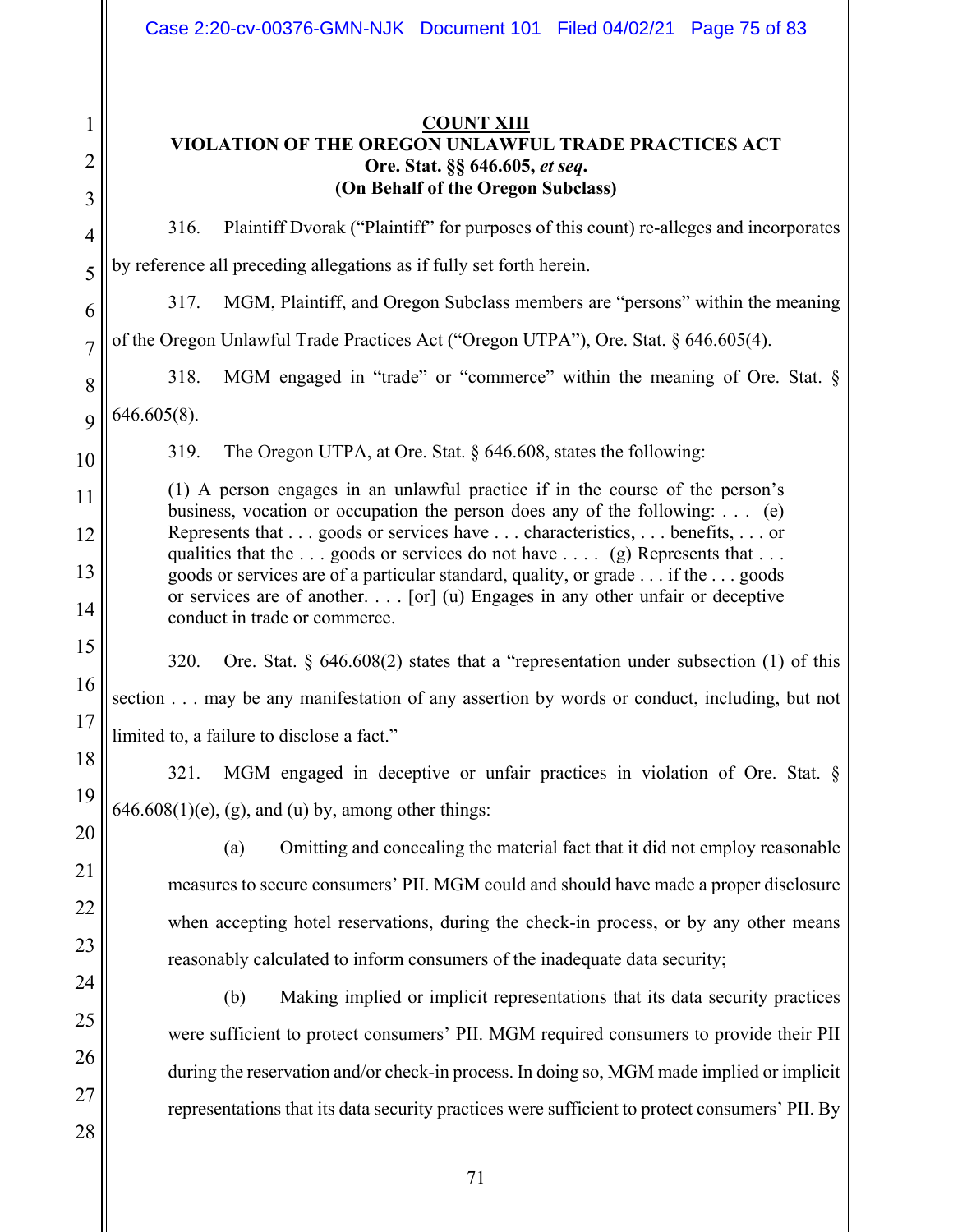**COUNT XIII**

**VIOLATION OF THE OREGON UNLAWFUL TRADE PRACTICES ACT**
**Ore. Stat. §§ 646.605, *et seq.***
**(On Behalf of the Oregon Subclass)**

316. Plaintiff Dvorak ("Plaintiff" for purposes of this count) re-alleges and incorporates by reference all preceding allegations as if fully set forth herein.

317. MGM, Plaintiff, and Oregon Subclass members are "persons" within the meaning of the Oregon Unlawful Trade Practices Act ("Oregon UTPA"), Ore. Stat. § 646.605(4).

318. MGM engaged in "trade" or "commerce" within the meaning of Ore. Stat. § 646.605(8).

319. The Oregon UTPA, at Ore. Stat. § 646.608, states the following:

> (1) A person engages in an unlawful practice if in the course of the person's business, vocation or occupation the person does any of the following: . . . (e) Represents that . . . goods or services have . . . characteristics, . . . benefits, . . . or qualities that the . . . goods or services do not have . . . . (g) Represents that . . . goods or services are of a particular standard, quality, or grade . . . if the . . . goods or services are of another. . . . [or] (u) Engages in any other unfair or deceptive conduct in trade or commerce.

320. Ore. Stat. § 646.608(2) states that a "representation under subsection (1) of this section . . . may be any manifestation of any assertion by words or conduct, including, but not limited to, a failure to disclose a fact."

321. MGM engaged in deceptive or unfair practices in violation of Ore. Stat. § 646.608(1)(e), (g), and (u) by, among other things:

(a) Omitting and concealing the material fact that it did not employ reasonable measures to secure consumers' PII. MGM could and should have made a proper disclosure when accepting hotel reservations, during the check-in process, or by any other means reasonably calculated to inform consumers of the inadequate data security;

(b) Making implied or implicit representations that its data security practices were sufficient to protect consumers' PII. MGM required consumers to provide their PII during the reservation and/or check-in process. In doing so, MGM made implied or implicit representations that its data security practices were sufficient to protect consumers' PII. By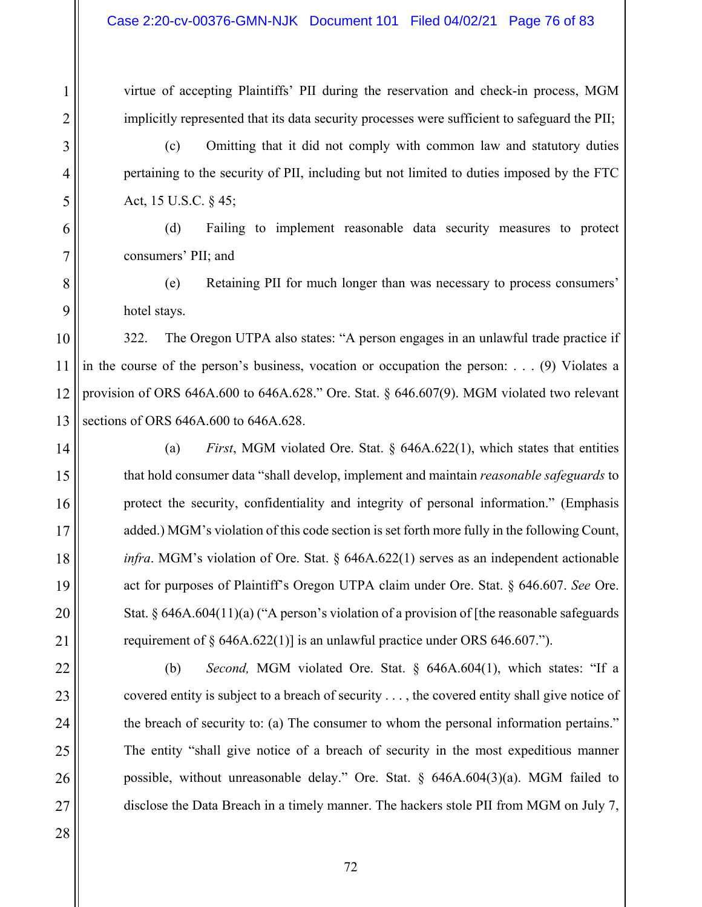virtue of accepting Plaintiffs' PII during the reservation and check-in process, MGM implicitly represented that its data security processes were sufficient to safeguard the PII;

(c) Omitting that it did not comply with common law and statutory duties pertaining to the security of PII, including but not limited to duties imposed by the FTC Act, 15 U.S.C. § 45;

(d) Failing to implement reasonable data security measures to protect consumers' PII; and

(e) Retaining PII for much longer than was necessary to process consumers' hotel stays.

322. The Oregon UTPA also states: "A person engages in an unlawful trade practice if in the course of the person's business, vocation or occupation the person: . . . (9) Violates a provision of ORS 646A.600 to 646A.628." Ore. Stat. § 646.607(9). MGM violated two relevant sections of ORS 646A.600 to 646A.628.

(a) *First*, MGM violated Ore. Stat. § 646A.622(1), which states that entities that hold consumer data "shall develop, implement and maintain *reasonable safeguards* to protect the security, confidentiality and integrity of personal information." (Emphasis added.) MGM's violation of this code section is set forth more fully in the following Count, *infra*. MGM's violation of Ore. Stat. § 646A.622(1) serves as an independent actionable act for purposes of Plaintiff's Oregon UTPA claim under Ore. Stat. § 646.607. *See* Ore. Stat. § 646A.604(11)(a) ("A person's violation of a provision of [the reasonable safeguards requirement of § 646A.622(1)] is an unlawful practice under ORS 646.607.").

(b) *Second,* MGM violated Ore. Stat. § 646A.604(1), which states: "If a covered entity is subject to a breach of security . . . , the covered entity shall give notice of the breach of security to: (a) The consumer to whom the personal information pertains." The entity "shall give notice of a breach of security in the most expeditious manner possible, without unreasonable delay." Ore. Stat. § 646A.604(3)(a). MGM failed to disclose the Data Breach in a timely manner. The hackers stole PII from MGM on July 7,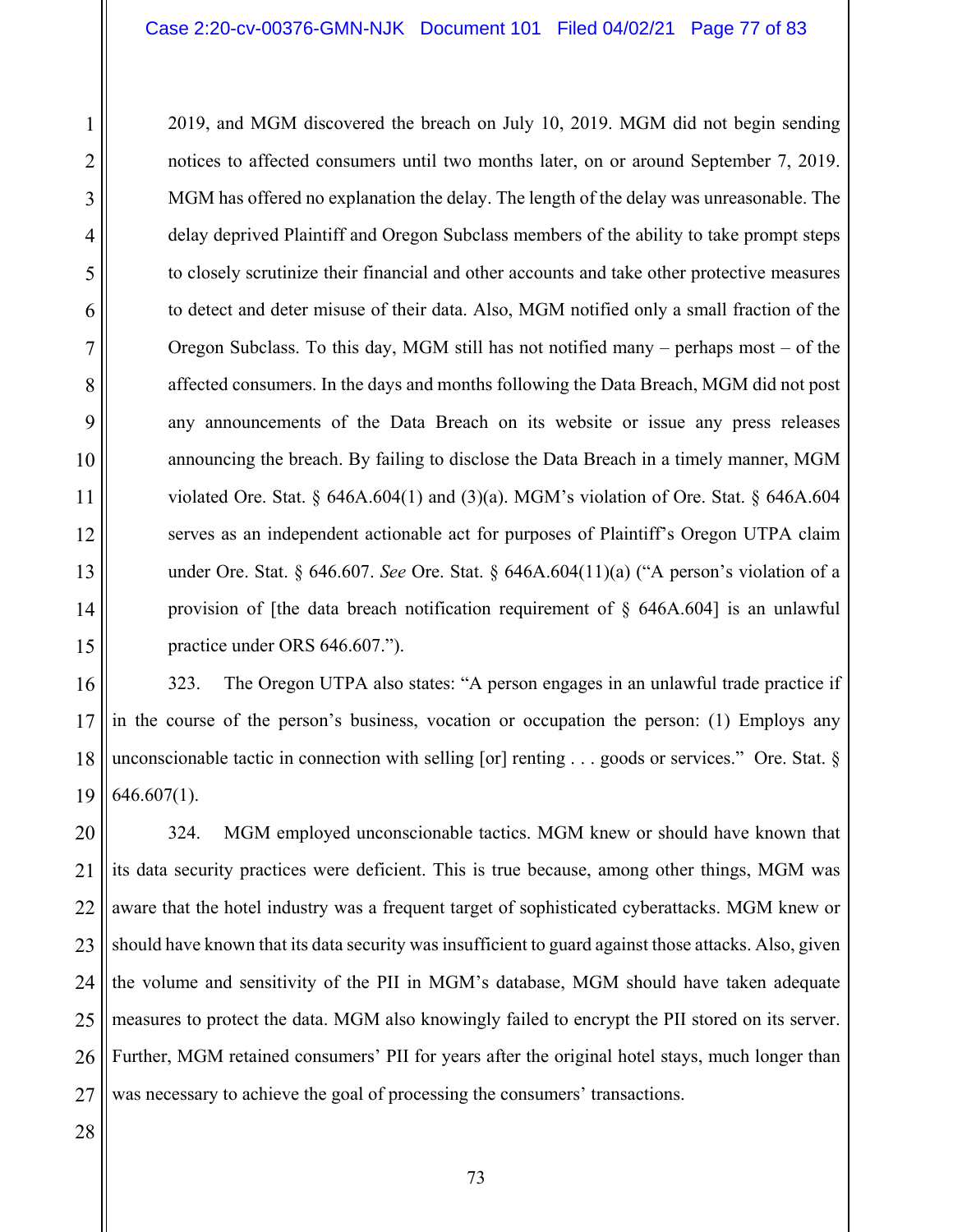2019, and MGM discovered the breach on July 10, 2019. MGM did not begin sending notices to affected consumers until two months later, on or around September 7, 2019. MGM has offered no explanation the delay. The length of the delay was unreasonable. The delay deprived Plaintiff and Oregon Subclass members of the ability to take prompt steps to closely scrutinize their financial and other accounts and take other protective measures to detect and deter misuse of their data. Also, MGM notified only a small fraction of the Oregon Subclass. To this day, MGM still has not notified many – perhaps most – of the affected consumers. In the days and months following the Data Breach, MGM did not post any announcements of the Data Breach on its website or issue any press releases announcing the breach. By failing to disclose the Data Breach in a timely manner, MGM violated Ore. Stat. § 646A.604(1) and (3)(a). MGM's violation of Ore. Stat. § 646A.604 serves as an independent actionable act for purposes of Plaintiff's Oregon UTPA claim under Ore. Stat. § 646.607. *See* Ore. Stat. § 646A.604(11)(a) ("A person's violation of a provision of [the data breach notification requirement of § 646A.604] is an unlawful practice under ORS 646.607.").

323. The Oregon UTPA also states: "A person engages in an unlawful trade practice if in the course of the person's business, vocation or occupation the person: (1) Employs any unconscionable tactic in connection with selling [or] renting . . . goods or services." Ore. Stat. § 646.607(1).

324. MGM employed unconscionable tactics. MGM knew or should have known that its data security practices were deficient. This is true because, among other things, MGM was aware that the hotel industry was a frequent target of sophisticated cyberattacks. MGM knew or should have known that its data security was insufficient to guard against those attacks. Also, given the volume and sensitivity of the PII in MGM's database, MGM should have taken adequate measures to protect the data. MGM also knowingly failed to encrypt the PII stored on its server. Further, MGM retained consumers' PII for years after the original hotel stays, much longer than was necessary to achieve the goal of processing the consumers' transactions.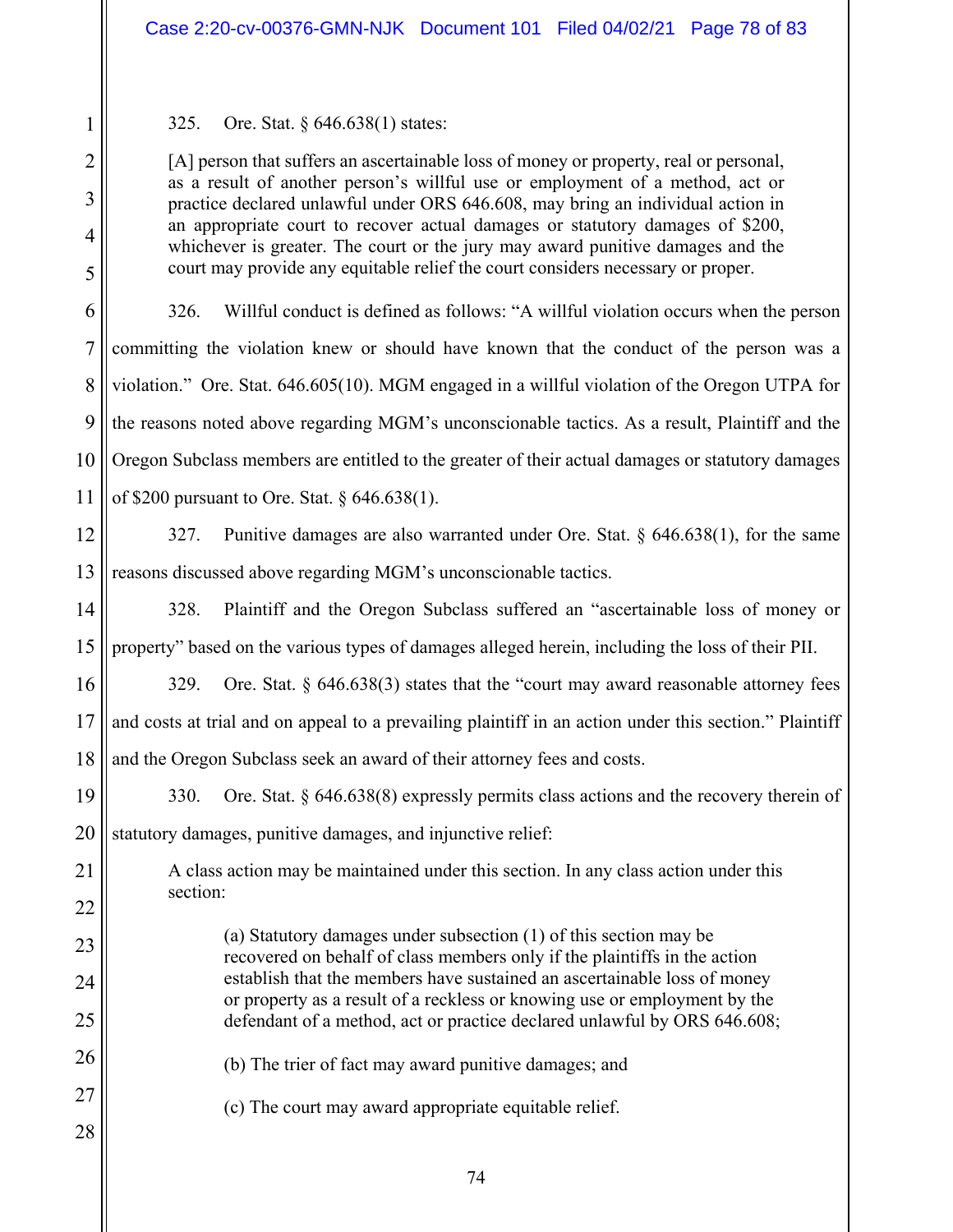325. Ore. Stat. § 646.638(1) states:

> [A] person that suffers an ascertainable loss of money or property, real or personal, as a result of another person's willful use or employment of a method, act or practice declared unlawful under ORS 646.608, may bring an individual action in an appropriate court to recover actual damages or statutory damages of $200, whichever is greater. The court or the jury may award punitive damages and the court may provide any equitable relief the court considers necessary or proper.

326. Willful conduct is defined as follows: "A willful violation occurs when the person committing the violation knew or should have known that the conduct of the person was a violation." Ore. Stat. 646.605(10). MGM engaged in a willful violation of the Oregon UTPA for the reasons noted above regarding MGM's unconscionable tactics. As a result, Plaintiff and the Oregon Subclass members are entitled to the greater of their actual damages or statutory damages of $200 pursuant to Ore. Stat. § 646.638(1).

327. Punitive damages are also warranted under Ore. Stat. § 646.638(1), for the same reasons discussed above regarding MGM's unconscionable tactics.

328. Plaintiff and the Oregon Subclass suffered an "ascertainable loss of money or property" based on the various types of damages alleged herein, including the loss of their PII.

329. Ore. Stat. § 646.638(3) states that the "court may award reasonable attorney fees and costs at trial and on appeal to a prevailing plaintiff in an action under this section." Plaintiff and the Oregon Subclass seek an award of their attorney fees and costs.

330. Ore. Stat. § 646.638(8) expressly permits class actions and the recovery therein of statutory damages, punitive damages, and injunctive relief:

> A class action may be maintained under this section. In any class action under this section:
>
> (a) Statutory damages under subsection (1) of this section may be recovered on behalf of class members only if the plaintiffs in the action establish that the members have sustained an ascertainable loss of money or property as a result of a reckless or knowing use or employment by the defendant of a method, act or practice declared unlawful by ORS 646.608;
>
> (b) The trier of fact may award punitive damages; and
>
> (c) The court may award appropriate equitable relief.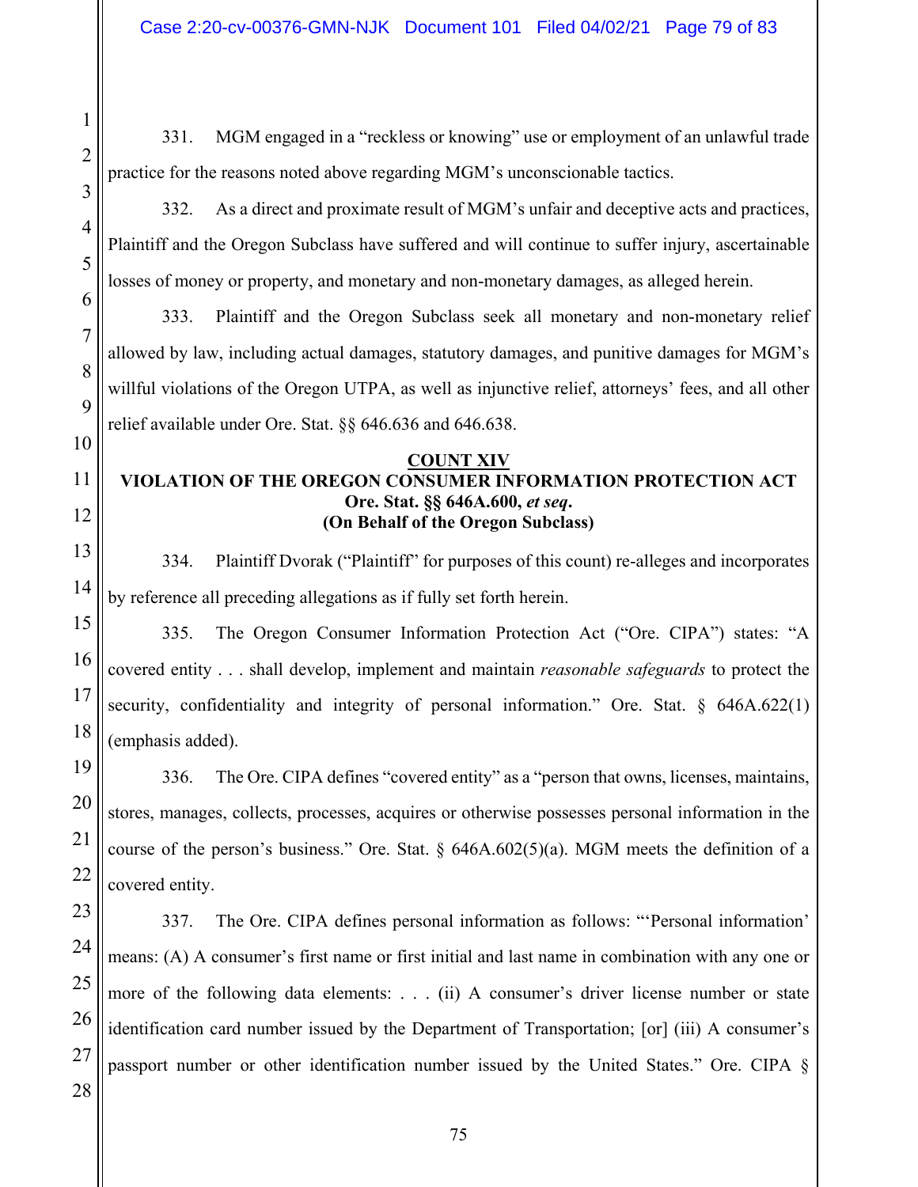331. MGM engaged in a "reckless or knowing" use or employment of an unlawful trade practice for the reasons noted above regarding MGM's unconscionable tactics.

332. As a direct and proximate result of MGM's unfair and deceptive acts and practices, Plaintiff and the Oregon Subclass have suffered and will continue to suffer injury, ascertainable losses of money or property, and monetary and non-monetary damages, as alleged herein.

333. Plaintiff and the Oregon Subclass seek all monetary and non-monetary relief allowed by law, including actual damages, statutory damages, and punitive damages for MGM's willful violations of the Oregon UTPA, as well as injunctive relief, attorneys' fees, and all other relief available under Ore. Stat. §§ 646.636 and 646.638.

**COUNT XIV**
**VIOLATION OF THE OREGON CONSUMER INFORMATION PROTECTION ACT**
**Ore. Stat. §§ 646A.600, *et seq*.**
**(On Behalf of the Oregon Subclass)**

334. Plaintiff Dvorak ("Plaintiff" for purposes of this count) re-alleges and incorporates by reference all preceding allegations as if fully set forth herein.

335. The Oregon Consumer Information Protection Act ("Ore. CIPA") states: "A covered entity . . . shall develop, implement and maintain *reasonable safeguards* to protect the security, confidentiality and integrity of personal information." Ore. Stat. § 646A.622(1) (emphasis added).

336. The Ore. CIPA defines "covered entity" as a "person that owns, licenses, maintains, stores, manages, collects, processes, acquires or otherwise possesses personal information in the course of the person's business." Ore. Stat. § 646A.602(5)(a). MGM meets the definition of a covered entity.

337. The Ore. CIPA defines personal information as follows: "'Personal information' means: (A) A consumer's first name or first initial and last name in combination with any one or more of the following data elements: . . . (ii) A consumer's driver license number or state identification card number issued by the Department of Transportation; [or] (iii) A consumer's passport number or other identification number issued by the United States." Ore. CIPA §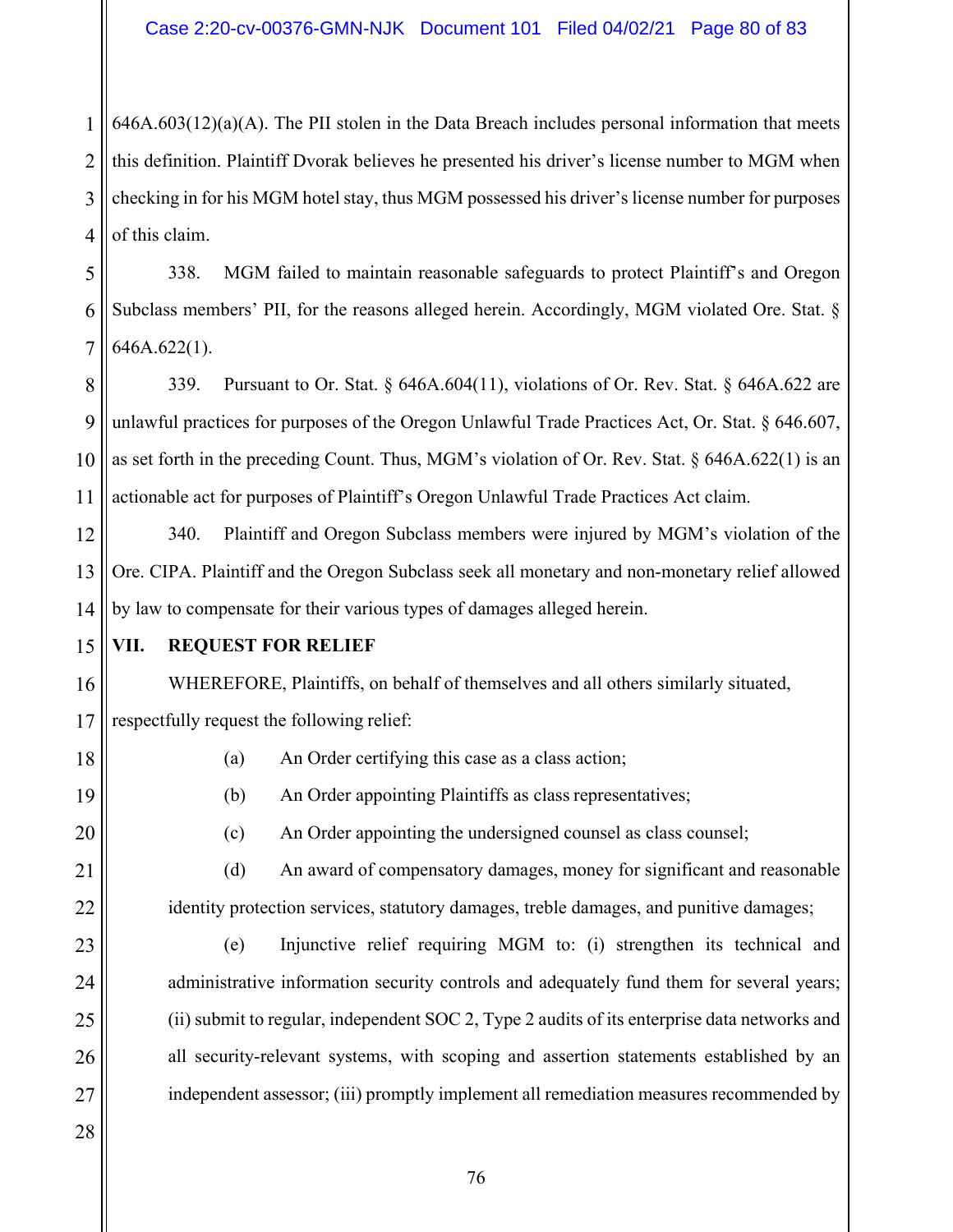646A.603(12)(a)(A). The PII stolen in the Data Breach includes personal information that meets this definition. Plaintiff Dvorak believes he presented his driver's license number to MGM when checking in for his MGM hotel stay, thus MGM possessed his driver's license number for purposes of this claim.

338. MGM failed to maintain reasonable safeguards to protect Plaintiff's and Oregon Subclass members' PII, for the reasons alleged herein. Accordingly, MGM violated Ore. Stat. § 646A.622(1).

339. Pursuant to Or. Stat. § 646A.604(11), violations of Or. Rev. Stat. § 646A.622 are unlawful practices for purposes of the Oregon Unlawful Trade Practices Act, Or. Stat. § 646.607, as set forth in the preceding Count. Thus, MGM's violation of Or. Rev. Stat. § 646A.622(1) is an actionable act for purposes of Plaintiff's Oregon Unlawful Trade Practices Act claim.

340. Plaintiff and Oregon Subclass members were injured by MGM's violation of the Ore. CIPA. Plaintiff and the Oregon Subclass seek all monetary and non-monetary relief allowed by law to compensate for their various types of damages alleged herein.

## VII. REQUEST FOR RELIEF

WHEREFORE, Plaintiffs, on behalf of themselves and all others similarly situated, respectfully request the following relief:

(a) An Order certifying this case as a class action;

(b) An Order appointing Plaintiffs as class representatives;

(c) An Order appointing the undersigned counsel as class counsel;

(d) An award of compensatory damages, money for significant and reasonable identity protection services, statutory damages, treble damages, and punitive damages;

(e) Injunctive relief requiring MGM to: (i) strengthen its technical and administrative information security controls and adequately fund them for several years; (ii) submit to regular, independent SOC 2, Type 2 audits of its enterprise data networks and all security-relevant systems, with scoping and assertion statements established by an independent assessor; (iii) promptly implement all remediation measures recommended by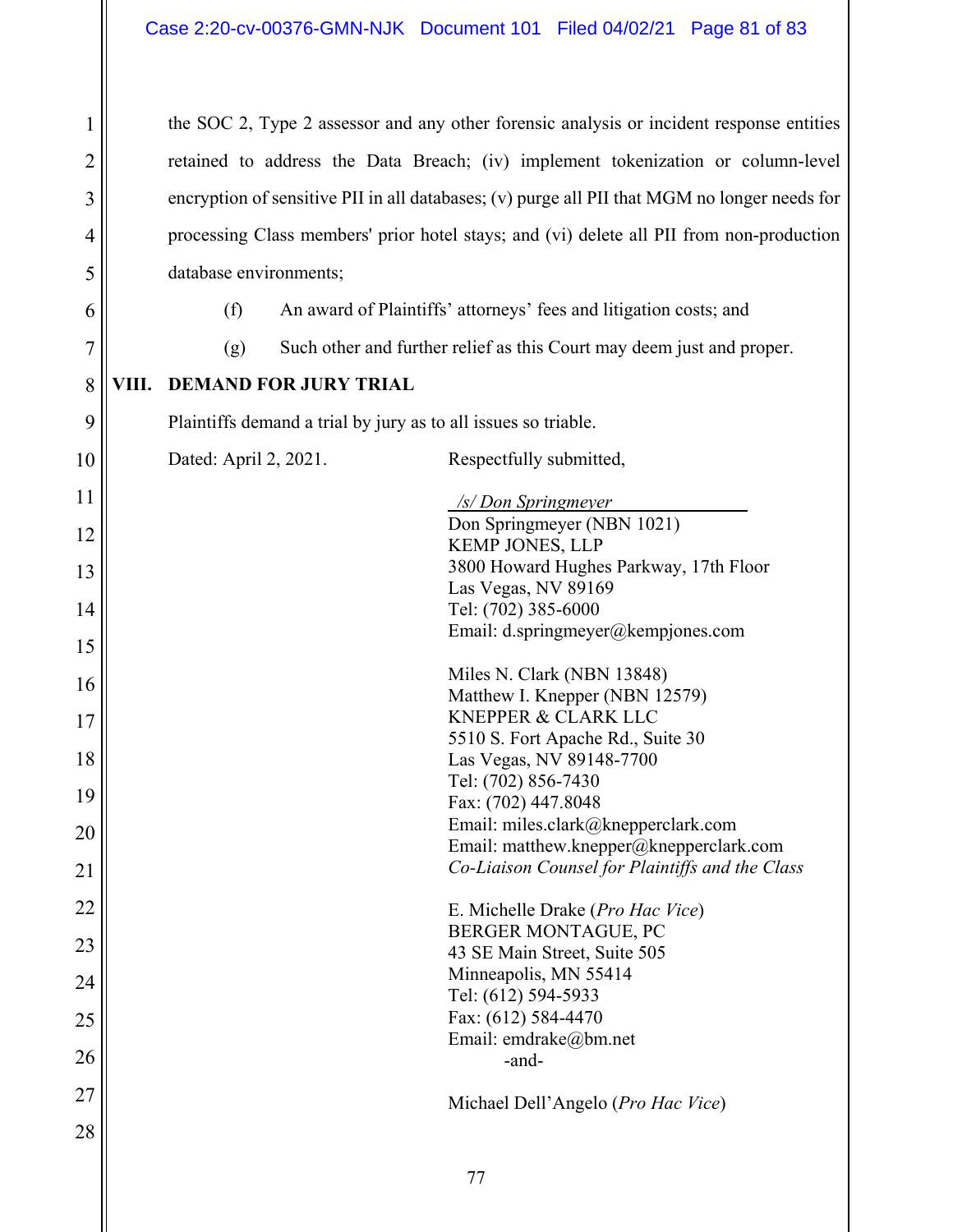the SOC 2, Type 2 assessor and any other forensic analysis or incident response entities retained to address the Data Breach; (iv) implement tokenization or column-level encryption of sensitive PII in all databases; (v) purge all PII that MGM no longer needs for processing Class members' prior hotel stays; and (vi) delete all PII from non-production database environments;

(f) An award of Plaintiffs' attorneys' fees and litigation costs; and

(g) Such other and further relief as this Court may deem just and proper.

## VIII. DEMAND FOR JURY TRIAL

Plaintiffs demand a trial by jury as to all issues so triable.

Dated: April 2, 2021.

Respectfully submitted,

*/s/ Don Springmeyer*
Don Springmeyer (NBN 1021)
KEMP JONES, LLP
3800 Howard Hughes Parkway, 17th Floor
Las Vegas, NV 89169
Tel: (702) 385-6000
Email: d.springmeyer@kempjones.com

Miles N. Clark (NBN 13848)
Matthew I. Knepper (NBN 12579)
KNEPPER & CLARK LLC
5510 S. Fort Apache Rd., Suite 30
Las Vegas, NV 89148-7700
Tel: (702) 856-7430
Fax: (702) 447.8048
Email: miles.clark@knepperclark.com
Email: matthew.knepper@knepperclark.com
*Co-Liaison Counsel for Plaintiffs and the Class*

E. Michelle Drake (*Pro Hac Vice*)
BERGER MONTAGUE, PC
43 SE Main Street, Suite 505
Minneapolis, MN 55414
Tel: (612) 594-5933
Fax: (612) 584-4470
Email: emdrake@bm.net
-and-

Michael Dell'Angelo (*Pro Hac Vice*)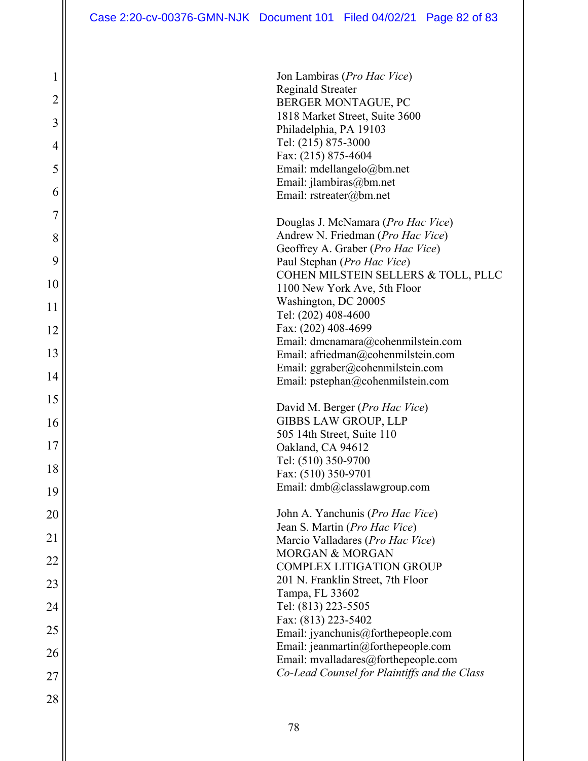Jon Lambiras (*Pro Hac Vice*)
Reginald Streater
BERGER MONTAGUE, PC
1818 Market Street, Suite 3600
Philadelphia, PA 19103
Tel: (215) 875-3000
Fax: (215) 875-4604
Email: mdellangelo@bm.net
Email: jlambiras@bm.net
Email: rstreater@bm.net

Douglas J. McNamara (*Pro Hac Vice*)
Andrew N. Friedman (*Pro Hac Vice*)
Geoffrey A. Graber (*Pro Hac Vice*)
Paul Stephan (*Pro Hac Vice*)
COHEN MILSTEIN SELLERS & TOLL, PLLC
1100 New York Ave, 5th Floor
Washington, DC 20005
Tel: (202) 408-4600
Fax: (202) 408-4699
Email: dmcnamara@cohenmilstein.com
Email: afriedman@cohenmilstein.com
Email: ggraber@cohenmilstein.com
Email: pstephan@cohenmilstein.com

David M. Berger (*Pro Hac Vice*)
GIBBS LAW GROUP, LLP
505 14th Street, Suite 110
Oakland, CA 94612
Tel: (510) 350-9700
Fax: (510) 350-9701
Email: dmb@classlawgroup.com

John A. Yanchunis (*Pro Hac Vice*)
Jean S. Martin (*Pro Hac Vice*)
Marcio Valladares (*Pro Hac Vice*)
MORGAN & MORGAN
COMPLEX LITIGATION GROUP
201 N. Franklin Street, 7th Floor
Tampa, FL 33602
Tel: (813) 223-5505
Fax: (813) 223-5402
Email: jyanchunis@forthepeople.com
Email: jeanmartin@forthepeople.com
Email: mvalladares@forthepeople.com
*Co-Lead Counsel for Plaintiffs and the Class*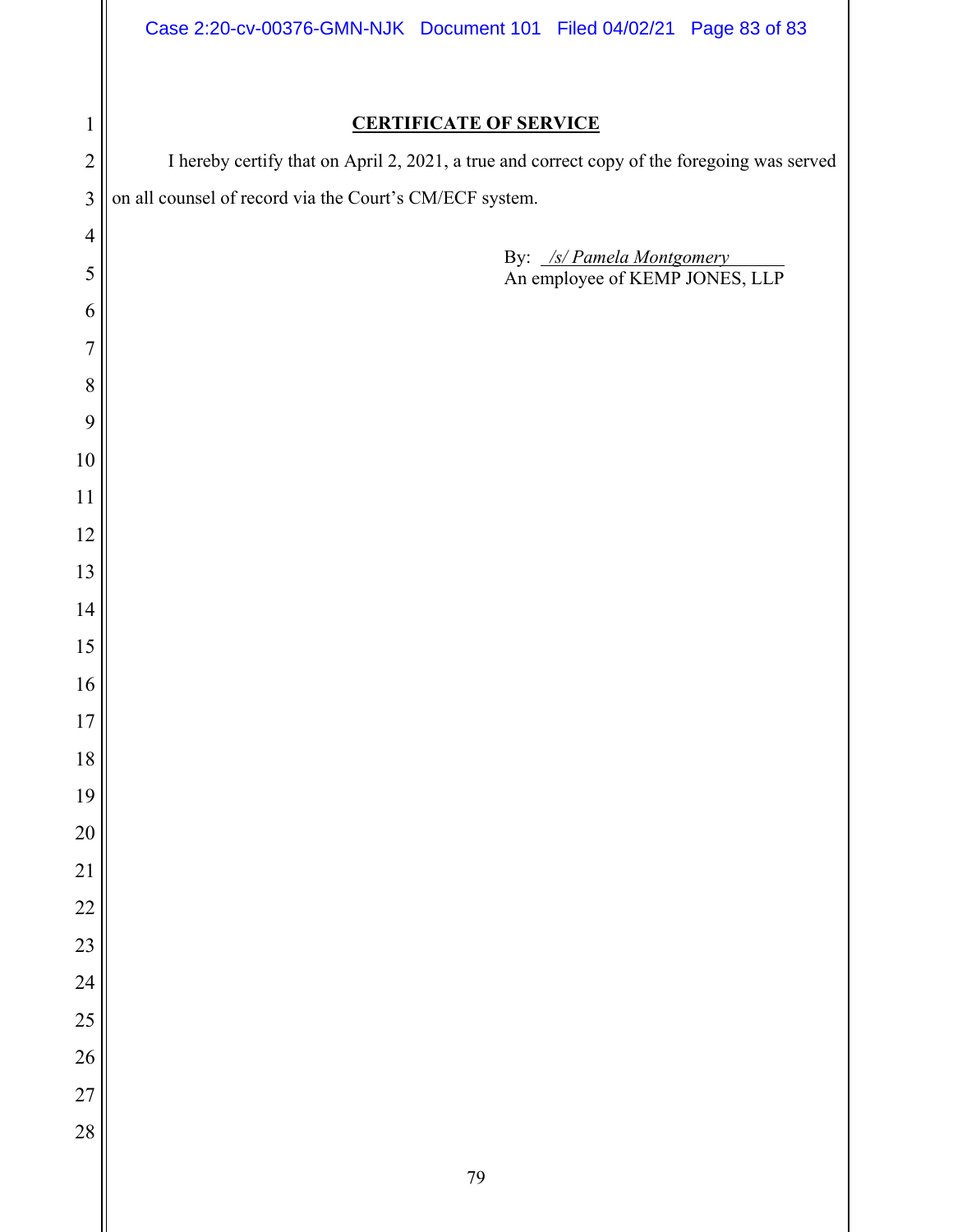**CERTIFICATE OF SERVICE**

I hereby certify that on April 2, 2021, a true and correct copy of the foregoing was served on all counsel of record via the Court's CM/ECF system.

By: _/s/ Pamela Montgomery_
An employee of KEMP JONES, LLP